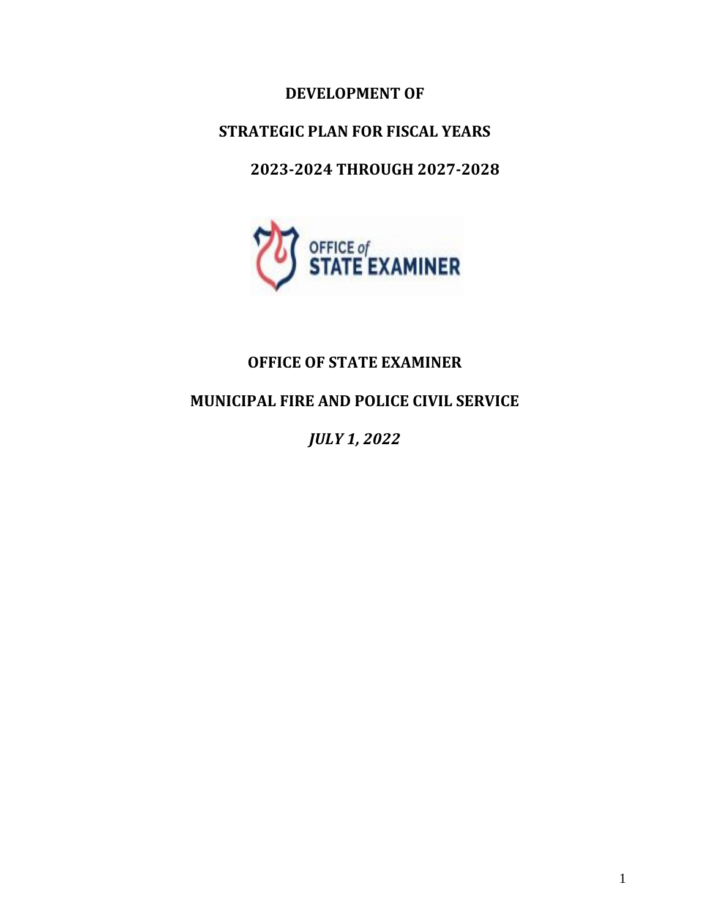# DEVELOPMENT OF

# STRATEGIC PLAN FOR FISCAL YEARS

# 2023-2024 THROUGH 2027-2028

OFFICE of STATE EXAMINER

## OFFICE OF STATE EXAMINER

## MUNICIPAL FIRE AND POLICE CIVIL SERVICE

***JULY 1, 2022***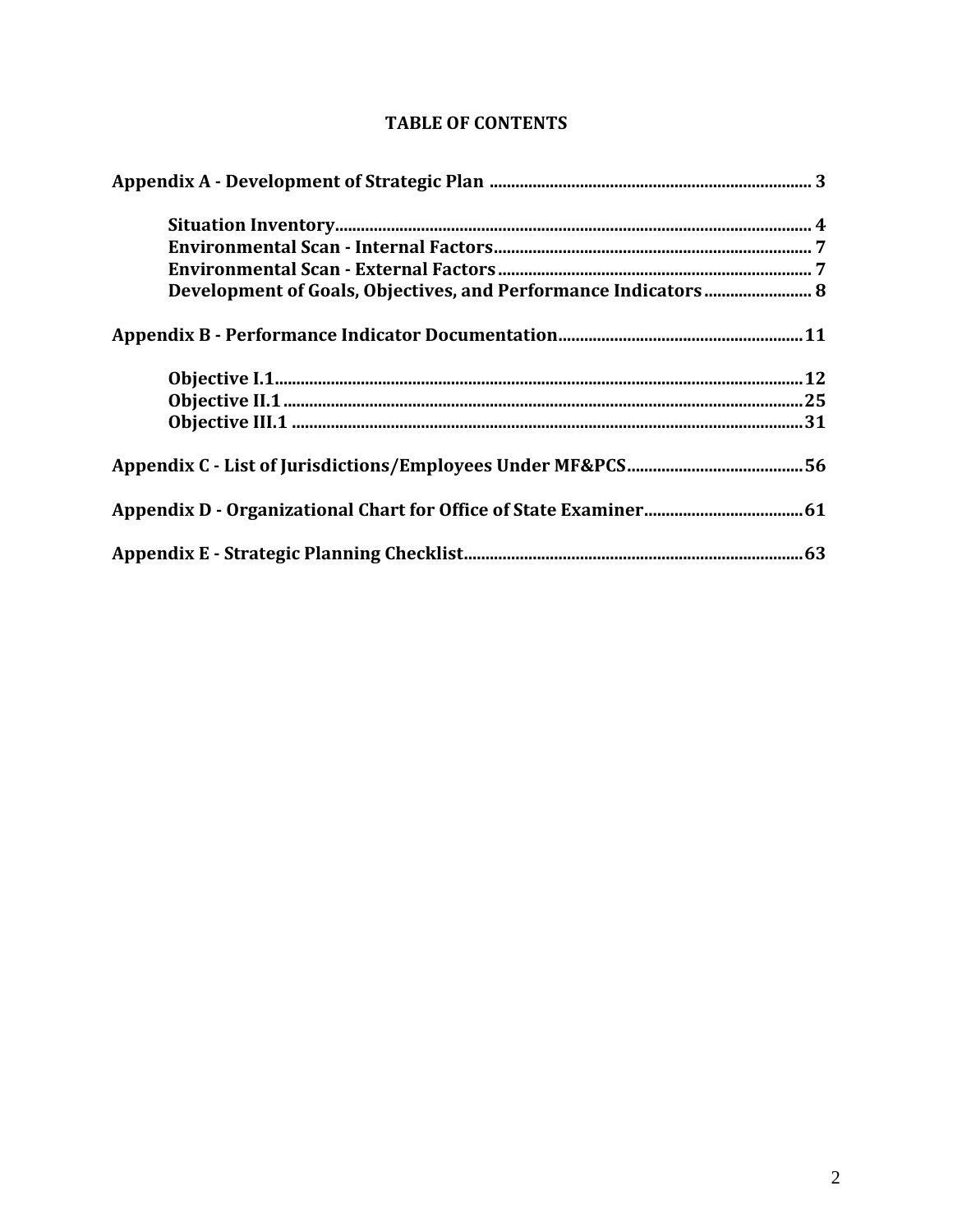# TABLE OF CONTENTS

**Appendix A - Development of Strategic Plan** .......................................................................... 3

- **Situation Inventory**............................................................................................................. 4
- **Environmental Scan - Internal Factors**......................................................................... 7
- **Environmental Scan - External Factors**........................................................................ 7
- **Development of Goals, Objectives, and Performance Indicators**......................... 8

**Appendix B - Performance Indicator Documentation**......................................................... 11

- **Objective I.1**......................................................................................................................... 12
- **Objective II.1**....................................................................................................................... 25
- **Objective III.1**..................................................................................................................... 31

**Appendix C - List of Jurisdictions/Employees Under MF&PCS**......................................... 56

**Appendix D - Organizational Chart for Office of State Examiner**..................................... 61

**Appendix E - Strategic Planning Checklist**.............................................................................. 63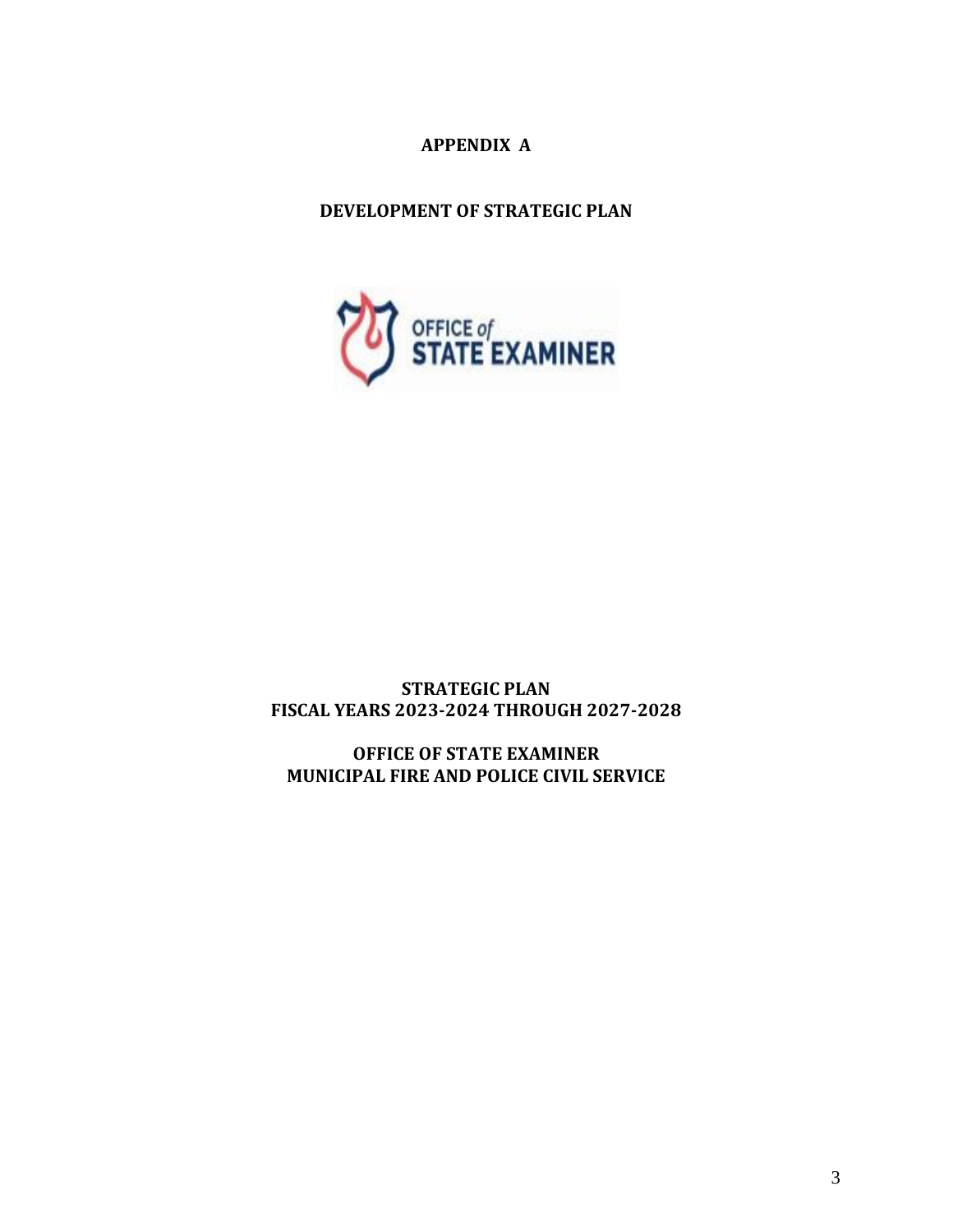# APPENDIX A

## DEVELOPMENT OF STRATEGIC PLAN

OFFICE of STATE EXAMINER

**STRATEGIC PLAN**
**FISCAL YEARS 2023-2024 THROUGH 2027-2028**

**OFFICE OF STATE EXAMINER**
**MUNICIPAL FIRE AND POLICE CIVIL SERVICE**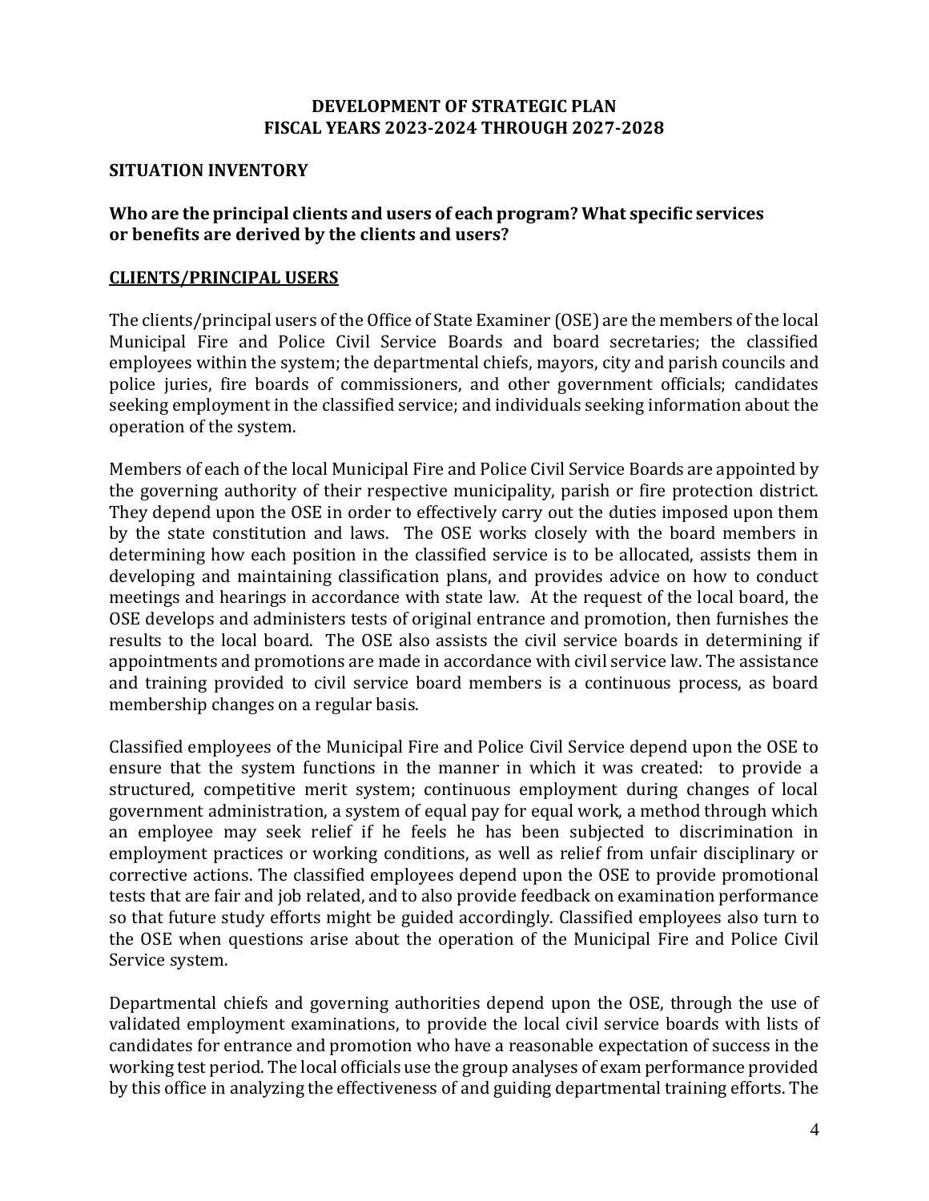## DEVELOPMENT OF STRATEGIC PLAN
## FISCAL YEARS 2023-2024 THROUGH 2027-2028

### SITUATION INVENTORY

### Who are the principal clients and users of each program? What specific services or benefits are derived by the clients and users?

### CLIENTS/PRINCIPAL USERS

The clients/principal users of the Office of State Examiner (OSE) are the members of the local Municipal Fire and Police Civil Service Boards and board secretaries; the classified employees within the system; the departmental chiefs, mayors, city and parish councils and police juries, fire boards of commissioners, and other government officials; candidates seeking employment in the classified service; and individuals seeking information about the operation of the system.

Members of each of the local Municipal Fire and Police Civil Service Boards are appointed by the governing authority of their respective municipality, parish or fire protection district. They depend upon the OSE in order to effectively carry out the duties imposed upon them by the state constitution and laws. The OSE works closely with the board members in determining how each position in the classified service is to be allocated, assists them in developing and maintaining classification plans, and provides advice on how to conduct meetings and hearings in accordance with state law. At the request of the local board, the OSE develops and administers tests of original entrance and promotion, then furnishes the results to the local board. The OSE also assists the civil service boards in determining if appointments and promotions are made in accordance with civil service law. The assistance and training provided to civil service board members is a continuous process, as board membership changes on a regular basis.

Classified employees of the Municipal Fire and Police Civil Service depend upon the OSE to ensure that the system functions in the manner in which it was created: to provide a structured, competitive merit system; continuous employment during changes of local government administration, a system of equal pay for equal work, a method through which an employee may seek relief if he feels he has been subjected to discrimination in employment practices or working conditions, as well as relief from unfair disciplinary or corrective actions. The classified employees depend upon the OSE to provide promotional tests that are fair and job related, and to also provide feedback on examination performance so that future study efforts might be guided accordingly. Classified employees also turn to the OSE when questions arise about the operation of the Municipal Fire and Police Civil Service system.

Departmental chiefs and governing authorities depend upon the OSE, through the use of validated employment examinations, to provide the local civil service boards with lists of candidates for entrance and promotion who have a reasonable expectation of success in the working test period. The local officials use the group analyses of exam performance provided by this office in analyzing the effectiveness of and guiding departmental training efforts. The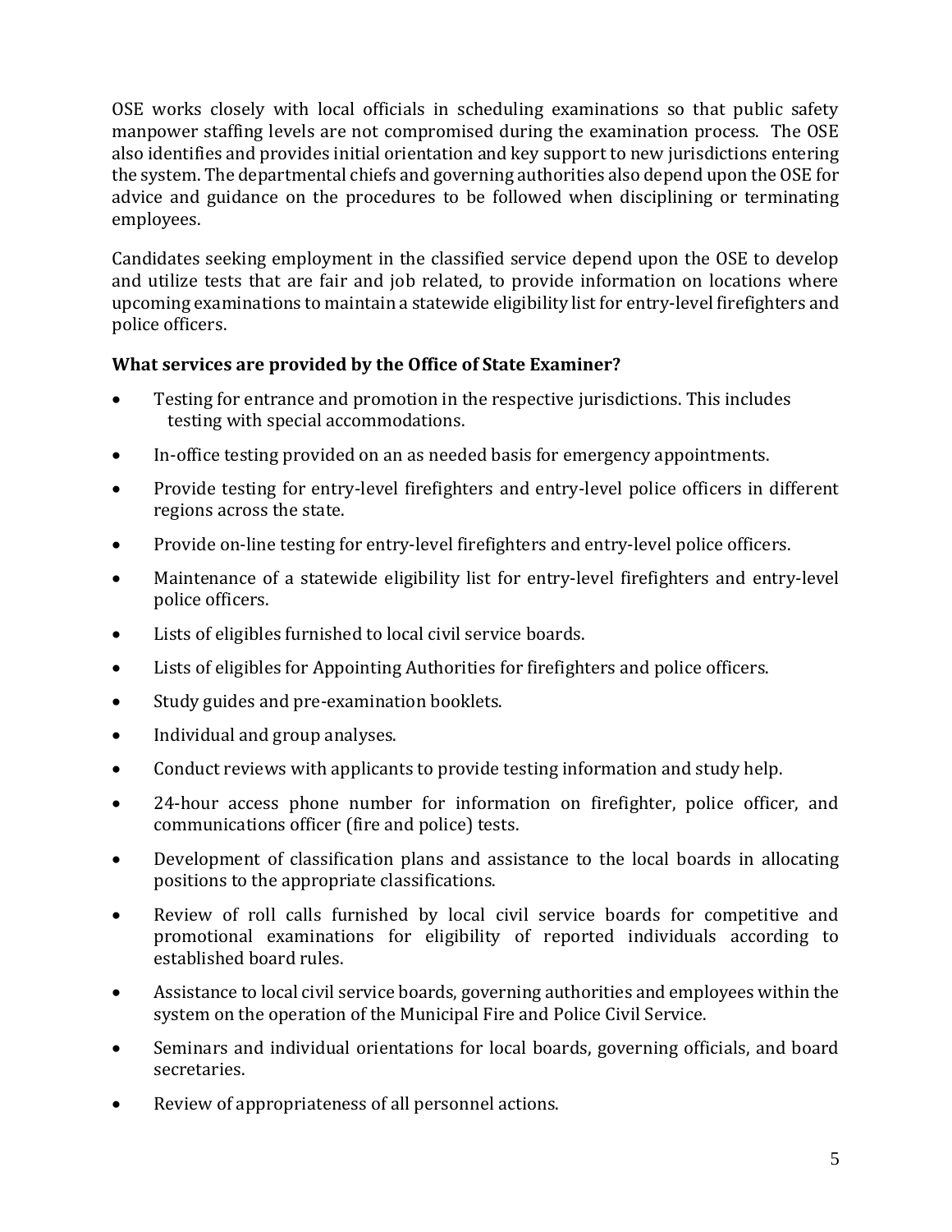OSE works closely with local officials in scheduling examinations so that public safety manpower staffing levels are not compromised during the examination process. The OSE also identifies and provides initial orientation and key support to new jurisdictions entering the system. The departmental chiefs and governing authorities also depend upon the OSE for advice and guidance on the procedures to be followed when disciplining or terminating employees.

Candidates seeking employment in the classified service depend upon the OSE to develop and utilize tests that are fair and job related, to provide information on locations where upcoming examinations to maintain a statewide eligibility list for entry-level firefighters and police officers.

**What services are provided by the Office of State Examiner?**

- Testing for entrance and promotion in the respective jurisdictions. This includes testing with special accommodations.
- In-office testing provided on an as needed basis for emergency appointments.
- Provide testing for entry-level firefighters and entry-level police officers in different regions across the state.
- Provide on-line testing for entry-level firefighters and entry-level police officers.
- Maintenance of a statewide eligibility list for entry-level firefighters and entry-level police officers.
- Lists of eligibles furnished to local civil service boards.
- Lists of eligibles for Appointing Authorities for firefighters and police officers.
- Study guides and pre-examination booklets.
- Individual and group analyses.
- Conduct reviews with applicants to provide testing information and study help.
- 24-hour access phone number for information on firefighter, police officer, and communications officer (fire and police) tests.
- Development of classification plans and assistance to the local boards in allocating positions to the appropriate classifications.
- Review of roll calls furnished by local civil service boards for competitive and promotional examinations for eligibility of reported individuals according to established board rules.
- Assistance to local civil service boards, governing authorities and employees within the system on the operation of the Municipal Fire and Police Civil Service.
- Seminars and individual orientations for local boards, governing officials, and board secretaries.
- Review of appropriateness of all personnel actions.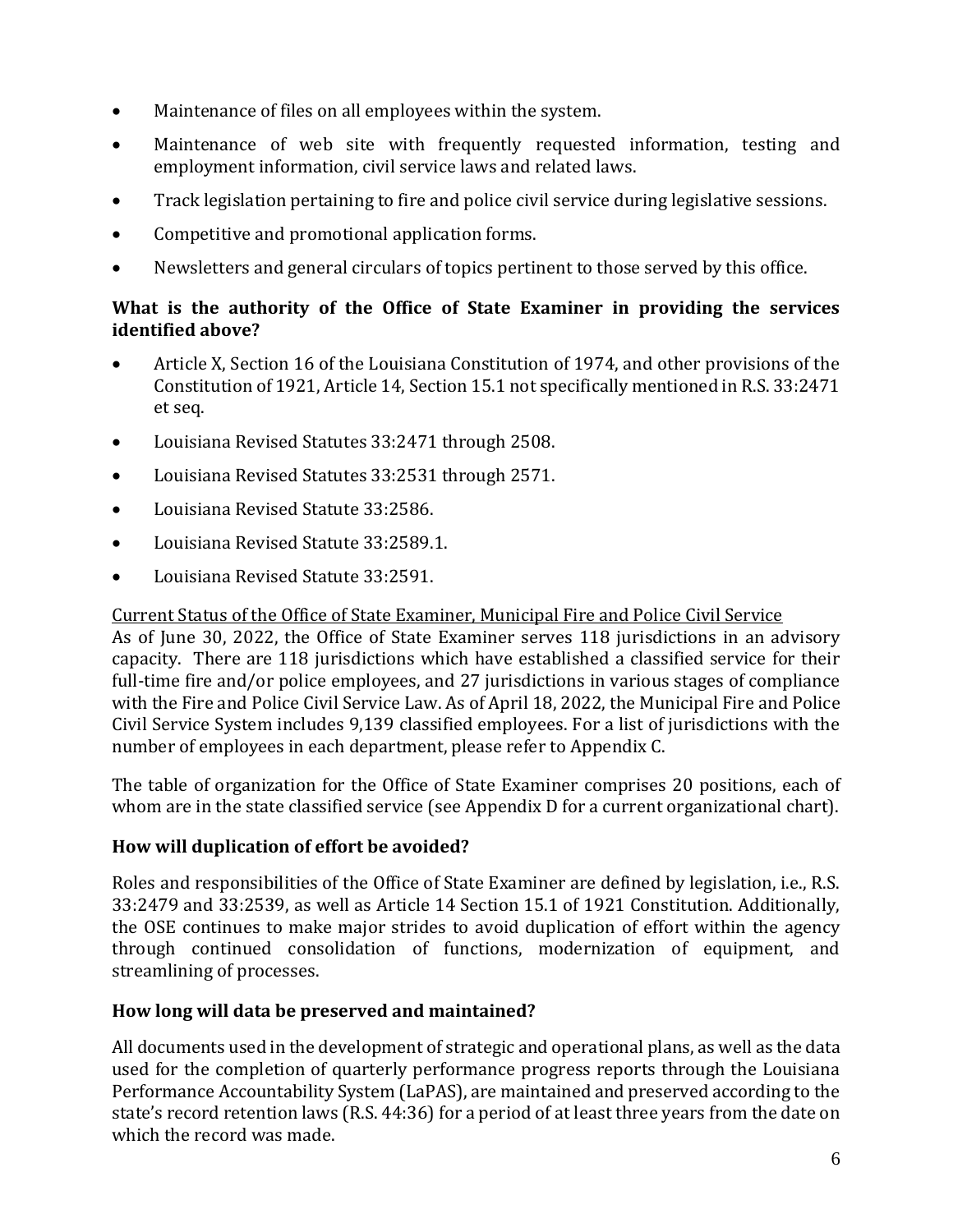- Maintenance of files on all employees within the system.
- Maintenance of web site with frequently requested information, testing and employment information, civil service laws and related laws.
- Track legislation pertaining to fire and police civil service during legislative sessions.
- Competitive and promotional application forms.
- Newsletters and general circulars of topics pertinent to those served by this office.

**What is the authority of the Office of State Examiner in providing the services identified above?**

- Article X, Section 16 of the Louisiana Constitution of 1974, and other provisions of the Constitution of 1921, Article 14, Section 15.1 not specifically mentioned in R.S. 33:2471 et seq.
- Louisiana Revised Statutes 33:2471 through 2508.
- Louisiana Revised Statutes 33:2531 through 2571.
- Louisiana Revised Statute 33:2586.
- Louisiana Revised Statute 33:2589.1.
- Louisiana Revised Statute 33:2591.

<u>Current Status of the Office of State Examiner, Municipal Fire and Police Civil Service</u>

As of June 30, 2022, the Office of State Examiner serves 118 jurisdictions in an advisory capacity. There are 118 jurisdictions which have established a classified service for their full-time fire and/or police employees, and 27 jurisdictions in various stages of compliance with the Fire and Police Civil Service Law. As of April 18, 2022, the Municipal Fire and Police Civil Service System includes 9,139 classified employees. For a list of jurisdictions with the number of employees in each department, please refer to Appendix C.

The table of organization for the Office of State Examiner comprises 20 positions, each of whom are in the state classified service (see Appendix D for a current organizational chart).

**How will duplication of effort be avoided?**

Roles and responsibilities of the Office of State Examiner are defined by legislation, i.e., R.S. 33:2479 and 33:2539, as well as Article 14 Section 15.1 of 1921 Constitution. Additionally, the OSE continues to make major strides to avoid duplication of effort within the agency through continued consolidation of functions, modernization of equipment, and streamlining of processes.

**How long will data be preserved and maintained?**

All documents used in the development of strategic and operational plans, as well as the data used for the completion of quarterly performance progress reports through the Louisiana Performance Accountability System (LaPAS), are maintained and preserved according to the state's record retention laws (R.S. 44:36) for a period of at least three years from the date on which the record was made.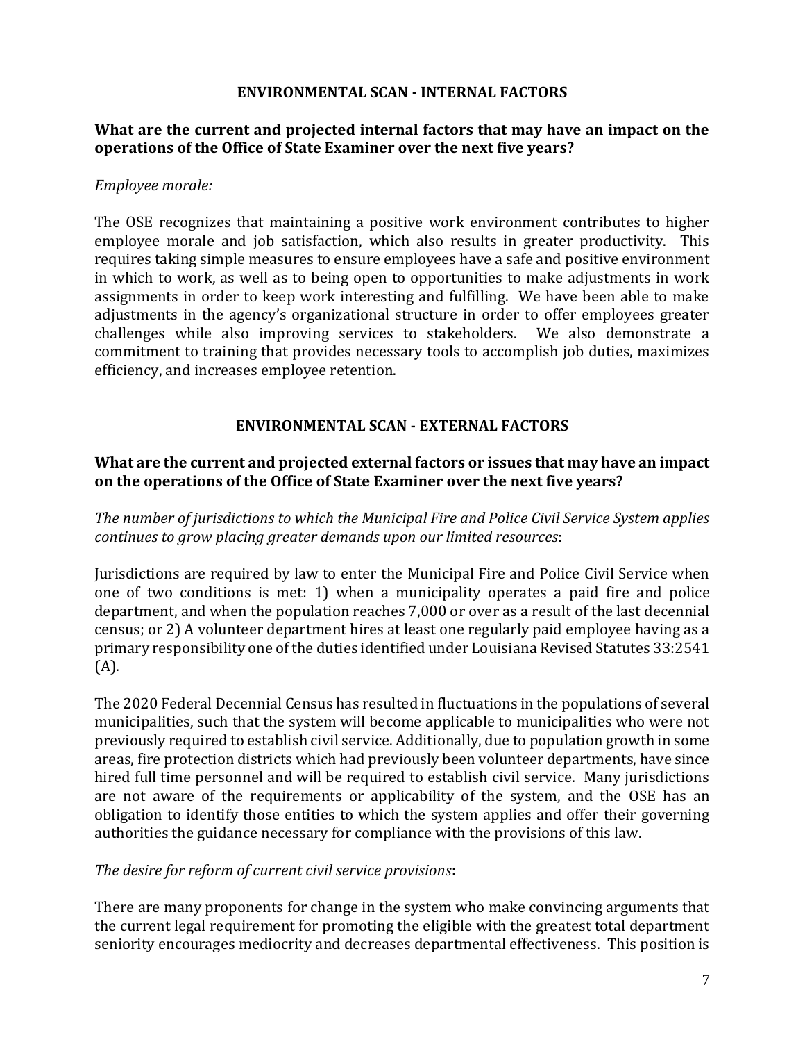## ENVIRONMENTAL SCAN - INTERNAL FACTORS

### What are the current and projected internal factors that may have an impact on the operations of the Office of State Examiner over the next five years?

*Employee morale:*

The OSE recognizes that maintaining a positive work environment contributes to higher employee morale and job satisfaction, which also results in greater productivity. This requires taking simple measures to ensure employees have a safe and positive environment in which to work, as well as to being open to opportunities to make adjustments in work assignments in order to keep work interesting and fulfilling. We have been able to make adjustments in the agency's organizational structure in order to offer employees greater challenges while also improving services to stakeholders. We also demonstrate a commitment to training that provides necessary tools to accomplish job duties, maximizes efficiency, and increases employee retention.

## ENVIRONMENTAL SCAN - EXTERNAL FACTORS

### What are the current and projected external factors or issues that may have an impact on the operations of the Office of State Examiner over the next five years?

*The number of jurisdictions to which the Municipal Fire and Police Civil Service System applies continues to grow placing greater demands upon our limited resources*:

Jurisdictions are required by law to enter the Municipal Fire and Police Civil Service when one of two conditions is met: 1) when a municipality operates a paid fire and police department, and when the population reaches 7,000 or over as a result of the last decennial census; or 2) A volunteer department hires at least one regularly paid employee having as a primary responsibility one of the duties identified under Louisiana Revised Statutes 33:2541 (A).

The 2020 Federal Decennial Census has resulted in fluctuations in the populations of several municipalities, such that the system will become applicable to municipalities who were not previously required to establish civil service. Additionally, due to population growth in some areas, fire protection districts which had previously been volunteer departments, have since hired full time personnel and will be required to establish civil service. Many jurisdictions are not aware of the requirements or applicability of the system, and the OSE has an obligation to identify those entities to which the system applies and offer their governing authorities the guidance necessary for compliance with the provisions of this law.

*The desire for reform of current civil service provisions***:**

There are many proponents for change in the system who make convincing arguments that the current legal requirement for promoting the eligible with the greatest total department seniority encourages mediocrity and decreases departmental effectiveness. This position is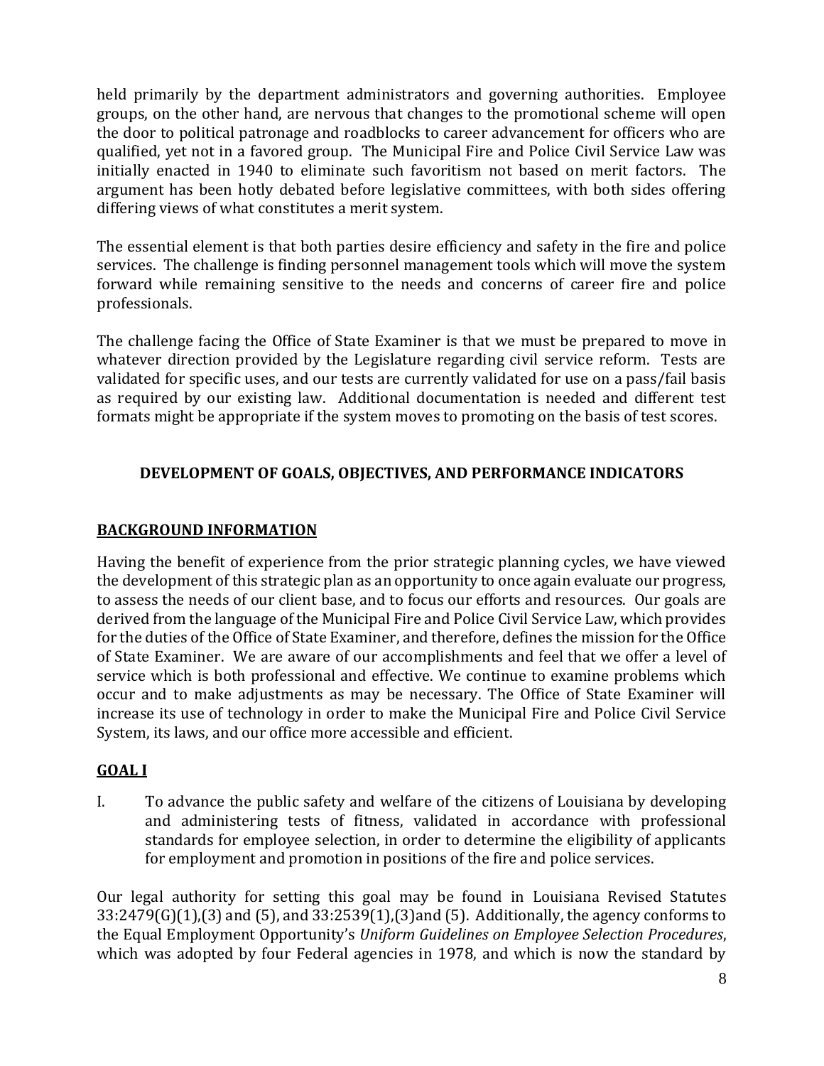held primarily by the department administrators and governing authorities. Employee groups, on the other hand, are nervous that changes to the promotional scheme will open the door to political patronage and roadblocks to career advancement for officers who are qualified, yet not in a favored group. The Municipal Fire and Police Civil Service Law was initially enacted in 1940 to eliminate such favoritism not based on merit factors. The argument has been hotly debated before legislative committees, with both sides offering differing views of what constitutes a merit system.

The essential element is that both parties desire efficiency and safety in the fire and police services. The challenge is finding personnel management tools which will move the system forward while remaining sensitive to the needs and concerns of career fire and police professionals.

The challenge facing the Office of State Examiner is that we must be prepared to move in whatever direction provided by the Legislature regarding civil service reform. Tests are validated for specific uses, and our tests are currently validated for use on a pass/fail basis as required by our existing law. Additional documentation is needed and different test formats might be appropriate if the system moves to promoting on the basis of test scores.

## DEVELOPMENT OF GOALS, OBJECTIVES, AND PERFORMANCE INDICATORS

### BACKGROUND INFORMATION

Having the benefit of experience from the prior strategic planning cycles, we have viewed the development of this strategic plan as an opportunity to once again evaluate our progress, to assess the needs of our client base, and to focus our efforts and resources. Our goals are derived from the language of the Municipal Fire and Police Civil Service Law, which provides for the duties of the Office of State Examiner, and therefore, defines the mission for the Office of State Examiner. We are aware of our accomplishments and feel that we offer a level of service which is both professional and effective. We continue to examine problems which occur and to make adjustments as may be necessary. The Office of State Examiner will increase its use of technology in order to make the Municipal Fire and Police Civil Service System, its laws, and our office more accessible and efficient.

### GOAL I

I. To advance the public safety and welfare of the citizens of Louisiana by developing and administering tests of fitness, validated in accordance with professional standards for employee selection, in order to determine the eligibility of applicants for employment and promotion in positions of the fire and police services.

Our legal authority for setting this goal may be found in Louisiana Revised Statutes 33:2479(G)(1),(3) and (5), and 33:2539(1),(3)and (5). Additionally, the agency conforms to the Equal Employment Opportunity's *Uniform Guidelines on Employee Selection Procedures*, which was adopted by four Federal agencies in 1978, and which is now the standard by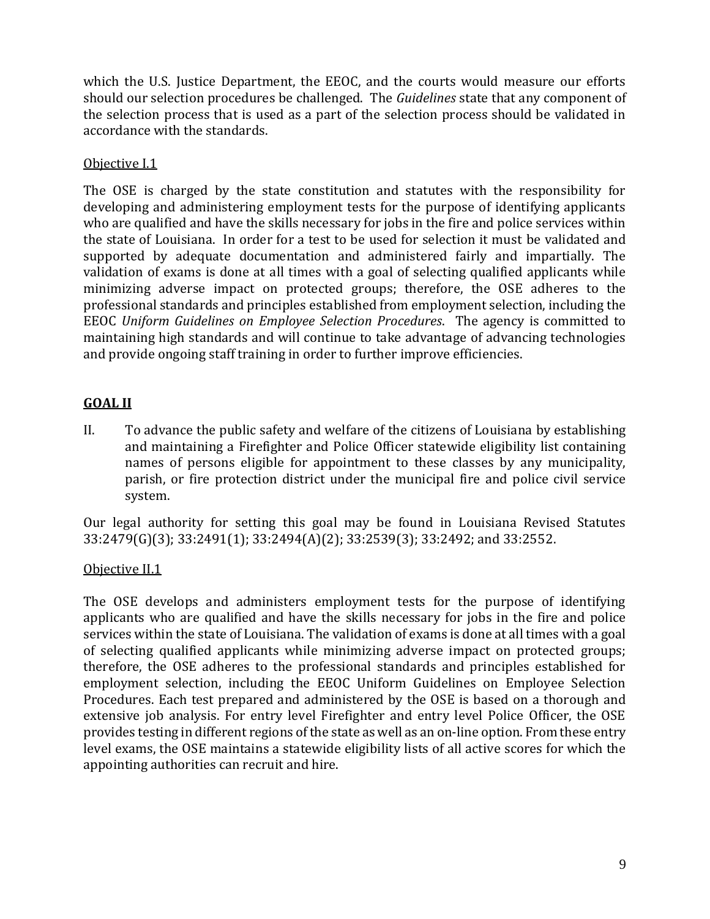which the U.S. Justice Department, the EEOC, and the courts would measure our efforts should our selection procedures be challenged. The *Guidelines* state that any component of the selection process that is used as a part of the selection process should be validated in accordance with the standards.

Objective I.1

The OSE is charged by the state constitution and statutes with the responsibility for developing and administering employment tests for the purpose of identifying applicants who are qualified and have the skills necessary for jobs in the fire and police services within the state of Louisiana. In order for a test to be used for selection it must be validated and supported by adequate documentation and administered fairly and impartially. The validation of exams is done at all times with a goal of selecting qualified applicants while minimizing adverse impact on protected groups; therefore, the OSE adheres to the professional standards and principles established from employment selection, including the EEOC *Uniform Guidelines on Employee Selection Procedures*. The agency is committed to maintaining high standards and will continue to take advantage of advancing technologies and provide ongoing staff training in order to further improve efficiencies.

## GOAL II

II. To advance the public safety and welfare of the citizens of Louisiana by establishing and maintaining a Firefighter and Police Officer statewide eligibility list containing names of persons eligible for appointment to these classes by any municipality, parish, or fire protection district under the municipal fire and police civil service system.

Our legal authority for setting this goal may be found in Louisiana Revised Statutes 33:2479(G)(3); 33:2491(1); 33:2494(A)(2); 33:2539(3); 33:2492; and 33:2552.

Objective II.1

The OSE develops and administers employment tests for the purpose of identifying applicants who are qualified and have the skills necessary for jobs in the fire and police services within the state of Louisiana. The validation of exams is done at all times with a goal of selecting qualified applicants while minimizing adverse impact on protected groups; therefore, the OSE adheres to the professional standards and principles established for employment selection, including the EEOC Uniform Guidelines on Employee Selection Procedures. Each test prepared and administered by the OSE is based on a thorough and extensive job analysis. For entry level Firefighter and entry level Police Officer, the OSE provides testing in different regions of the state as well as an on-line option. From these entry level exams, the OSE maintains a statewide eligibility lists of all active scores for which the appointing authorities can recruit and hire.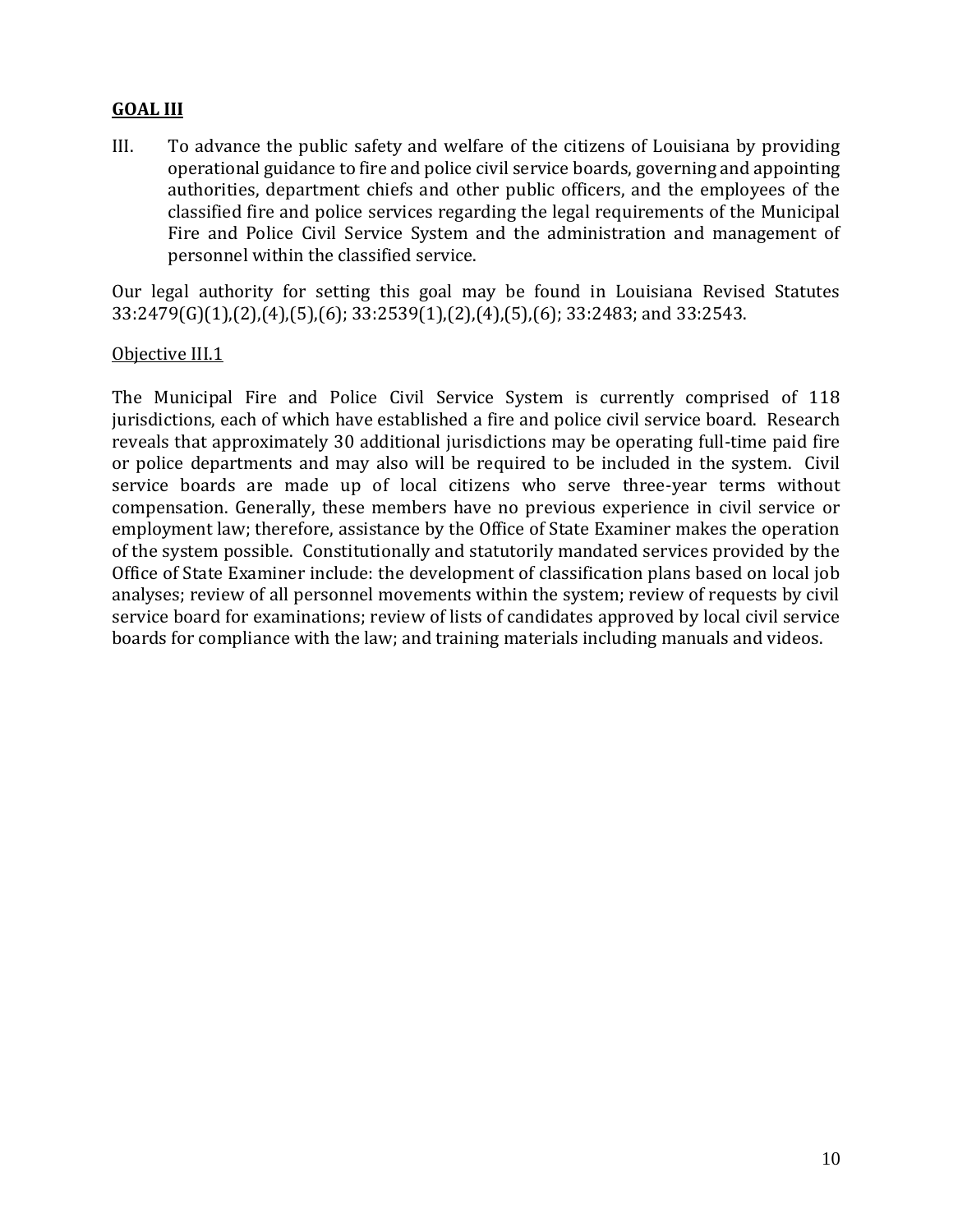**GOAL III**

III. To advance the public safety and welfare of the citizens of Louisiana by providing operational guidance to fire and police civil service boards, governing and appointing authorities, department chiefs and other public officers, and the employees of the classified fire and police services regarding the legal requirements of the Municipal Fire and Police Civil Service System and the administration and management of personnel within the classified service.

Our legal authority for setting this goal may be found in Louisiana Revised Statutes 33:2479(G)(1),(2),(4),(5),(6); 33:2539(1),(2),(4),(5),(6); 33:2483; and 33:2543.

Objective III.1

The Municipal Fire and Police Civil Service System is currently comprised of 118 jurisdictions, each of which have established a fire and police civil service board. Research reveals that approximately 30 additional jurisdictions may be operating full-time paid fire or police departments and may also will be required to be included in the system. Civil service boards are made up of local citizens who serve three-year terms without compensation. Generally, these members have no previous experience in civil service or employment law; therefore, assistance by the Office of State Examiner makes the operation of the system possible. Constitutionally and statutorily mandated services provided by the Office of State Examiner include: the development of classification plans based on local job analyses; review of all personnel movements within the system; review of requests by civil service board for examinations; review of lists of candidates approved by local civil service boards for compliance with the law; and training materials including manuals and videos.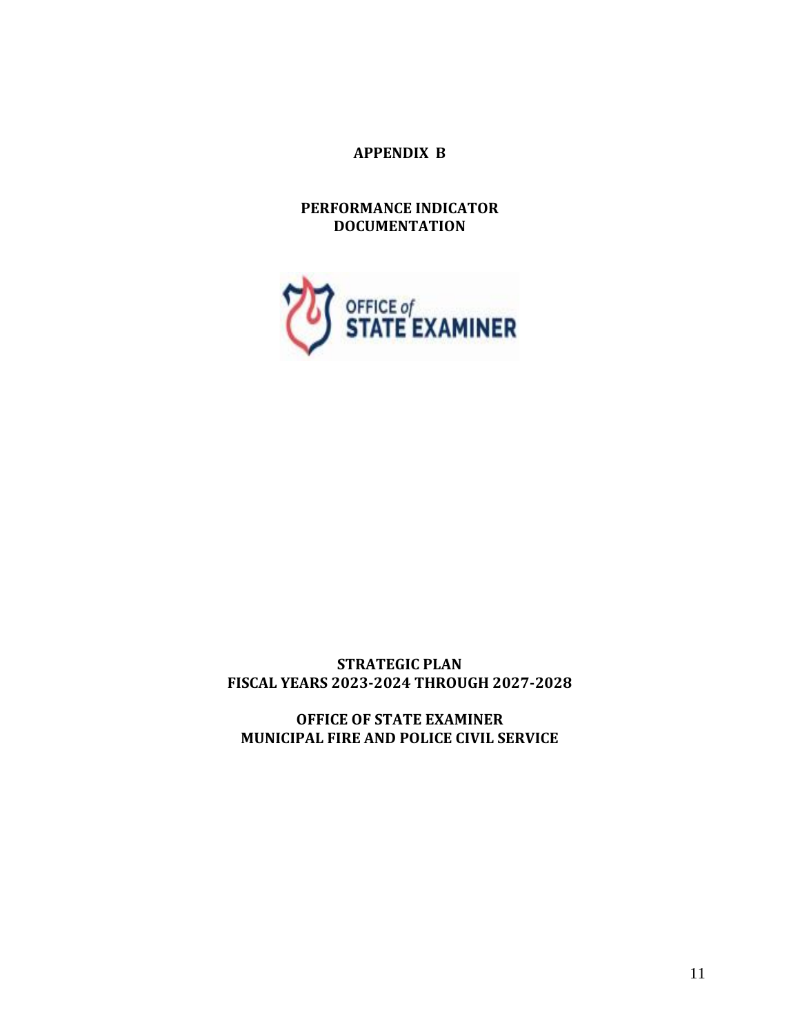# APPENDIX B

## PERFORMANCE INDICATOR DOCUMENTATION

OFFICE of STATE EXAMINER

**STRATEGIC PLAN**
**FISCAL YEARS 2023-2024 THROUGH 2027-2028**

**OFFICE OF STATE EXAMINER**
**MUNICIPAL FIRE AND POLICE CIVIL SERVICE**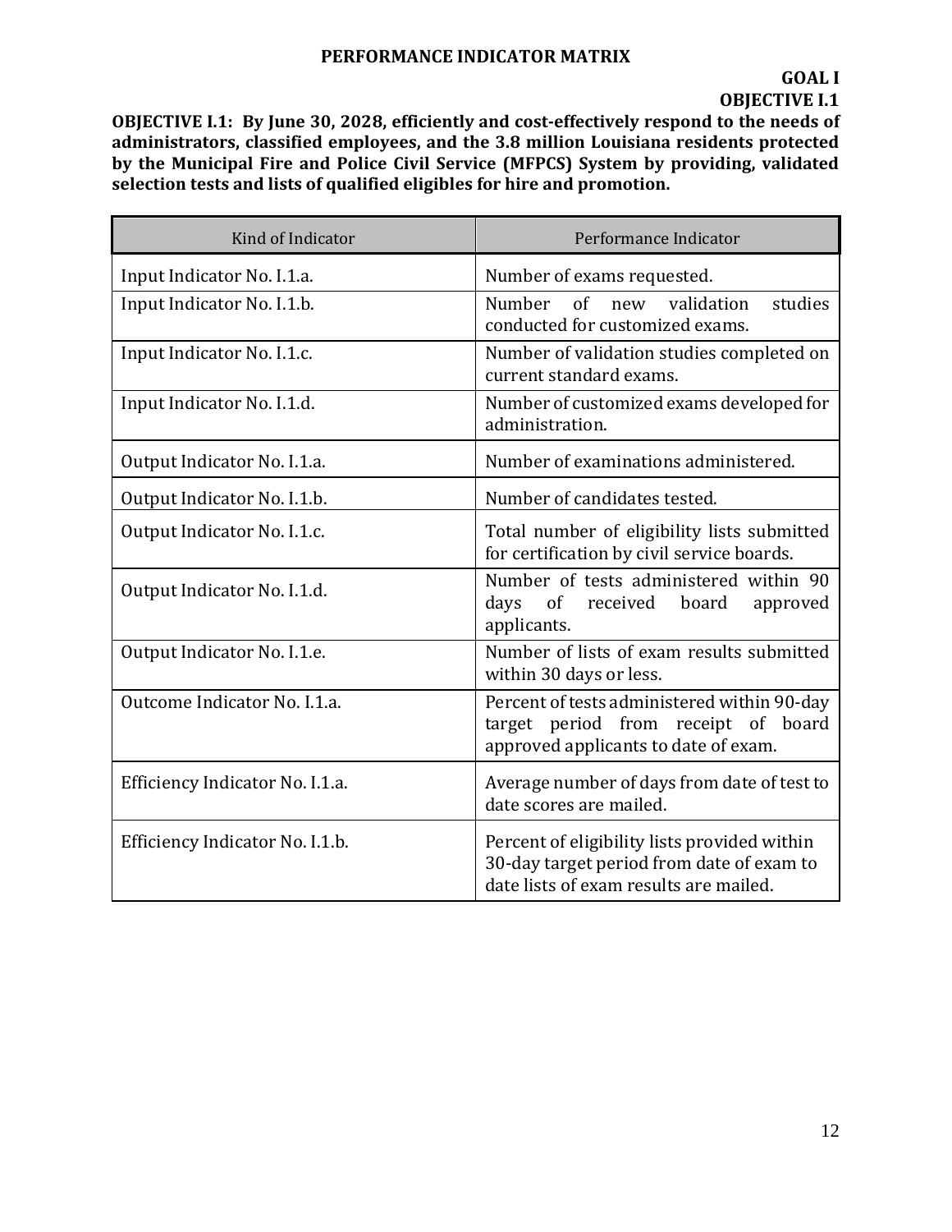# PERFORMANCE INDICATOR MATRIX

**GOAL I**
**OBJECTIVE I.1**

**OBJECTIVE I.1: By June 30, 2028, efficiently and cost-effectively respond to the needs of administrators, classified employees, and the 3.8 million Louisiana residents protected by the Municipal Fire and Police Civil Service (MFPCS) System by providing, validated selection tests and lists of qualified eligibles for hire and promotion.**

| Kind of Indicator | Performance Indicator |
|---|---|
| Input Indicator No. I.1.a. | Number of exams requested. |
| Input Indicator No. I.1.b. | Number of new validation studies conducted for customized exams. |
| Input Indicator No. I.1.c. | Number of validation studies completed on current standard exams. |
| Input Indicator No. I.1.d. | Number of customized exams developed for administration. |
| Output Indicator No. I.1.a. | Number of examinations administered. |
| Output Indicator No. I.1.b. | Number of candidates tested. |
| Output Indicator No. I.1.c. | Total number of eligibility lists submitted for certification by civil service boards. |
| Output Indicator No. I.1.d. | Number of tests administered within 90 days of received board approved applicants. |
| Output Indicator No. I.1.e. | Number of lists of exam results submitted within 30 days or less. |
| Outcome Indicator No. I.1.a. | Percent of tests administered within 90-day target period from receipt of board approved applicants to date of exam. |
| Efficiency Indicator No. I.1.a. | Average number of days from date of test to date scores are mailed. |
| Efficiency Indicator No. I.1.b. | Percent of eligibility lists provided within 30-day target period from date of exam to date lists of exam results are mailed. |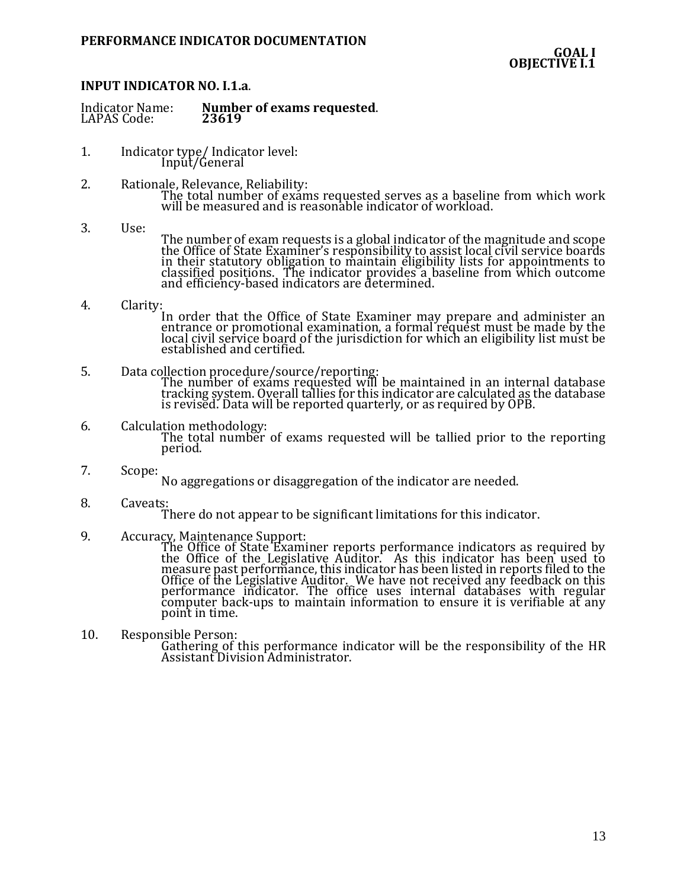**PERFORMANCE INDICATOR DOCUMENTATION**

**GOAL I**
**OBJECTIVE I.1**

**INPUT INDICATOR NO. I.1.a.**

Indicator Name: **Number of exams requested**.
LAPAS Code: **23619**

1. Indicator type/ Indicator level:
   Input/General

2. Rationale, Relevance, Reliability:
   The total number of exams requested serves as a baseline from which work will be measured and is reasonable indicator of workload.

3. Use:
   The number of exam requests is a global indicator of the magnitude and scope the Office of State Examiner's responsibility to assist local civil service boards in their statutory obligation to maintain eligibility lists for appointments to classified positions. The indicator provides a baseline from which outcome and efficiency-based indicators are determined.

4. Clarity:
   In order that the Office of State Examiner may prepare and administer an entrance or promotional examination, a formal request must be made by the local civil service board of the jurisdiction for which an eligibility list must be established and certified.

5. Data collection procedure/source/reporting:
   The number of exams requested will be maintained in an internal database tracking system. Overall tallies for this indicator are calculated as the database is revised. Data will be reported quarterly, or as required by OPB.

6. Calculation methodology:
   The total number of exams requested will be tallied prior to the reporting period.

7. Scope:
   No aggregations or disaggregation of the indicator are needed.

8. Caveats:
   There do not appear to be significant limitations for this indicator.

9. Accuracy, Maintenance Support:
   The Office of State Examiner reports performance indicators as required by the Office of the Legislative Auditor. As this indicator has been used to measure past performance, this indicator has been listed in reports filed to the Office of the Legislative Auditor. We have not received any feedback on this performance indicator. The office uses internal databases with regular computer back-ups to maintain information to ensure it is verifiable at any point in time.

10. Responsible Person:
    Gathering of this performance indicator will be the responsibility of the HR Assistant Division Administrator.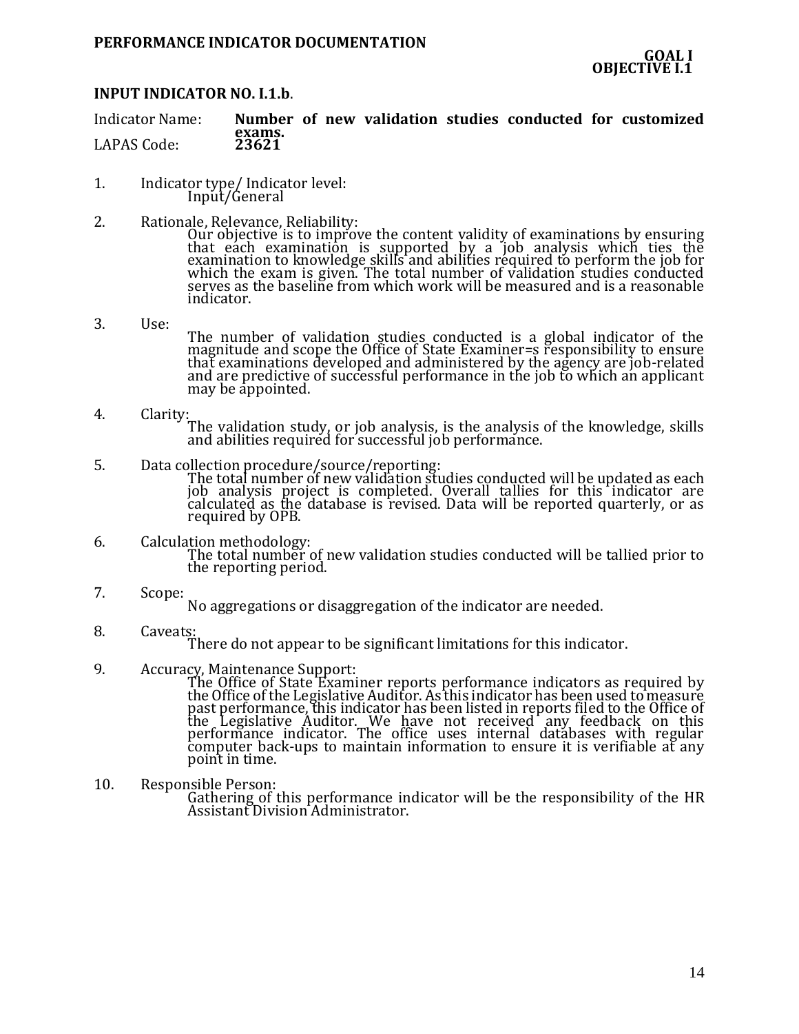**PERFORMANCE INDICATOR DOCUMENTATION**

**GOAL I**
**OBJECTIVE I.1**

**INPUT INDICATOR NO. I.1.b**.

Indicator Name: **Number of new validation studies conducted for customized exams.**
LAPAS Code: **23621**

1. Indicator type/ Indicator level:
   Input/General

2. Rationale, Relevance, Reliability:
   Our objective is to improve the content validity of examinations by ensuring that each examination is supported by a job analysis which ties the examination to knowledge skills and abilities required to perform the job for which the exam is given. The total number of validation studies conducted serves as the baseline from which work will be measured and is a reasonable indicator.

3. Use:
   The number of validation studies conducted is a global indicator of the magnitude and scope the Office of State Examiner=s responsibility to ensure that examinations developed and administered by the agency are job-related and are predictive of successful performance in the job to which an applicant may be appointed.

4. Clarity:
   The validation study, or job analysis, is the analysis of the knowledge, skills and abilities required for successful job performance.

5. Data collection procedure/source/reporting:
   The total number of new validation studies conducted will be updated as each job analysis project is completed. Overall tallies for this indicator are calculated as the database is revised. Data will be reported quarterly, or as required by OPB.

6. Calculation methodology:
   The total number of new validation studies conducted will be tallied prior to the reporting period.

7. Scope:
   No aggregations or disaggregation of the indicator are needed.

8. Caveats:
   There do not appear to be significant limitations for this indicator.

9. Accuracy, Maintenance Support:
   The Office of State Examiner reports performance indicators as required by the Office of the Legislative Auditor. As this indicator has been used to measure past performance, this indicator has been listed in reports filed to the Office of the Legislative Auditor. We have not received any feedback on this performance indicator. The office uses internal databases with regular computer back-ups to maintain information to ensure it is verifiable at any point in time.

10. Responsible Person:
    Gathering of this performance indicator will be the responsibility of the HR Assistant Division Administrator.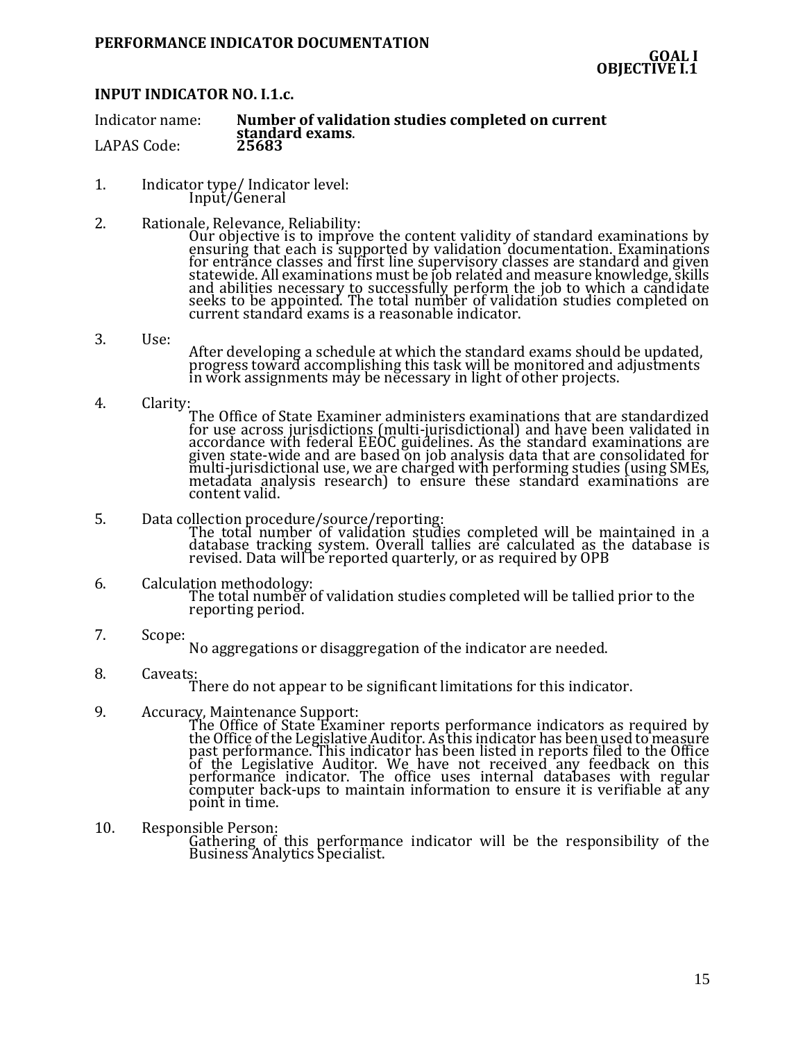**PERFORMANCE INDICATOR DOCUMENTATION**

**GOAL I**
**OBJECTIVE I.1**

## INPUT INDICATOR NO. I.1.c.

Indicator name: **Number of validation studies completed on current standard exams**.
LAPAS Code: **25683**

1. Indicator type/ Indicator level:
   Input/General

2. Rationale, Relevance, Reliability:
   Our objective is to improve the content validity of standard examinations by ensuring that each is supported by validation documentation. Examinations for entrance classes and first line supervisory classes are standard and given statewide. All examinations must be job related and measure knowledge, skills and abilities necessary to successfully perform the job to which a candidate seeks to be appointed. The total number of validation studies completed on current standard exams is a reasonable indicator.

3. Use:
   After developing a schedule at which the standard exams should be updated, progress toward accomplishing this task will be monitored and adjustments in work assignments may be necessary in light of other projects.

4. Clarity:
   The Office of State Examiner administers examinations that are standardized for use across jurisdictions (multi-jurisdictional) and have been validated in accordance with federal EEOC guidelines. As the standard examinations are given state-wide and are based on job analysis data that are consolidated for multi-jurisdictional use, we are charged with performing studies (using SMEs, metadata analysis research) to ensure these standard examinations are content valid.

5. Data collection procedure/source/reporting:
   The total number of validation studies completed will be maintained in a database tracking system. Overall tallies are calculated as the database is revised. Data will be reported quarterly, or as required by OPB

6. Calculation methodology:
   The total number of validation studies completed will be tallied prior to the reporting period.

7. Scope:
   No aggregations or disaggregation of the indicator are needed.

8. Caveats:
   There do not appear to be significant limitations for this indicator.

9. Accuracy, Maintenance Support:
   The Office of State Examiner reports performance indicators as required by the Office of the Legislative Auditor. As this indicator has been used to measure past performance. This indicator has been listed in reports filed to the Office of the Legislative Auditor. We have not received any feedback on this performance indicator. The office uses internal databases with regular computer back-ups to maintain information to ensure it is verifiable at any point in time.

10. Responsible Person:
    Gathering of this performance indicator will be the responsibility of the Business Analytics Specialist.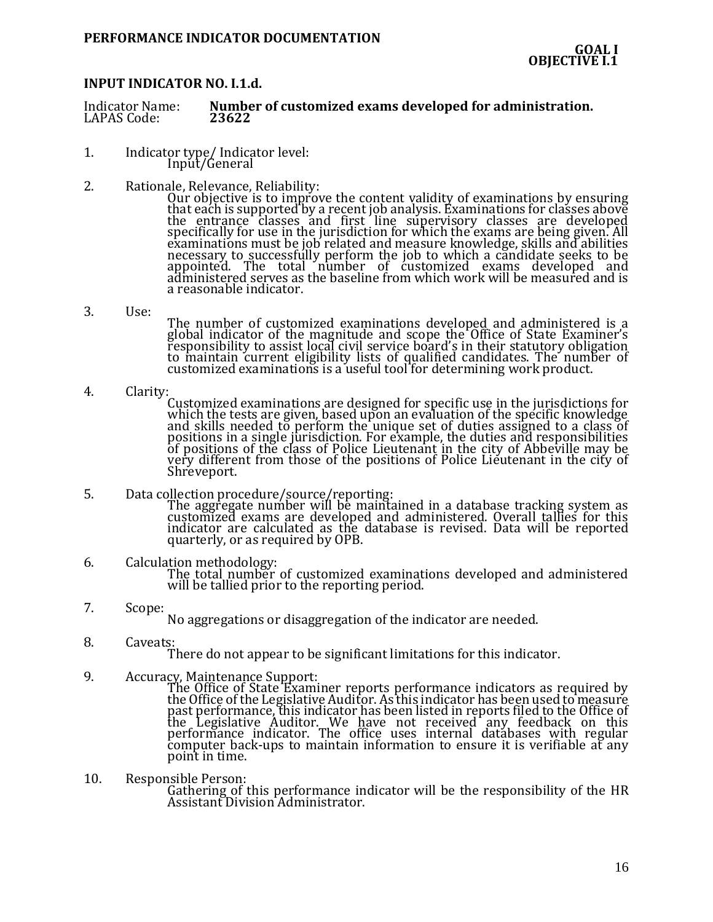**PERFORMANCE INDICATOR DOCUMENTATION**

**GOAL I**
**OBJECTIVE I.1**

## INPUT INDICATOR NO. I.1.d.

Indicator Name: **Number of customized exams developed for administration.**
LAPAS Code: **23622**

1. Indicator type/ Indicator level:
   Input/General

2. Rationale, Relevance, Reliability:
   Our objective is to improve the content validity of examinations by ensuring that each is supported by a recent job analysis. Examinations for classes above the entrance classes and first line supervisory classes are developed specifically for use in the jurisdiction for which the exams are being given. All examinations must be job related and measure knowledge, skills and abilities necessary to successfully perform the job to which a candidate seeks to be appointed. The total number of customized exams developed and administered serves as the baseline from which work will be measured and is a reasonable indicator.

3. Use:
   The number of customized examinations developed and administered is a global indicator of the magnitude and scope the Office of State Examiner's responsibility to assist local civil service board's in their statutory obligation to maintain current eligibility lists of qualified candidates. The number of customized examinations is a useful tool for determining work product.

4. Clarity:
   Customized examinations are designed for specific use in the jurisdictions for which the tests are given, based upon an evaluation of the specific knowledge and skills needed to perform the unique set of duties assigned to a class of positions in a single jurisdiction. For example, the duties and responsibilities of positions of the class of Police Lieutenant in the city of Abbeville may be very different from those of the positions of Police Lieutenant in the city of Shreveport.

5. Data collection procedure/source/reporting:
   The aggregate number will be maintained in a database tracking system as customized exams are developed and administered. Overall tallies for this indicator are calculated as the database is revised. Data will be reported quarterly, or as required by OPB.

6. Calculation methodology:
   The total number of customized examinations developed and administered will be tallied prior to the reporting period.

7. Scope:
   No aggregations or disaggregation of the indicator are needed.

8. Caveats:
   There do not appear to be significant limitations for this indicator.

9. Accuracy, Maintenance Support:
   The Office of State Examiner reports performance indicators as required by the Office of the Legislative Auditor. As this indicator has been used to measure past performance, this indicator has been listed in reports filed to the Office of the Legislative Auditor. We have not received any feedback on this performance indicator. The office uses internal databases with regular computer back-ups to maintain information to ensure it is verifiable at any point in time.

10. Responsible Person:
    Gathering of this performance indicator will be the responsibility of the HR Assistant Division Administrator.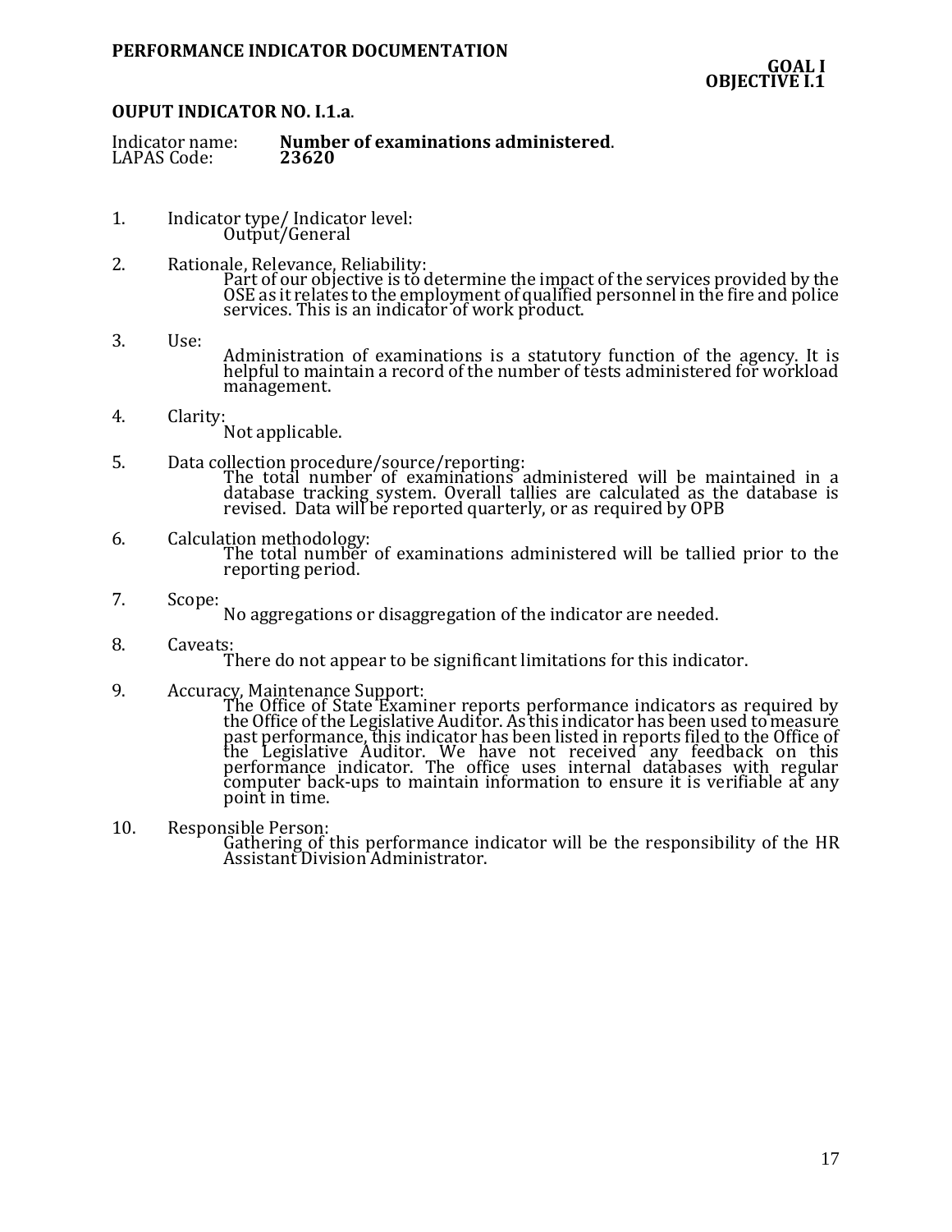**PERFORMANCE INDICATOR DOCUMENTATION**

**GOAL I**
**OBJECTIVE I.1**

**OUPUT INDICATOR NO. I.1.a**.

Indicator name: **Number of examinations administered**.
LAPAS Code: **23620**

1. Indicator type/ Indicator level:
   Output/General

2. Rationale, Relevance, Reliability:
   Part of our objective is to determine the impact of the services provided by the OSE as it relates to the employment of qualified personnel in the fire and police services. This is an indicator of work product.

3. Use:
   Administration of examinations is a statutory function of the agency. It is helpful to maintain a record of the number of tests administered for workload management.

4. Clarity:
   Not applicable.

5. Data collection procedure/source/reporting:
   The total number of examinations administered will be maintained in a database tracking system. Overall tallies are calculated as the database is revised. Data will be reported quarterly, or as required by OPB

6. Calculation methodology:
   The total number of examinations administered will be tallied prior to the reporting period.

7. Scope:
   No aggregations or disaggregation of the indicator are needed.

8. Caveats:
   There do not appear to be significant limitations for this indicator.

9. Accuracy, Maintenance Support:
   The Office of State Examiner reports performance indicators as required by the Office of the Legislative Auditor. As this indicator has been used to measure past performance, this indicator has been listed in reports filed to the Office of the Legislative Auditor. We have not received any feedback on this performance indicator. The office uses internal databases with regular computer back-ups to maintain information to ensure it is verifiable at any point in time.

10. Responsible Person:
    Gathering of this performance indicator will be the responsibility of the HR Assistant Division Administrator.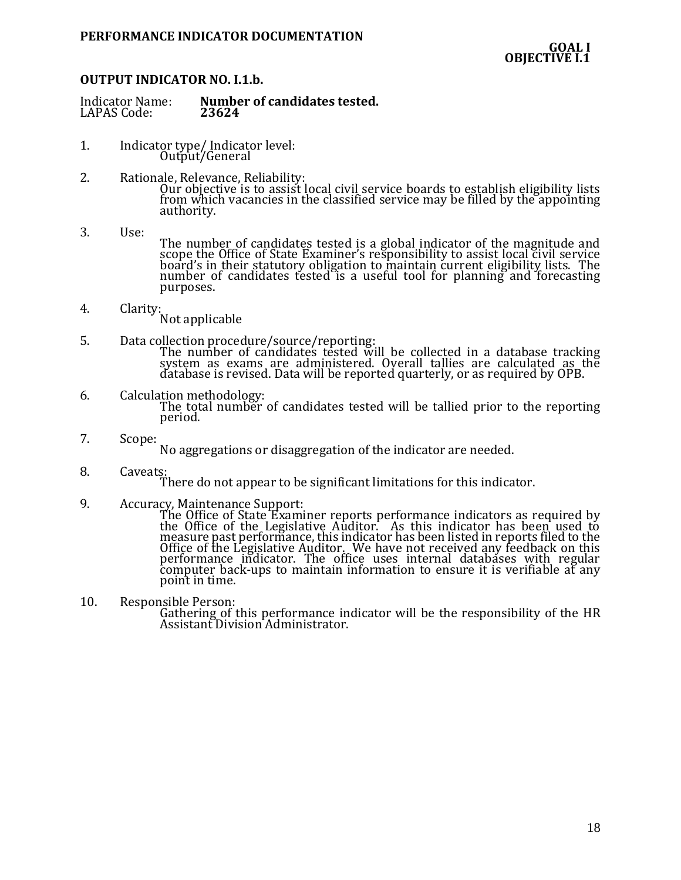**PERFORMANCE INDICATOR DOCUMENTATION**

**GOAL I**
**OBJECTIVE I.1**

**OUTPUT INDICATOR NO. I.1.b.**

Indicator Name: **Number of candidates tested.**
LAPAS Code: **23624**

1. Indicator type/ Indicator level:
   Output/General

2. Rationale, Relevance, Reliability:
   Our objective is to assist local civil service boards to establish eligibility lists from which vacancies in the classified service may be filled by the appointing authority.

3. Use:
   The number of candidates tested is a global indicator of the magnitude and scope the Office of State Examiner's responsibility to assist local civil service board's in their statutory obligation to maintain current eligibility lists. The number of candidates tested is a useful tool for planning and forecasting purposes.

4. Clarity:
   Not applicable

5. Data collection procedure/source/reporting:
   The number of candidates tested will be collected in a database tracking system as exams are administered. Overall tallies are calculated as the database is revised. Data will be reported quarterly, or as required by OPB.

6. Calculation methodology:
   The total number of candidates tested will be tallied prior to the reporting period.

7. Scope:
   No aggregations or disaggregation of the indicator are needed.

8. Caveats:
   There do not appear to be significant limitations for this indicator.

9. Accuracy, Maintenance Support:
   The Office of State Examiner reports performance indicators as required by the Office of the Legislative Auditor. As this indicator has been used to measure past performance, this indicator has been listed in reports filed to the Office of the Legislative Auditor. We have not received any feedback on this performance indicator. The office uses internal databases with regular computer back-ups to maintain information to ensure it is verifiable at any point in time.

10. Responsible Person:
    Gathering of this performance indicator will be the responsibility of the HR Assistant Division Administrator.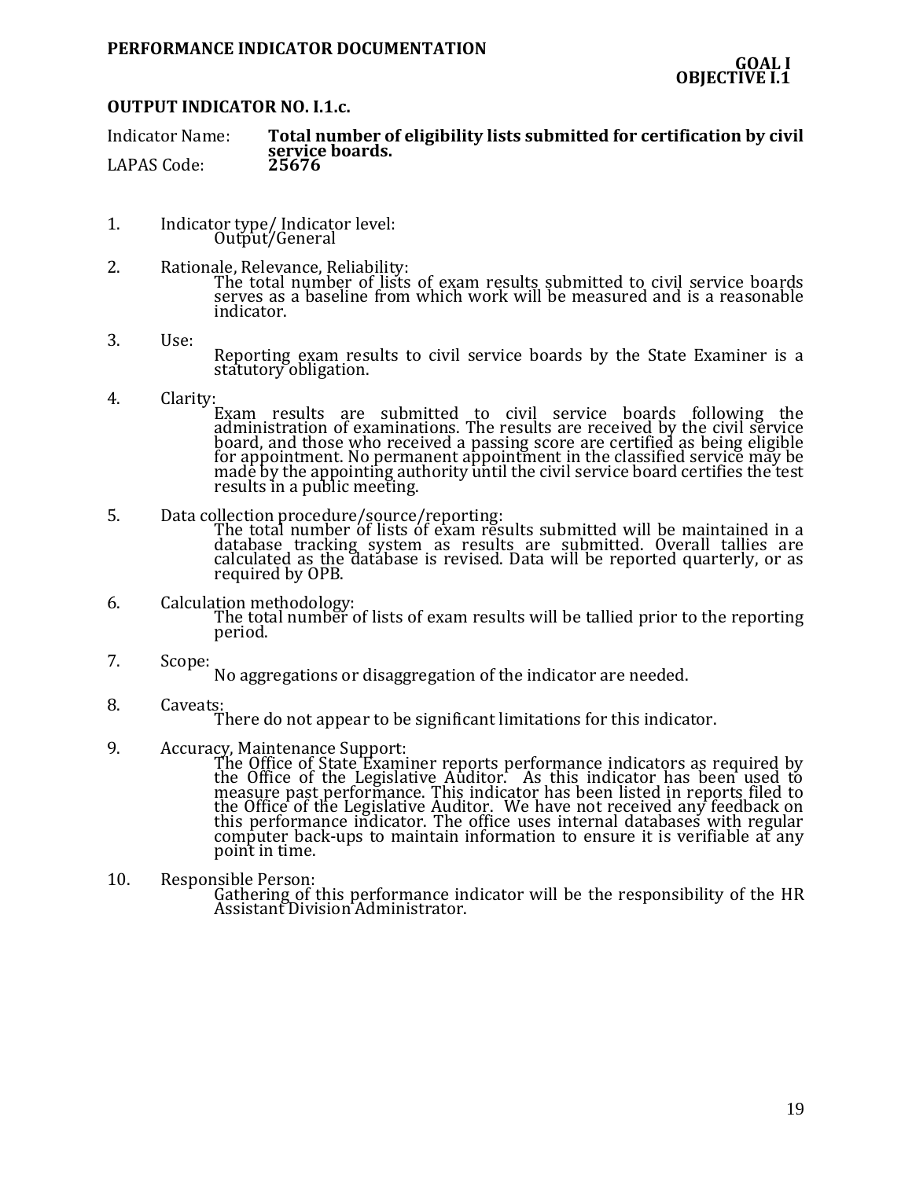**PERFORMANCE INDICATOR DOCUMENTATION**

**GOAL I**
**OBJECTIVE I.1**

**OUTPUT INDICATOR NO. I.1.c.**

Indicator Name: **Total number of eligibility lists submitted for certification by civil service boards.**
LAPAS Code: **25676**

1. Indicator type/ Indicator level:
   Output/General

2. Rationale, Relevance, Reliability:
   The total number of lists of exam results submitted to civil service boards serves as a baseline from which work will be measured and is a reasonable indicator.

3. Use:
   Reporting exam results to civil service boards by the State Examiner is a statutory obligation.

4. Clarity:
   Exam results are submitted to civil service boards following the administration of examinations. The results are received by the civil service board, and those who received a passing score are certified as being eligible for appointment. No permanent appointment in the classified service may be made by the appointing authority until the civil service board certifies the test results in a public meeting.

5. Data collection procedure/source/reporting:
   The total number of lists of exam results submitted will be maintained in a database tracking system as results are submitted. Overall tallies are calculated as the database is revised. Data will be reported quarterly, or as required by OPB.

6. Calculation methodology:
   The total number of lists of exam results will be tallied prior to the reporting period.

7. Scope:
   No aggregations or disaggregation of the indicator are needed.

8. Caveats:
   There do not appear to be significant limitations for this indicator.

9. Accuracy, Maintenance Support:
   The Office of State Examiner reports performance indicators as required by the Office of the Legislative Auditor. As this indicator has been used to measure past performance. This indicator has been listed in reports filed to the Office of the Legislative Auditor. We have not received any feedback on this performance indicator. The office uses internal databases with regular computer back-ups to maintain information to ensure it is verifiable at any point in time.

10. Responsible Person:
    Gathering of this performance indicator will be the responsibility of the HR Assistant Division Administrator.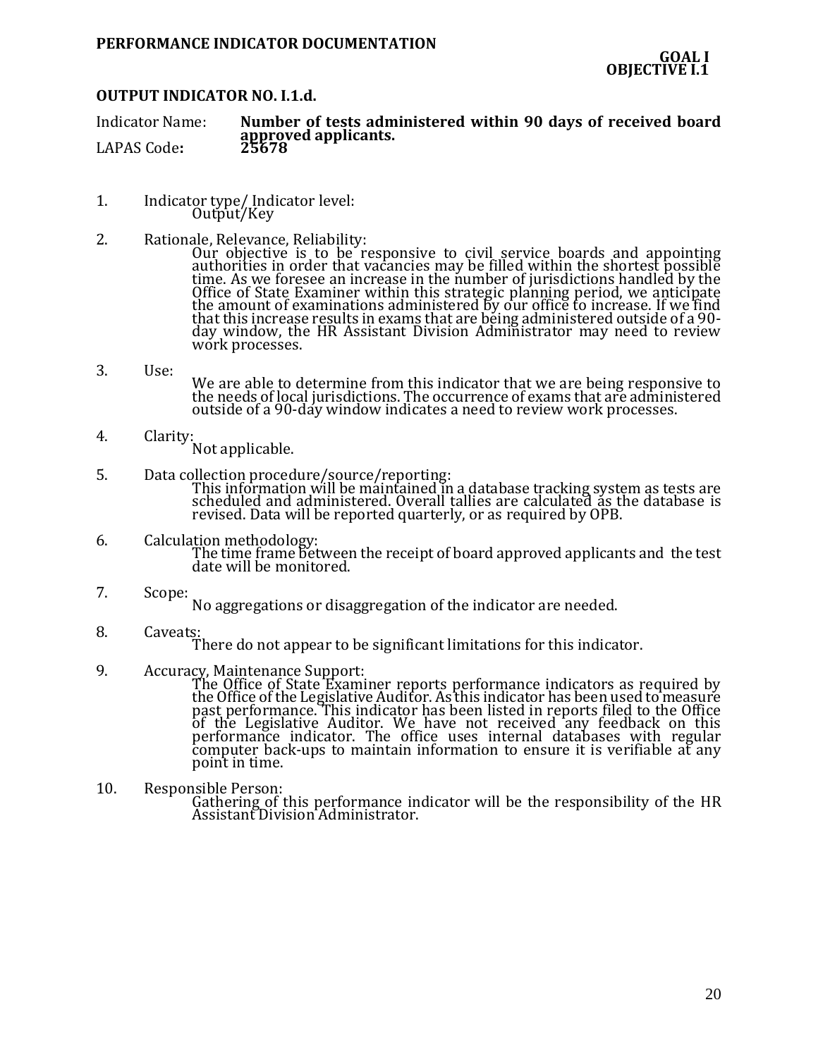**PERFORMANCE INDICATOR DOCUMENTATION**

**GOAL I**
**OBJECTIVE I.1**

**OUTPUT INDICATOR NO. I.1.d.**

Indicator Name: **Number of tests administered within 90 days of received board approved applicants.**
LAPAS Code**: 25678**

1. Indicator type/ Indicator level:
   Output/Key

2. Rationale, Relevance, Reliability:
   Our objective is to be responsive to civil service boards and appointing authorities in order that vacancies may be filled within the shortest possible time. As we foresee an increase in the number of jurisdictions handled by the Office of State Examiner within this strategic planning period, we anticipate the amount of examinations administered by our office to increase. If we find that this increase results in exams that are being administered outside of a 90-day window, the HR Assistant Division Administrator may need to review work processes.

3. Use:
   We are able to determine from this indicator that we are being responsive to the needs of local jurisdictions. The occurrence of exams that are administered outside of a 90-day window indicates a need to review work processes.

4. Clarity:
   Not applicable.

5. Data collection procedure/source/reporting:
   This information will be maintained in a database tracking system as tests are scheduled and administered. Overall tallies are calculated as the database is revised. Data will be reported quarterly, or as required by OPB.

6. Calculation methodology:
   The time frame between the receipt of board approved applicants and the test date will be monitored.

7. Scope:
   No aggregations or disaggregation of the indicator are needed.

8. Caveats:
   There do not appear to be significant limitations for this indicator.

9. Accuracy, Maintenance Support:
   The Office of State Examiner reports performance indicators as required by the Office of the Legislative Auditor. As this indicator has been used to measure past performance. This indicator has been listed in reports filed to the Office of the Legislative Auditor. We have not received any feedback on this performance indicator. The office uses internal databases with regular computer back-ups to maintain information to ensure it is verifiable at any point in time.

10. Responsible Person:
    Gathering of this performance indicator will be the responsibility of the HR Assistant Division Administrator.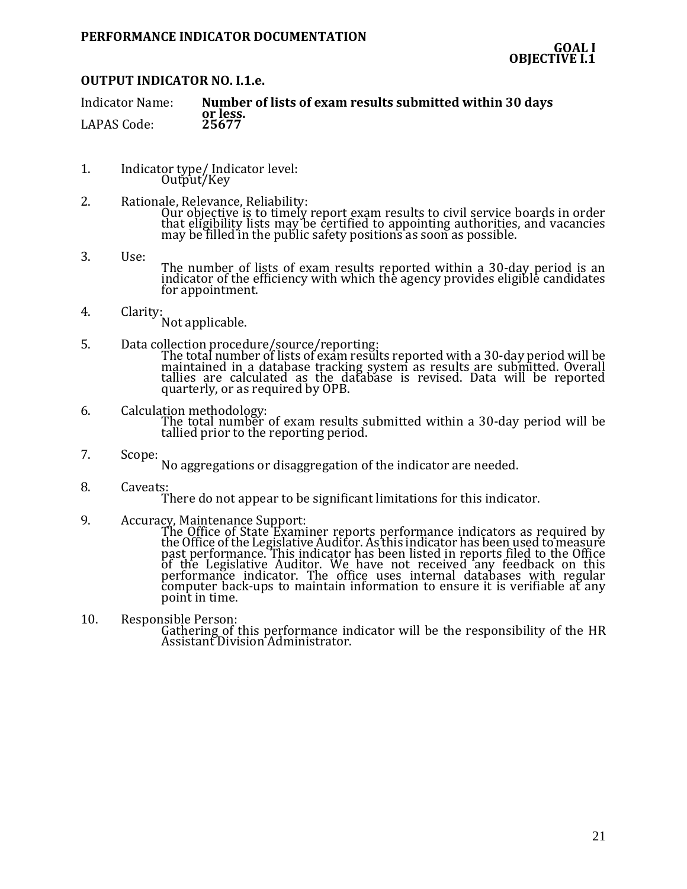**PERFORMANCE INDICATOR DOCUMENTATION**

**GOAL I**
**OBJECTIVE I.1**

### OUTPUT INDICATOR NO. I.1.e.

Indicator Name: **Number of lists of exam results submitted within 30 days or less.**
LAPAS Code: **25677**

1. Indicator type/ Indicator level:
   Output/Key

2. Rationale, Relevance, Reliability:
   Our objective is to timely report exam results to civil service boards in order that eligibility lists may be certified to appointing authorities, and vacancies may be filled in the public safety positions as soon as possible.

3. Use:
   The number of lists of exam results reported within a 30-day period is an indicator of the efficiency with which the agency provides eligible candidates for appointment.

4. Clarity:
   Not applicable.

5. Data collection procedure/source/reporting:
   The total number of lists of exam results reported with a 30-day period will be maintained in a database tracking system as results are submitted. Overall tallies are calculated as the database is revised. Data will be reported quarterly, or as required by OPB.

6. Calculation methodology:
   The total number of exam results submitted within a 30-day period will be tallied prior to the reporting period.

7. Scope:
   No aggregations or disaggregation of the indicator are needed.

8. Caveats:
   There do not appear to be significant limitations for this indicator.

9. Accuracy, Maintenance Support:
   The Office of State Examiner reports performance indicators as required by the Office of the Legislative Auditor. As this indicator has been used to measure past performance. This indicator has been listed in reports filed to the Office of the Legislative Auditor. We have not received any feedback on this performance indicator. The office uses internal databases with regular computer back-ups to maintain information to ensure it is verifiable at any point in time.

10. Responsible Person:
    Gathering of this performance indicator will be the responsibility of the HR Assistant Division Administrator.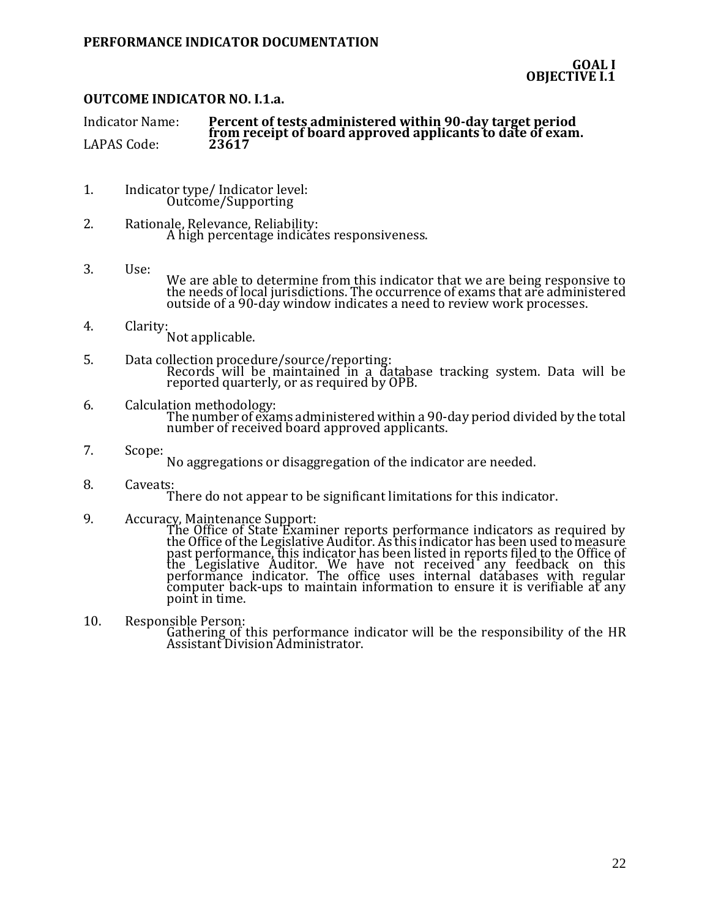**PERFORMANCE INDICATOR DOCUMENTATION**

**GOAL I**
**OBJECTIVE I.1**

**OUTCOME INDICATOR NO. I.1.a.**

Indicator Name: **Percent of tests administered within 90-day target period from receipt of board approved applicants to date of exam.**
LAPAS Code: **23617**

1. Indicator type/ Indicator level:
   Outcome/Supporting

2. Rationale, Relevance, Reliability:
   A high percentage indicates responsiveness.

3. Use:
   We are able to determine from this indicator that we are being responsive to the needs of local jurisdictions. The occurrence of exams that are administered outside of a 90-day window indicates a need to review work processes.

4. Clarity:
   Not applicable.

5. Data collection procedure/source/reporting:
   Records will be maintained in a database tracking system. Data will be reported quarterly, or as required by OPB.

6. Calculation methodology:
   The number of exams administered within a 90-day period divided by the total number of received board approved applicants.

7. Scope:
   No aggregations or disaggregation of the indicator are needed.

8. Caveats:
   There do not appear to be significant limitations for this indicator.

9. Accuracy, Maintenance Support:
   The Office of State Examiner reports performance indicators as required by the Office of the Legislative Auditor. As this indicator has been used to measure past performance, this indicator has been listed in reports filed to the Office of the Legislative Auditor. We have not received any feedback on this performance indicator. The office uses internal databases with regular computer back-ups to maintain information to ensure it is verifiable at any point in time.

10. Responsible Person:
    Gathering of this performance indicator will be the responsibility of the HR Assistant Division Administrator.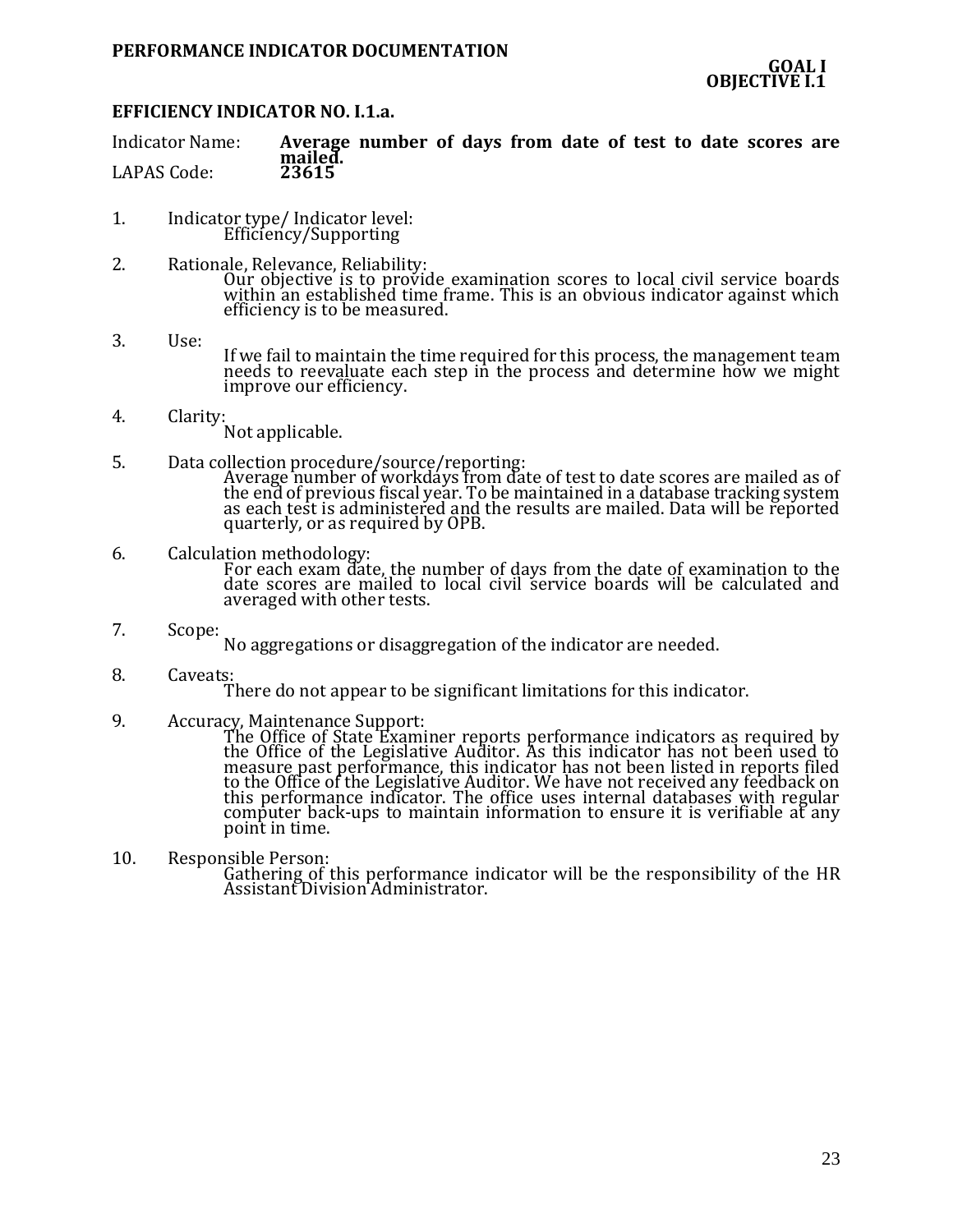**PERFORMANCE INDICATOR DOCUMENTATION**

**GOAL I**
**OBJECTIVE I.1**

**EFFICIENCY INDICATOR NO. I.1.a.**

Indicator Name: **Average number of days from date of test to date scores are mailed.**
LAPAS Code: **23615**

1. Indicator type/ Indicator level:
   Efficiency/Supporting

2. Rationale, Relevance, Reliability:
   Our objective is to provide examination scores to local civil service boards within an established time frame. This is an obvious indicator against which efficiency is to be measured.

3. Use:
   If we fail to maintain the time required for this process, the management team needs to reevaluate each step in the process and determine how we might improve our efficiency.

4. Clarity:
   Not applicable.

5. Data collection procedure/source/reporting:
   Average number of workdays from date of test to date scores are mailed as of the end of previous fiscal year. To be maintained in a database tracking system as each test is administered and the results are mailed. Data will be reported quarterly, or as required by OPB.

6. Calculation methodology:
   For each exam date, the number of days from the date of examination to the date scores are mailed to local civil service boards will be calculated and averaged with other tests.

7. Scope:
   No aggregations or disaggregation of the indicator are needed.

8. Caveats:
   There do not appear to be significant limitations for this indicator.

9. Accuracy, Maintenance Support:
   The Office of State Examiner reports performance indicators as required by the Office of the Legislative Auditor. As this indicator has not been used to measure past performance, this indicator has not been listed in reports filed to the Office of the Legislative Auditor. We have not received any feedback on this performance indicator. The office uses internal databases with regular computer back-ups to maintain information to ensure it is verifiable at any point in time.

10. Responsible Person:
    Gathering of this performance indicator will be the responsibility of the HR Assistant Division Administrator.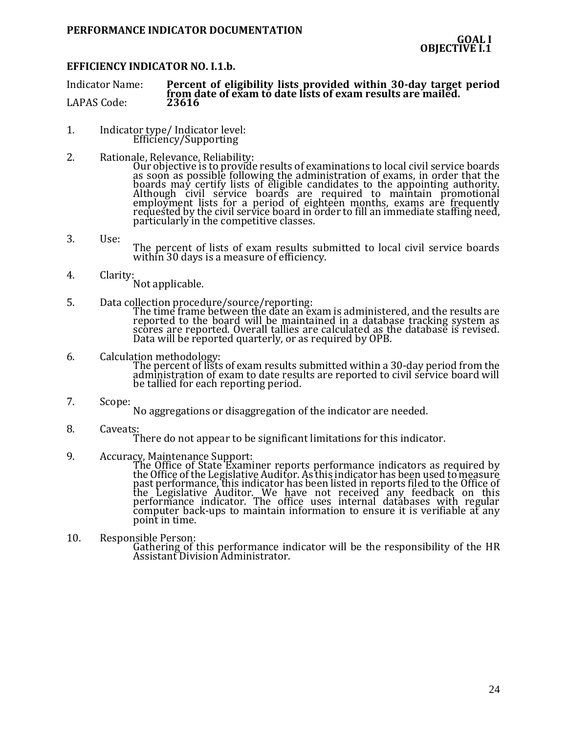**PERFORMANCE INDICATOR DOCUMENTATION**

**GOAL I**
**OBJECTIVE I.1**

**EFFICIENCY INDICATOR NO. I.1.b.**

Indicator Name: **Percent of eligibility lists provided within 30-day target period from date of exam to date lists of exam results are mailed.**
LAPAS Code: **23616**

1. Indicator type/ Indicator level:
   Efficiency/Supporting

2. Rationale, Relevance, Reliability:
   Our objective is to provide results of examinations to local civil service boards as soon as possible following the administration of exams, in order that the boards may certify lists of eligible candidates to the appointing authority. Although civil service boards are required to maintain promotional employment lists for a period of eighteen months, exams are frequently requested by the civil service board in order to fill an immediate staffing need, particularly in the competitive classes.

3. Use:
   The percent of lists of exam results submitted to local civil service boards within 30 days is a measure of efficiency.

4. Clarity:
   Not applicable.

5. Data collection procedure/source/reporting:
   The time frame between the date an exam is administered, and the results are reported to the board will be maintained in a database tracking system as scores are reported. Overall tallies are calculated as the database is revised. Data will be reported quarterly, or as required by OPB.

6. Calculation methodology:
   The percent of lists of exam results submitted within a 30-day period from the administration of exam to date results are reported to civil service board will be tallied for each reporting period.

7. Scope:
   No aggregations or disaggregation of the indicator are needed.

8. Caveats:
   There do not appear to be significant limitations for this indicator.

9. Accuracy, Maintenance Support:
   The Office of State Examiner reports performance indicators as required by the Office of the Legislative Auditor. As this indicator has been used to measure past performance, this indicator has been listed in reports filed to the Office of the Legislative Auditor. We have not received any feedback on this performance indicator. The office uses internal databases with regular computer back-ups to maintain information to ensure it is verifiable at any point in time.

10. Responsible Person:
    Gathering of this performance indicator will be the responsibility of the HR Assistant Division Administrator.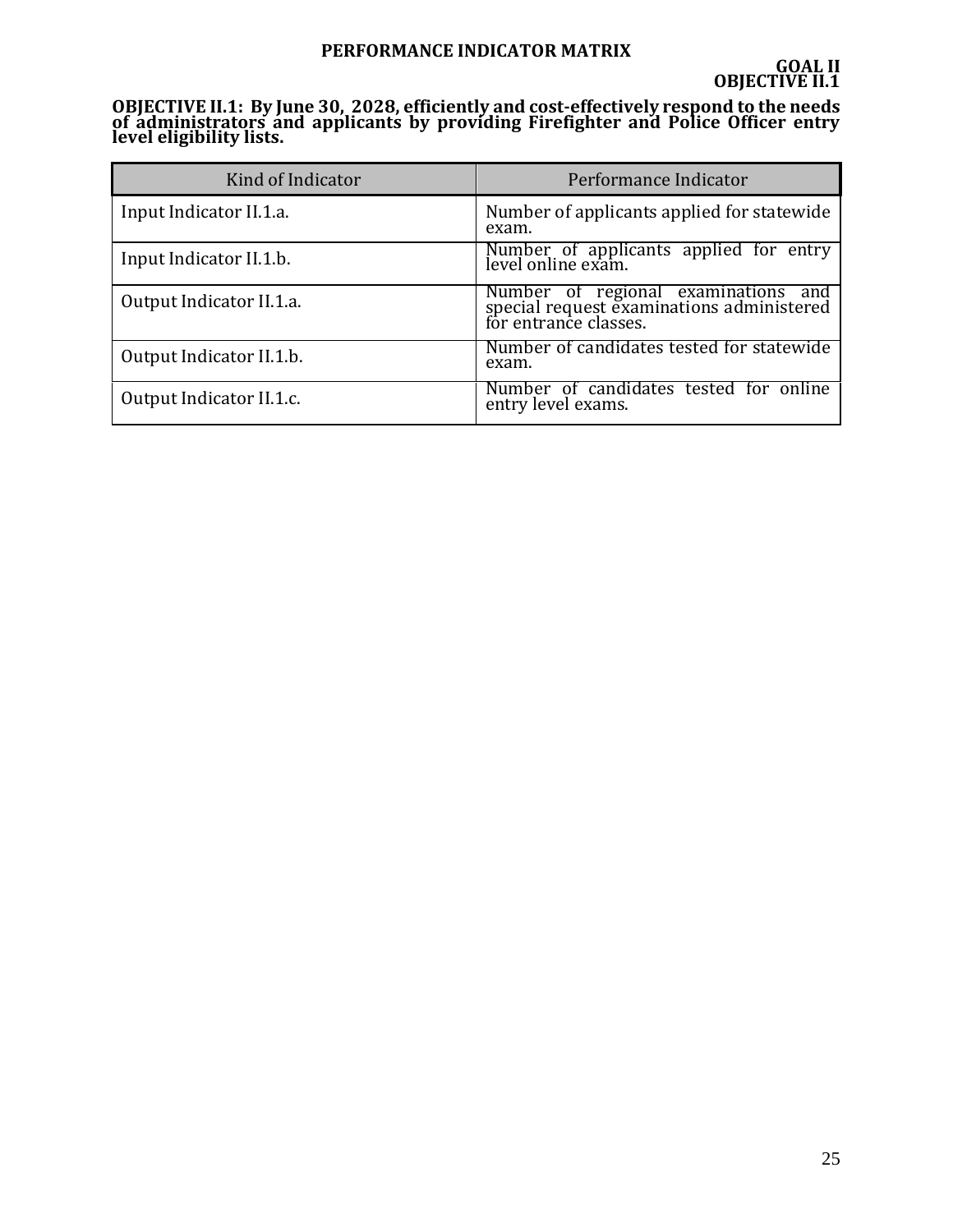# PERFORMANCE INDICATOR MATRIX

**GOAL II**
**OBJECTIVE II.1**

**OBJECTIVE II.1: By June 30, 2028, efficiently and cost-effectively respond to the needs of administrators and applicants by providing Firefighter and Police Officer entry level eligibility lists.**

| Kind of Indicator | Performance Indicator |
|---|---|
| Input Indicator II.1.a. | Number of applicants applied for statewide exam. |
| Input Indicator II.1.b. | Number of applicants applied for entry level online exam. |
| Output Indicator II.1.a. | Number of regional examinations and special request examinations administered for entrance classes. |
| Output Indicator II.1.b. | Number of candidates tested for statewide exam. |
| Output Indicator II.1.c. | Number of candidates tested for online entry level exams. |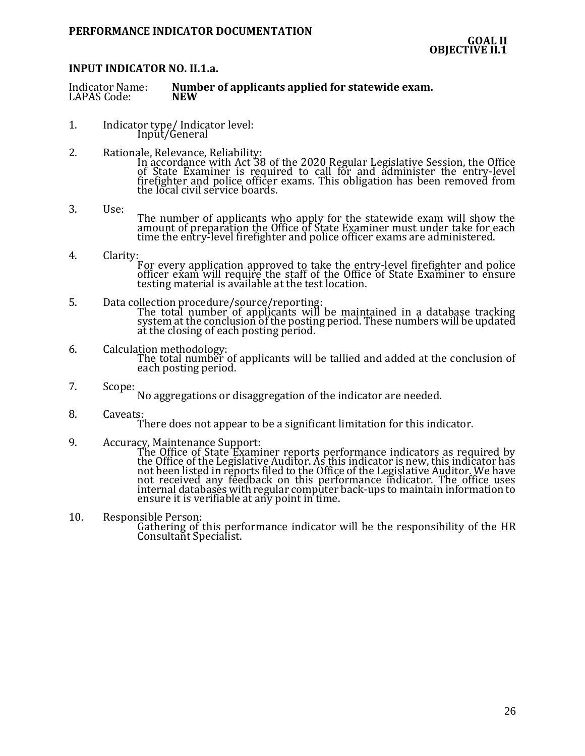**PERFORMANCE INDICATOR DOCUMENTATION**

**GOAL II**
**OBJECTIVE II.1**

**INPUT INDICATOR NO. II.1.a.**

Indicator Name: **Number of applicants applied for statewide exam.**
LAPAS Code: **NEW**

1. Indicator type/ Indicator level:
   Input/General

2. Rationale, Relevance, Reliability:
   In accordance with Act 38 of the 2020 Regular Legislative Session, the Office of State Examiner is required to call for and administer the entry-level firefighter and police officer exams. This obligation has been removed from the local civil service boards.

3. Use:
   The number of applicants who apply for the statewide exam will show the amount of preparation the Office of State Examiner must under take for each time the entry-level firefighter and police officer exams are administered.

4. Clarity:
   For every application approved to take the entry-level firefighter and police officer exam will require the staff of the Office of State Examiner to ensure testing material is available at the test location.

5. Data collection procedure/source/reporting:
   The total number of applicants will be maintained in a database tracking system at the conclusion of the posting period. These numbers will be updated at the closing of each posting period.

6. Calculation methodology:
   The total number of applicants will be tallied and added at the conclusion of each posting period.

7. Scope:
   No aggregations or disaggregation of the indicator are needed.

8. Caveats:
   There does not appear to be a significant limitation for this indicator.

9. Accuracy, Maintenance Support:
   The Office of State Examiner reports performance indicators as required by the Office of the Legislative Auditor. As this indicator is new, this indicator has not been listed in reports filed to the Office of the Legislative Auditor. We have not received any feedback on this performance indicator. The office uses internal databases with regular computer back-ups to maintain information to ensure it is verifiable at any point in time.

10. Responsible Person:
    Gathering of this performance indicator will be the responsibility of the HR Consultant Specialist.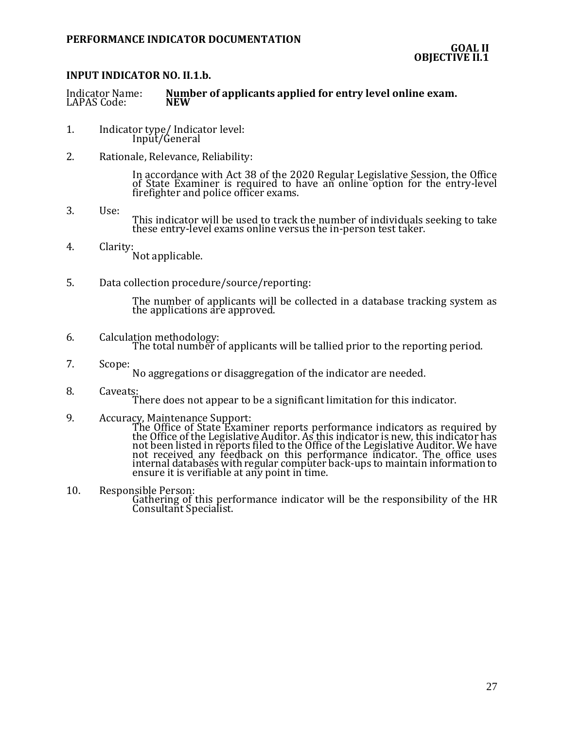**PERFORMANCE INDICATOR DOCUMENTATION**

**GOAL II**
**OBJECTIVE II.1**

**INPUT INDICATOR NO. II.1.b.**

Indicator Name: **Number of applicants applied for entry level online exam.**
LAPAS Code: **NEW**

1. Indicator type/ Indicator level:
   Input/General

2. Rationale, Relevance, Reliability:

   In accordance with Act 38 of the 2020 Regular Legislative Session, the Office of State Examiner is required to have an online option for the entry-level firefighter and police officer exams.

3. Use:
   This indicator will be used to track the number of individuals seeking to take these entry-level exams online versus the in-person test taker.

4. Clarity:
   Not applicable.

5. Data collection procedure/source/reporting:

   The number of applicants will be collected in a database tracking system as the applications are approved.

6. Calculation methodology:
   The total number of applicants will be tallied prior to the reporting period.

7. Scope:
   No aggregations or disaggregation of the indicator are needed.

8. Caveats:
   There does not appear to be a significant limitation for this indicator.

9. Accuracy, Maintenance Support:
   The Office of State Examiner reports performance indicators as required by the Office of the Legislative Auditor. As this indicator is new, this indicator has not been listed in reports filed to the Office of the Legislative Auditor. We have not received any feedback on this performance indicator. The office uses internal databases with regular computer back-ups to maintain information to ensure it is verifiable at any point in time.

10. Responsible Person:
    Gathering of this performance indicator will be the responsibility of the HR Consultant Specialist.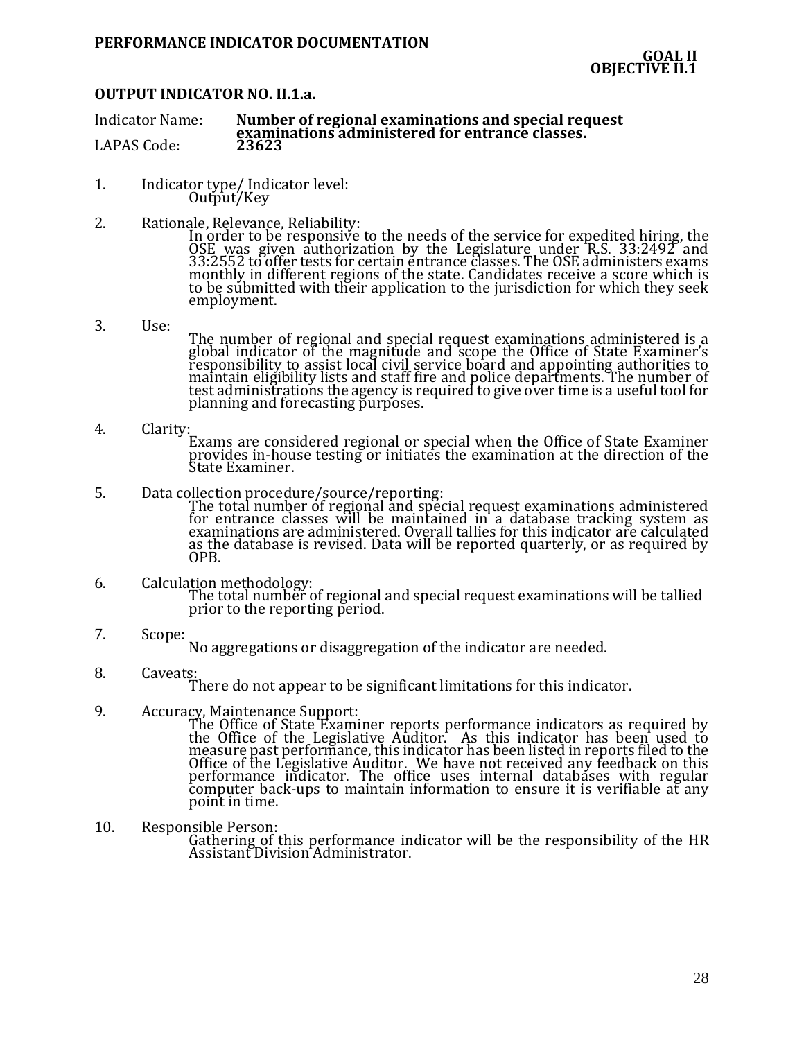**PERFORMANCE INDICATOR DOCUMENTATION**

**GOAL II**
**OBJECTIVE II.1**

**OUTPUT INDICATOR NO. II.1.a.**

Indicator Name: **Number of regional examinations and special request examinations administered for entrance classes.**
LAPAS Code: **23623**

1. Indicator type/ Indicator level:
   Output/Key

2. Rationale, Relevance, Reliability:
   In order to be responsive to the needs of the service for expedited hiring, the OSE was given authorization by the Legislature under R.S. 33:2492 and 33:2552 to offer tests for certain entrance classes. The OSE administers exams monthly in different regions of the state. Candidates receive a score which is to be submitted with their application to the jurisdiction for which they seek employment.

3. Use:
   The number of regional and special request examinations administered is a global indicator of the magnitude and scope the Office of State Examiner's responsibility to assist local civil service board and appointing authorities to maintain eligibility lists and staff fire and police departments. The number of test administrations the agency is required to give over time is a useful tool for planning and forecasting purposes.

4. Clarity:
   Exams are considered regional or special when the Office of State Examiner provides in-house testing or initiates the examination at the direction of the State Examiner.

5. Data collection procedure/source/reporting:
   The total number of regional and special request examinations administered for entrance classes will be maintained in a database tracking system as examinations are administered. Overall tallies for this indicator are calculated as the database is revised. Data will be reported quarterly, or as required by OPB.

6. Calculation methodology:
   The total number of regional and special request examinations will be tallied prior to the reporting period.

7. Scope:
   No aggregations or disaggregation of the indicator are needed.

8. Caveats:
   There do not appear to be significant limitations for this indicator.

9. Accuracy, Maintenance Support:
   The Office of State Examiner reports performance indicators as required by the Office of the Legislative Auditor. As this indicator has been used to measure past performance, this indicator has been listed in reports filed to the Office of the Legislative Auditor. We have not received any feedback on this performance indicator. The office uses internal databases with regular computer back-ups to maintain information to ensure it is verifiable at any point in time.

10. Responsible Person:
    Gathering of this performance indicator will be the responsibility of the HR Assistant Division Administrator.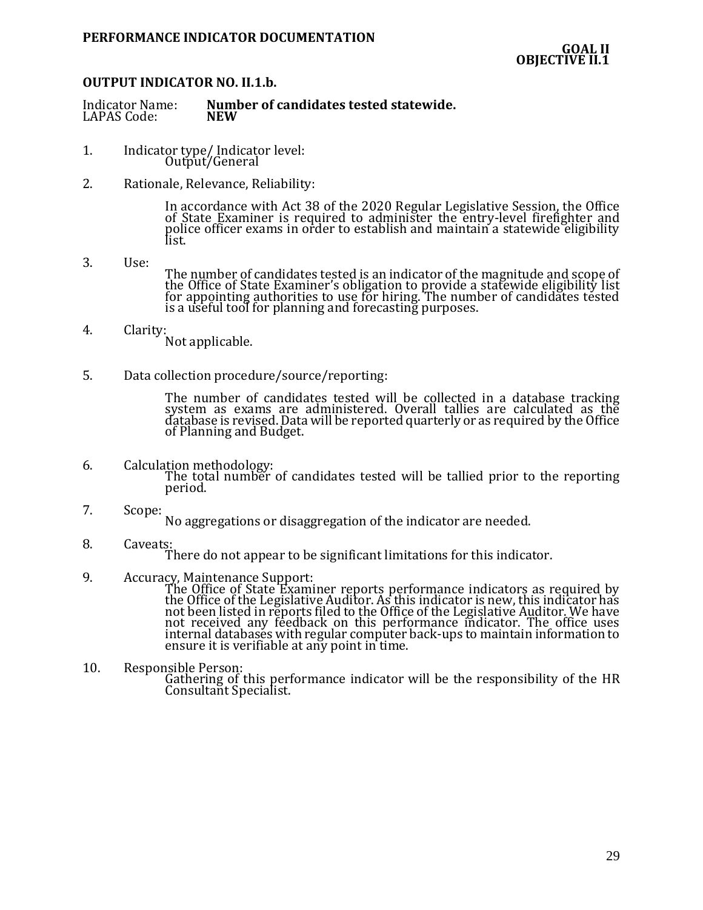**PERFORMANCE INDICATOR DOCUMENTATION**

**GOAL II**
**OBJECTIVE II.1**

**OUTPUT INDICATOR NO. II.1.b.**

Indicator Name: **Number of candidates tested statewide.**
LAPAS Code: **NEW**

1. Indicator type/ Indicator level:
   Output/General

2. Rationale, Relevance, Reliability:

   In accordance with Act 38 of the 2020 Regular Legislative Session, the Office of State Examiner is required to administer the entry-level firefighter and police officer exams in order to establish and maintain a statewide eligibility list.

3. Use:
   The number of candidates tested is an indicator of the magnitude and scope of the Office of State Examiner's obligation to provide a statewide eligibility list for appointing authorities to use for hiring. The number of candidates tested is a useful tool for planning and forecasting purposes.

4. Clarity:
   Not applicable.

5. Data collection procedure/source/reporting:

   The number of candidates tested will be collected in a database tracking system as exams are administered. Overall tallies are calculated as the database is revised. Data will be reported quarterly or as required by the Office of Planning and Budget.

6. Calculation methodology:
   The total number of candidates tested will be tallied prior to the reporting period.

7. Scope:
   No aggregations or disaggregation of the indicator are needed.

8. Caveats:
   There do not appear to be significant limitations for this indicator.

9. Accuracy, Maintenance Support:
   The Office of State Examiner reports performance indicators as required by the Office of the Legislative Auditor. As this indicator is new, this indicator has not been listed in reports filed to the Office of the Legislative Auditor. We have not received any feedback on this performance indicator. The office uses internal databases with regular computer back-ups to maintain information to ensure it is verifiable at any point in time.

10. Responsible Person:
    Gathering of this performance indicator will be the responsibility of the HR Consultant Specialist.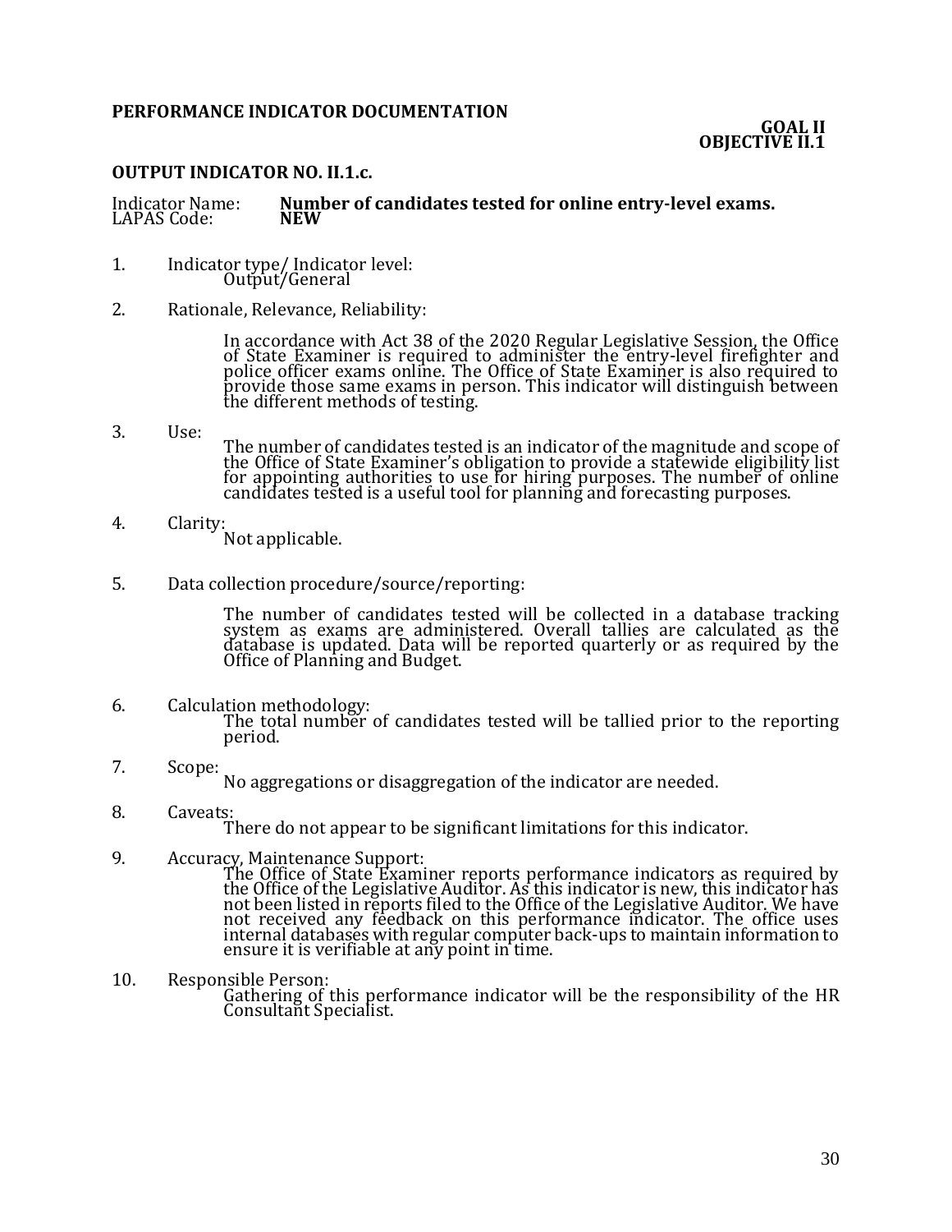**PERFORMANCE INDICATOR DOCUMENTATION**

**GOAL II**
**OBJECTIVE II.1**

**OUTPUT INDICATOR NO. II.1.c.**

Indicator Name: **Number of candidates tested for online entry-level exams.**
LAPAS Code: **NEW**

1. Indicator type/ Indicator level:
   Output/General

2. Rationale, Relevance, Reliability:

   In accordance with Act 38 of the 2020 Regular Legislative Session, the Office of State Examiner is required to administer the entry-level firefighter and police officer exams online. The Office of State Examiner is also required to provide those same exams in person. This indicator will distinguish between the different methods of testing.

3. Use:
   The number of candidates tested is an indicator of the magnitude and scope of the Office of State Examiner's obligation to provide a statewide eligibility list for appointing authorities to use for hiring purposes. The number of online candidates tested is a useful tool for planning and forecasting purposes.

4. Clarity:
   Not applicable.

5. Data collection procedure/source/reporting:

   The number of candidates tested will be collected in a database tracking system as exams are administered. Overall tallies are calculated as the database is updated. Data will be reported quarterly or as required by the Office of Planning and Budget.

6. Calculation methodology:
   The total number of candidates tested will be tallied prior to the reporting period.

7. Scope:
   No aggregations or disaggregation of the indicator are needed.

8. Caveats:
   There do not appear to be significant limitations for this indicator.

9. Accuracy, Maintenance Support:
   The Office of State Examiner reports performance indicators as required by the Office of the Legislative Auditor. As this indicator is new, this indicator has not been listed in reports filed to the Office of the Legislative Auditor. We have not received any feedback on this performance indicator. The office uses internal databases with regular computer back-ups to maintain information to ensure it is verifiable at any point in time.

10. Responsible Person:
    Gathering of this performance indicator will be the responsibility of the HR Consultant Specialist.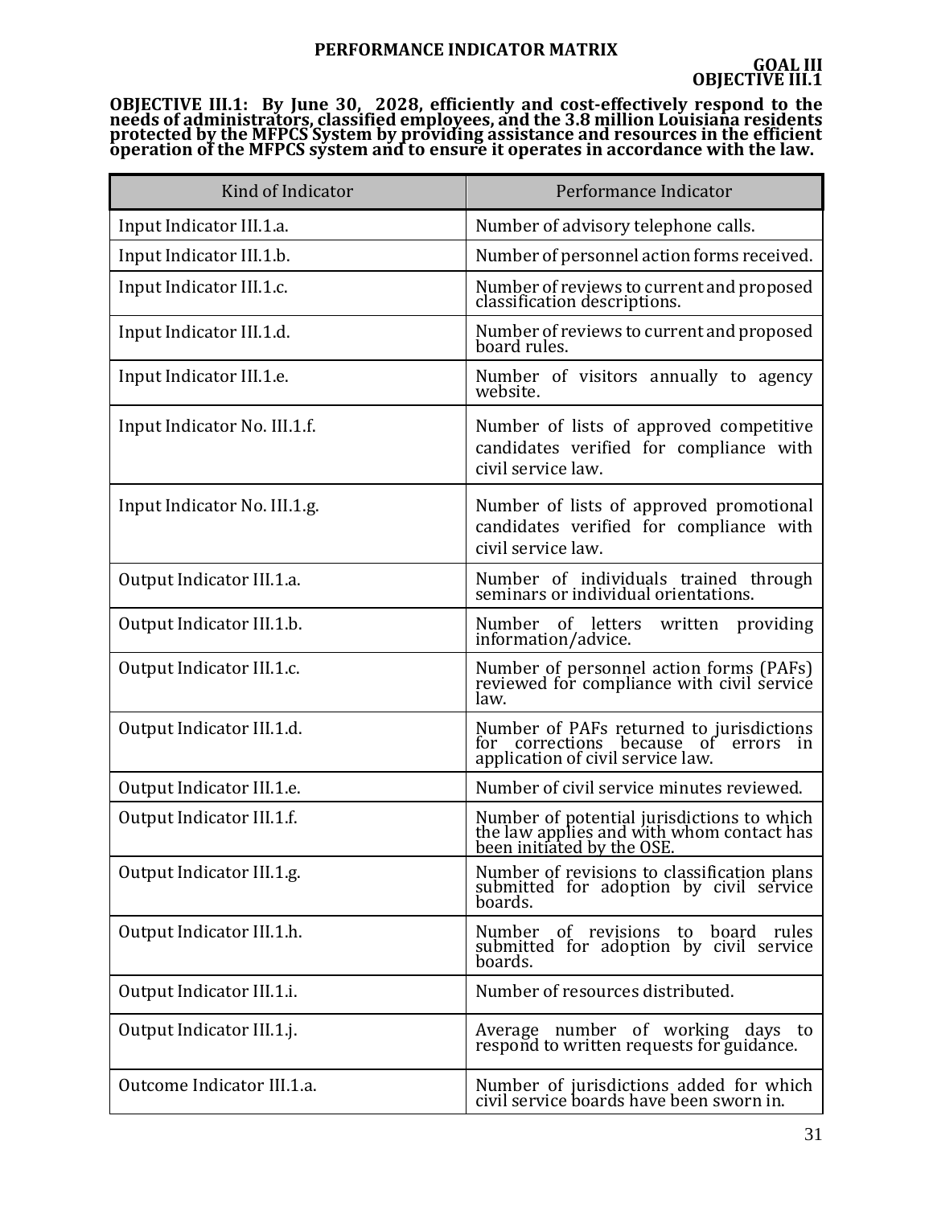# PERFORMANCE INDICATOR MATRIX

**GOAL III**
**OBJECTIVE III.1**

**OBJECTIVE III.1: By June 30, 2028, efficiently and cost-effectively respond to the needs of administrators, classified employees, and the 3.8 million Louisiana residents protected by the MFPCS System by providing assistance and resources in the efficient operation of the MFPCS system and to ensure it operates in accordance with the law.**

| Kind of Indicator | Performance Indicator |
| --- | --- |
| Input Indicator III.1.a. | Number of advisory telephone calls. |
| Input Indicator III.1.b. | Number of personnel action forms received. |
| Input Indicator III.1.c. | Number of reviews to current and proposed classification descriptions. |
| Input Indicator III.1.d. | Number of reviews to current and proposed board rules. |
| Input Indicator III.1.e. | Number of visitors annually to agency website. |
| Input Indicator No. III.1.f. | Number of lists of approved competitive candidates verified for compliance with civil service law. |
| Input Indicator No. III.1.g. | Number of lists of approved promotional candidates verified for compliance with civil service law. |
| Output Indicator III.1.a. | Number of individuals trained through seminars or individual orientations. |
| Output Indicator III.1.b. | Number of letters written providing information/advice. |
| Output Indicator III.1.c. | Number of personnel action forms (PAFs) reviewed for compliance with civil service law. |
| Output Indicator III.1.d. | Number of PAFs returned to jurisdictions for corrections because of errors in application of civil service law. |
| Output Indicator III.1.e. | Number of civil service minutes reviewed. |
| Output Indicator III.1.f. | Number of potential jurisdictions to which the law applies and with whom contact has been initiated by the OSE. |
| Output Indicator III.1.g. | Number of revisions to classification plans submitted for adoption by civil service boards. |
| Output Indicator III.1.h. | Number of revisions to board rules submitted for adoption by civil service boards. |
| Output Indicator III.1.i. | Number of resources distributed. |
| Output Indicator III.1.j. | Average number of working days to respond to written requests for guidance. |
| Outcome Indicator III.1.a. | Number of jurisdictions added for which civil service boards have been sworn in. |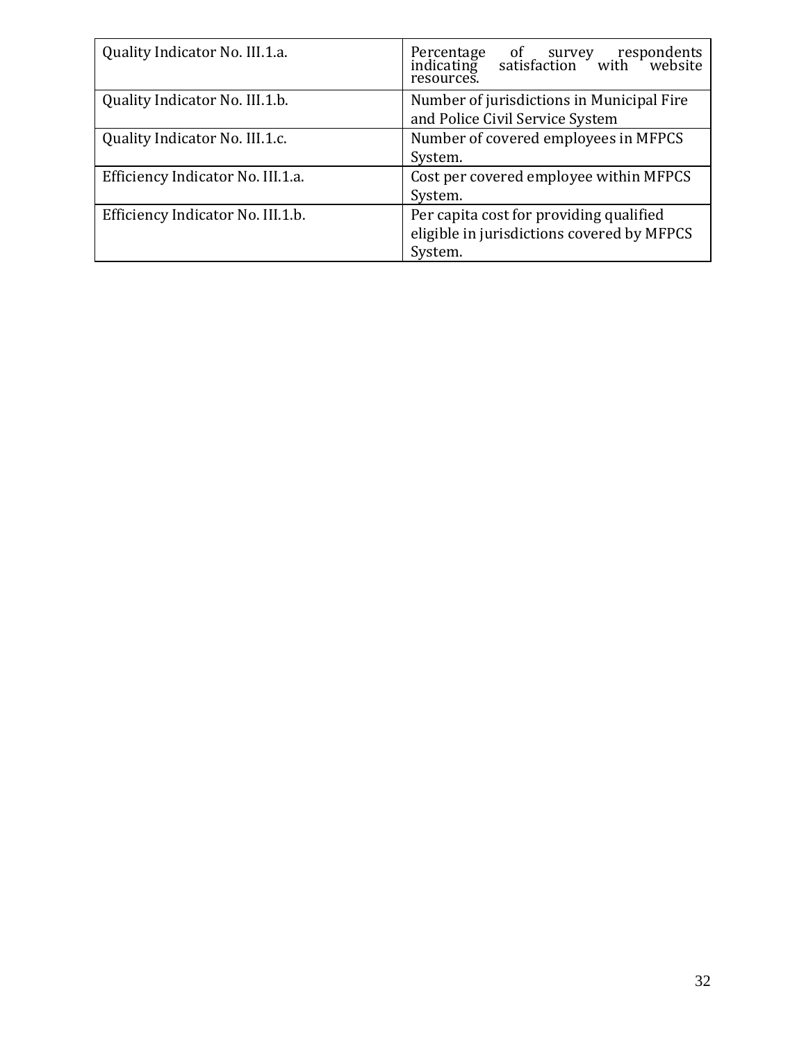| Quality Indicator No. III.1.a. | Percentage of survey respondents indicating satisfaction with website resources. |
|---|---|
| Quality Indicator No. III.1.b. | Number of jurisdictions in Municipal Fire and Police Civil Service System |
| Quality Indicator No. III.1.c. | Number of covered employees in MFPCS System. |
| Efficiency Indicator No. III.1.a. | Cost per covered employee within MFPCS System. |
| Efficiency Indicator No. III.1.b. | Per capita cost for providing qualified eligible in jurisdictions covered by MFPCS System. |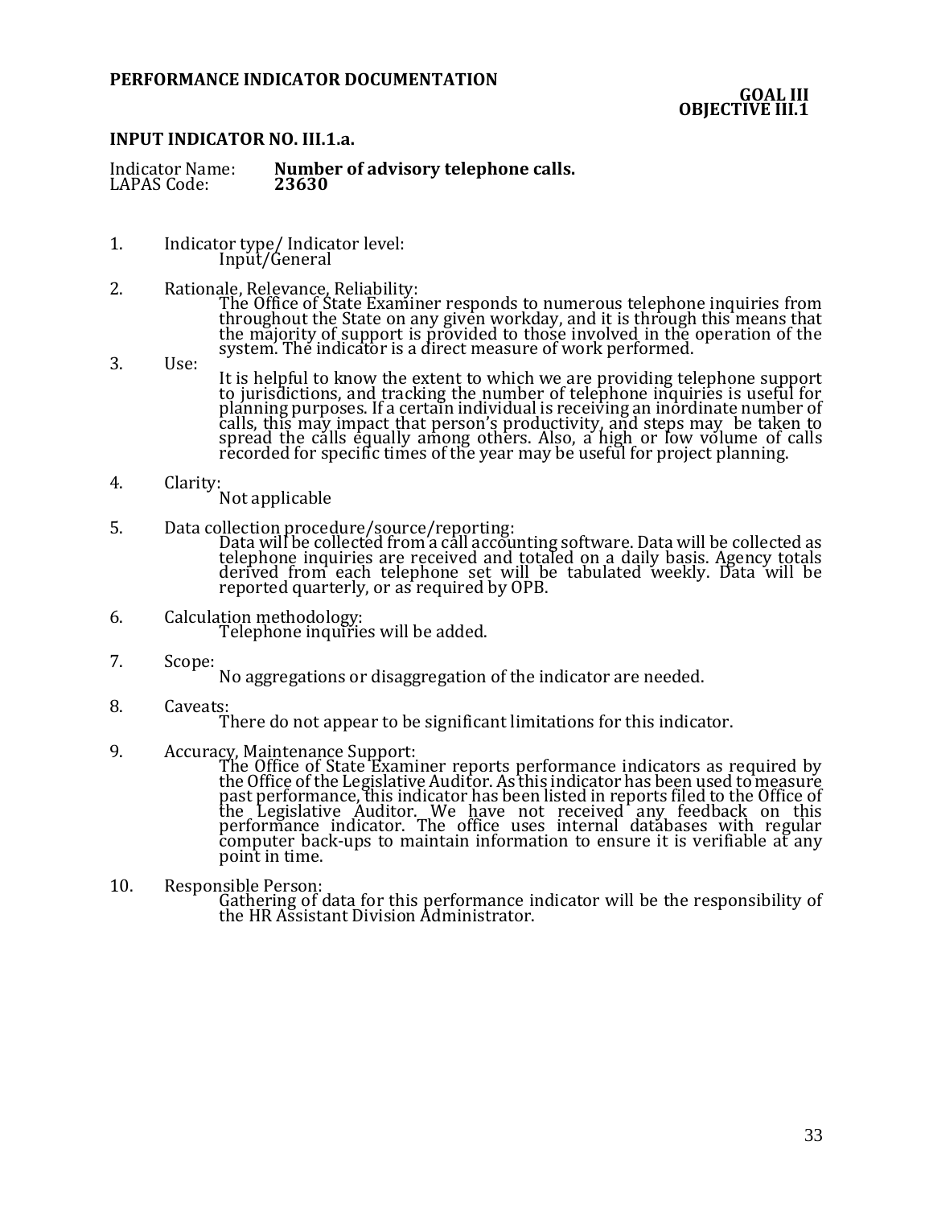**PERFORMANCE INDICATOR DOCUMENTATION**

**GOAL III**
**OBJECTIVE III.1**

**INPUT INDICATOR NO. III.1.a.**

Indicator Name: **Number of advisory telephone calls.**
LAPAS Code: **23630**

1. Indicator type/ Indicator level:
   Input/General

2. Rationale, Relevance, Reliability:
   The Office of State Examiner responds to numerous telephone inquiries from throughout the State on any given workday, and it is through this means that the majority of support is provided to those involved in the operation of the system. The indicator is a direct measure of work performed.

3. Use:
   It is helpful to know the extent to which we are providing telephone support to jurisdictions, and tracking the number of telephone inquiries is useful for planning purposes. If a certain individual is receiving an inordinate number of calls, this may impact that person's productivity, and steps may be taken to spread the calls equally among others. Also, a high or low volume of calls recorded for specific times of the year may be useful for project planning.

4. Clarity:
   Not applicable

5. Data collection procedure/source/reporting:
   Data will be collected from a call accounting software. Data will be collected as telephone inquiries are received and totaled on a daily basis. Agency totals derived from each telephone set will be tabulated weekly. Data will be reported quarterly, or as required by OPB.

6. Calculation methodology:
   Telephone inquiries will be added.

7. Scope:
   No aggregations or disaggregation of the indicator are needed.

8. Caveats:
   There do not appear to be significant limitations for this indicator.

9. Accuracy, Maintenance Support:
   The Office of State Examiner reports performance indicators as required by the Office of the Legislative Auditor. As this indicator has been used to measure past performance, this indicator has been listed in reports filed to the Office of the Legislative Auditor. We have not received any feedback on this performance indicator. The office uses internal databases with regular computer back-ups to maintain information to ensure it is verifiable at any point in time.

10. Responsible Person:
    Gathering of data for this performance indicator will be the responsibility of the HR Assistant Division Administrator.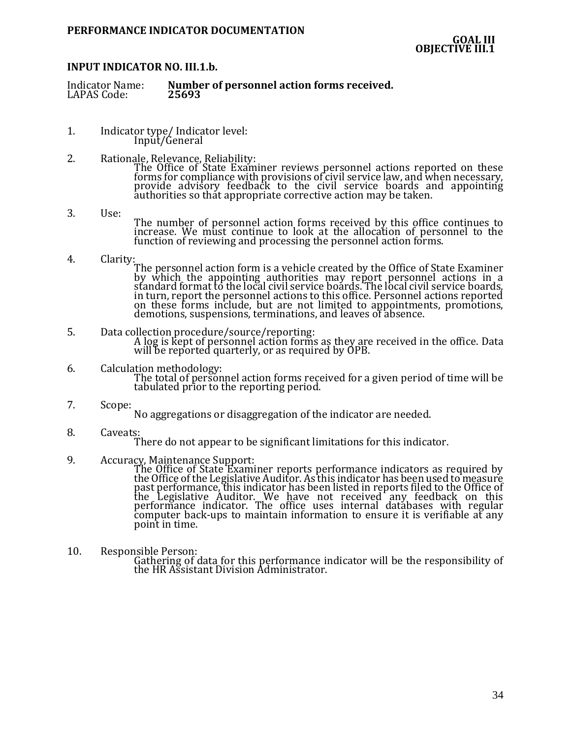**PERFORMANCE INDICATOR DOCUMENTATION**

**GOAL III**
**OBJECTIVE III.1**

**INPUT INDICATOR NO. III.1.b.**

Indicator Name: **Number of personnel action forms received.**
LAPAS Code: **25693**

1. Indicator type/ Indicator level:
   Input/General

2. Rationale, Relevance, Reliability:
   The Office of State Examiner reviews personnel actions reported on these forms for compliance with provisions of civil service law, and when necessary, provide advisory feedback to the civil service boards and appointing authorities so that appropriate corrective action may be taken.

3. Use:
   The number of personnel action forms received by this office continues to increase. We must continue to look at the allocation of personnel to the function of reviewing and processing the personnel action forms.

4. Clarity:
   The personnel action form is a vehicle created by the Office of State Examiner by which the appointing authorities may report personnel actions in a standard format to the local civil service boards. The local civil service boards, in turn, report the personnel actions to this office. Personnel actions reported on these forms include, but are not limited to appointments, promotions, demotions, suspensions, terminations, and leaves of absence.

5. Data collection procedure/source/reporting:
   A log is kept of personnel action forms as they are received in the office. Data will be reported quarterly, or as required by OPB.

6. Calculation methodology:
   The total of personnel action forms received for a given period of time will be tabulated prior to the reporting period.

7. Scope:
   No aggregations or disaggregation of the indicator are needed.

8. Caveats:
   There do not appear to be significant limitations for this indicator.

9. Accuracy, Maintenance Support:
   The Office of State Examiner reports performance indicators as required by the Office of the Legislative Auditor. As this indicator has been used to measure past performance, this indicator has been listed in reports filed to the Office of the Legislative Auditor. We have not received any feedback on this performance indicator. The office uses internal databases with regular computer back-ups to maintain information to ensure it is verifiable at any point in time.

10. Responsible Person:
    Gathering of data for this performance indicator will be the responsibility of the HR Assistant Division Administrator.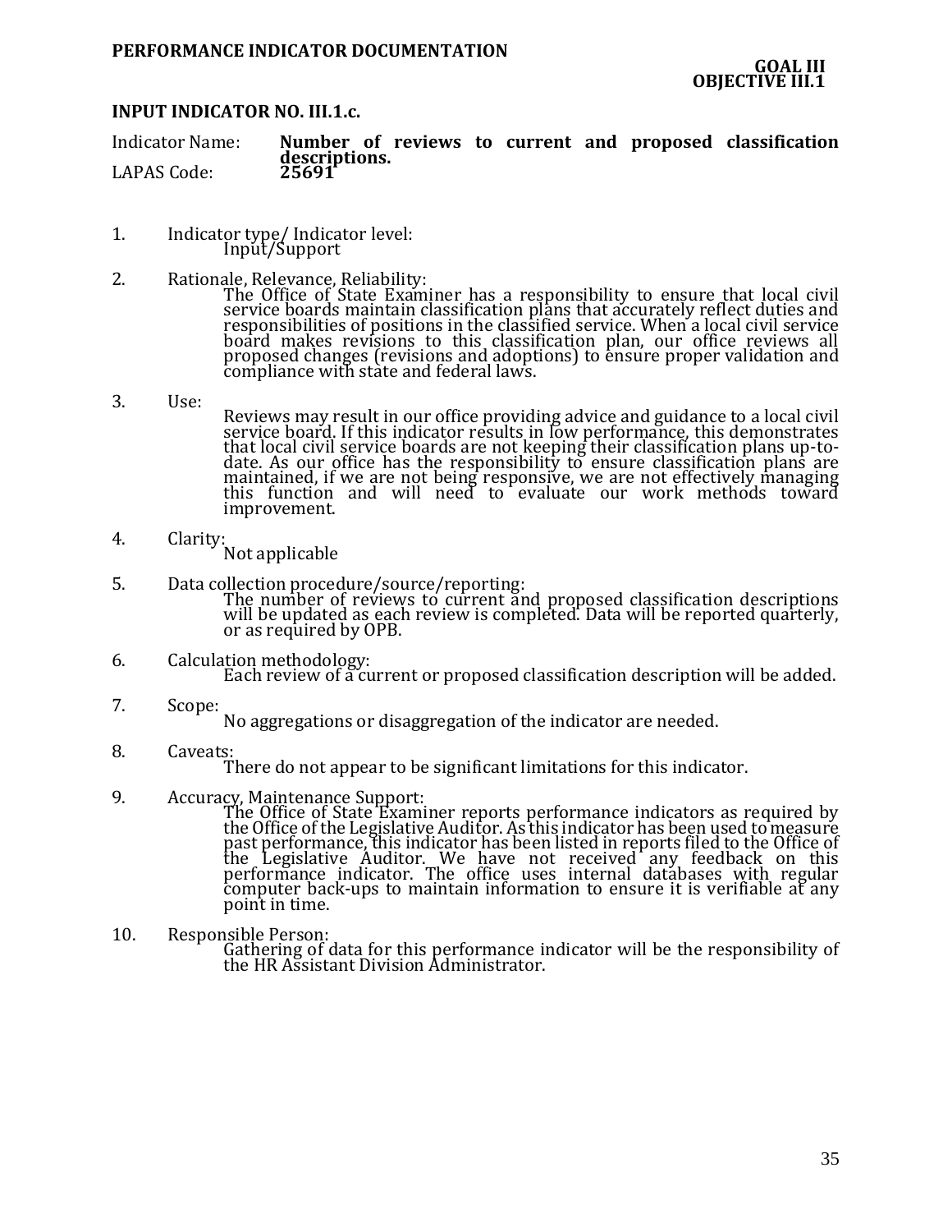**PERFORMANCE INDICATOR DOCUMENTATION**

**GOAL III**
**OBJECTIVE III.1**

**INPUT INDICATOR NO. III.1.c.**

Indicator Name: **Number of reviews to current and proposed classification descriptions.**
LAPAS Code: **25691**

1. Indicator type/ Indicator level:
   Input/Support

2. Rationale, Relevance, Reliability:
   The Office of State Examiner has a responsibility to ensure that local civil service boards maintain classification plans that accurately reflect duties and responsibilities of positions in the classified service. When a local civil service board makes revisions to this classification plan, our office reviews all proposed changes (revisions and adoptions) to ensure proper validation and compliance with state and federal laws.

3. Use:
   Reviews may result in our office providing advice and guidance to a local civil service board. If this indicator results in low performance, this demonstrates that local civil service boards are not keeping their classification plans up-to-date. As our office has the responsibility to ensure classification plans are maintained, if we are not being responsive, we are not effectively managing this function and will need to evaluate our work methods toward improvement.

4. Clarity:
   Not applicable

5. Data collection procedure/source/reporting:
   The number of reviews to current and proposed classification descriptions will be updated as each review is completed. Data will be reported quarterly, or as required by OPB.

6. Calculation methodology:
   Each review of a current or proposed classification description will be added.

7. Scope:
   No aggregations or disaggregation of the indicator are needed.

8. Caveats:
   There do not appear to be significant limitations for this indicator.

9. Accuracy, Maintenance Support:
   The Office of State Examiner reports performance indicators as required by the Office of the Legislative Auditor. As this indicator has been used to measure past performance, this indicator has been listed in reports filed to the Office of the Legislative Auditor. We have not received any feedback on this performance indicator. The office uses internal databases with regular computer back-ups to maintain information to ensure it is verifiable at any point in time.

10. Responsible Person:
    Gathering of data for this performance indicator will be the responsibility of the HR Assistant Division Administrator.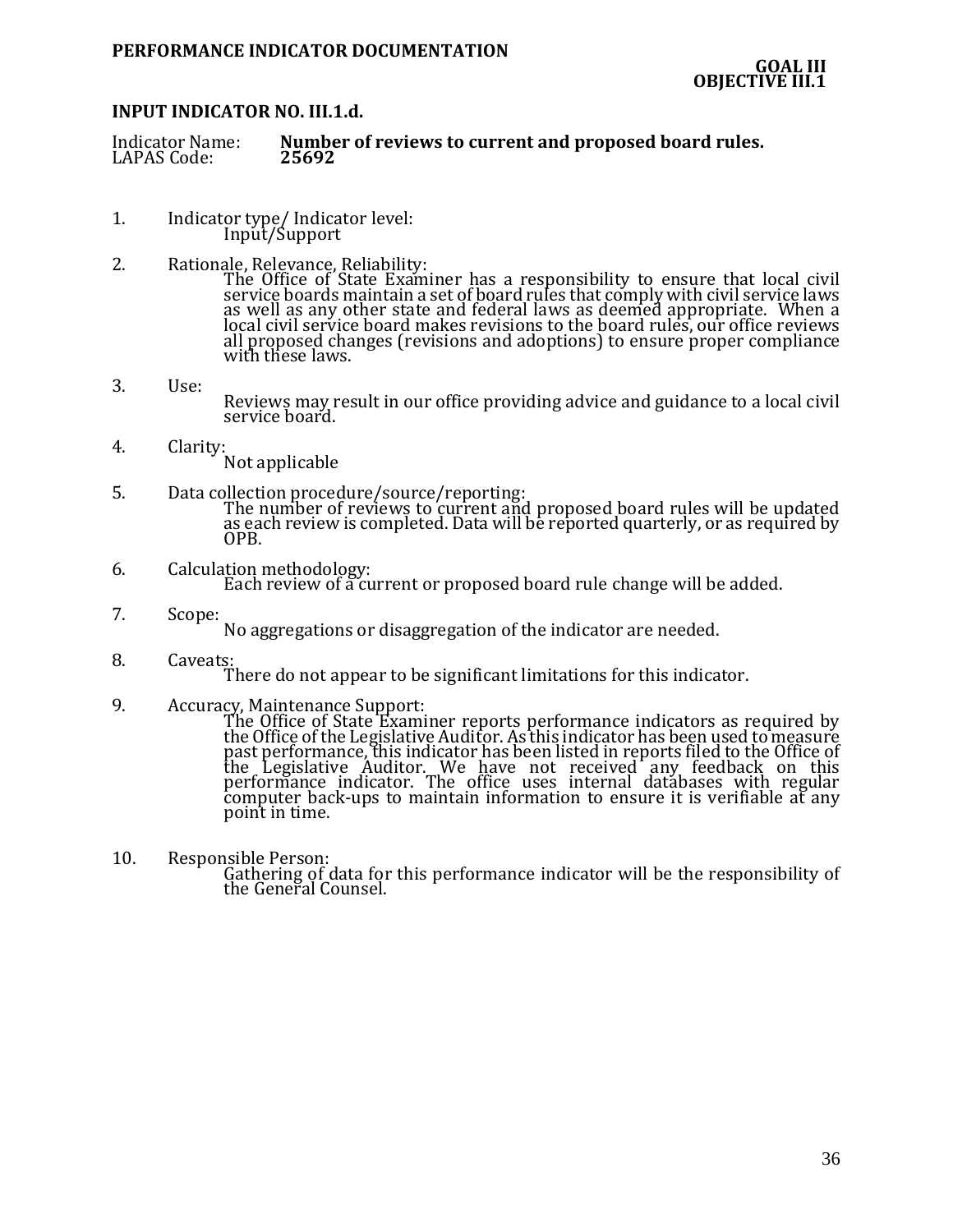**PERFORMANCE INDICATOR DOCUMENTATION**

**GOAL III**
**OBJECTIVE III.1**

**INPUT INDICATOR NO. III.1.d.**

Indicator Name: **Number of reviews to current and proposed board rules.**
LAPAS Code: **25692**

1. Indicator type/ Indicator level:
   Input/Support

2. Rationale, Relevance, Reliability:
   The Office of State Examiner has a responsibility to ensure that local civil service boards maintain a set of board rules that comply with civil service laws as well as any other state and federal laws as deemed appropriate. When a local civil service board makes revisions to the board rules, our office reviews all proposed changes (revisions and adoptions) to ensure proper compliance with these laws.

3. Use:
   Reviews may result in our office providing advice and guidance to a local civil service board.

4. Clarity:
   Not applicable

5. Data collection procedure/source/reporting:
   The number of reviews to current and proposed board rules will be updated as each review is completed. Data will be reported quarterly, or as required by OPB.

6. Calculation methodology:
   Each review of a current or proposed board rule change will be added.

7. Scope:
   No aggregations or disaggregation of the indicator are needed.

8. Caveats:
   There do not appear to be significant limitations for this indicator.

9. Accuracy, Maintenance Support:
   The Office of State Examiner reports performance indicators as required by the Office of the Legislative Auditor. As this indicator has been used to measure past performance, this indicator has been listed in reports filed to the Office of the Legislative Auditor. We have not received any feedback on this performance indicator. The office uses internal databases with regular computer back-ups to maintain information to ensure it is verifiable at any point in time.

10. Responsible Person:
    Gathering of data for this performance indicator will be the responsibility of the General Counsel.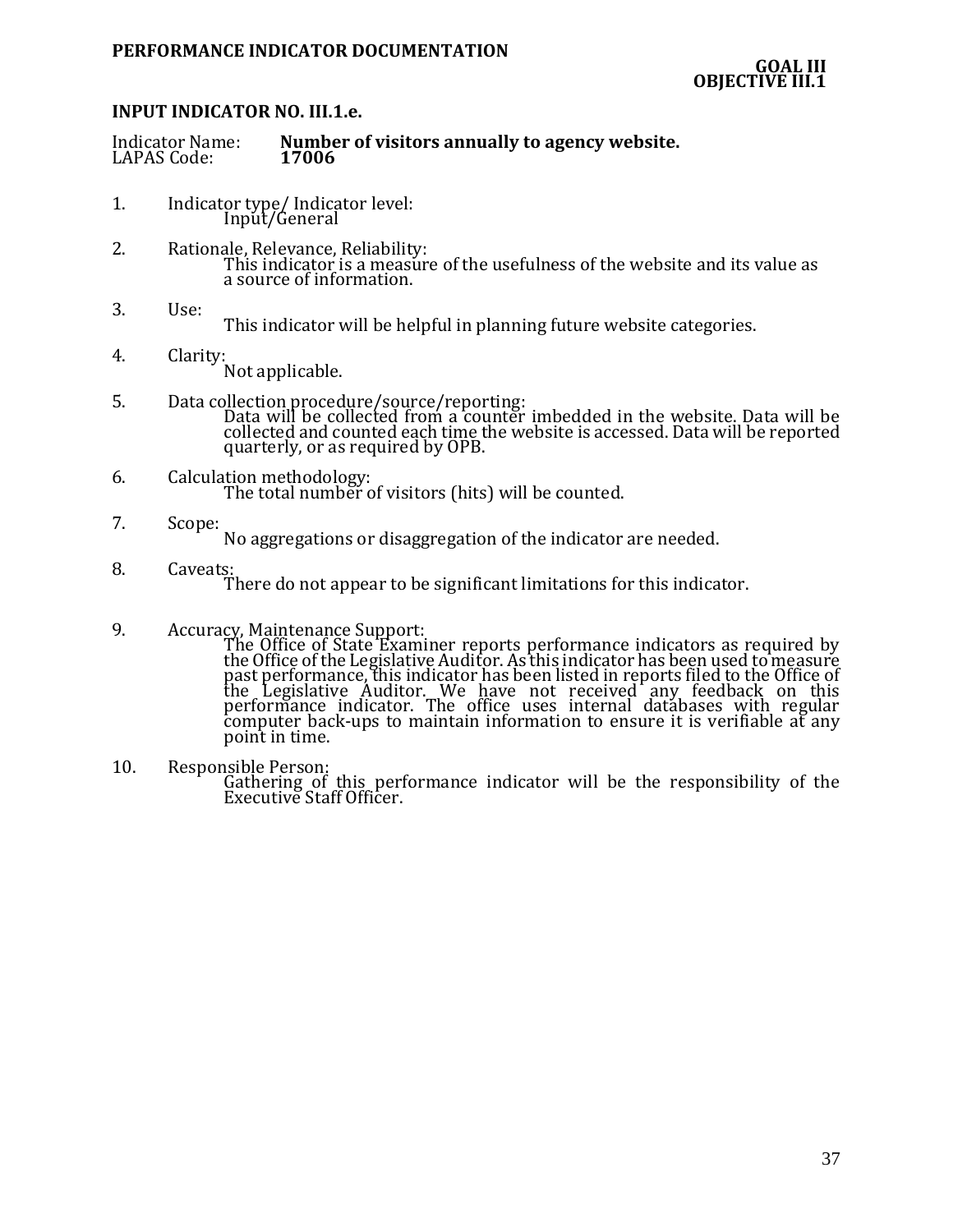**PERFORMANCE INDICATOR DOCUMENTATION**

**GOAL III**
**OBJECTIVE III.1**

**INPUT INDICATOR NO. III.1.e.**

Indicator Name: **Number of visitors annually to agency website.**
LAPAS Code: **17006**

1. Indicator type/ Indicator level:
   Input/General

2. Rationale, Relevance, Reliability:
   This indicator is a measure of the usefulness of the website and its value as a source of information.

3. Use:
   This indicator will be helpful in planning future website categories.

4. Clarity:
   Not applicable.

5. Data collection procedure/source/reporting:
   Data will be collected from a counter imbedded in the website. Data will be collected and counted each time the website is accessed. Data will be reported quarterly, or as required by OPB.

6. Calculation methodology:
   The total number of visitors (hits) will be counted.

7. Scope:
   No aggregations or disaggregation of the indicator are needed.

8. Caveats:
   There do not appear to be significant limitations for this indicator.

9. Accuracy, Maintenance Support:
   The Office of State Examiner reports performance indicators as required by the Office of the Legislative Auditor. As this indicator has been used to measure past performance, this indicator has been listed in reports filed to the Office of the Legislative Auditor. We have not received any feedback on this performance indicator. The office uses internal databases with regular computer back-ups to maintain information to ensure it is verifiable at any point in time.

10. Responsible Person:
    Gathering of this performance indicator will be the responsibility of the Executive Staff Officer.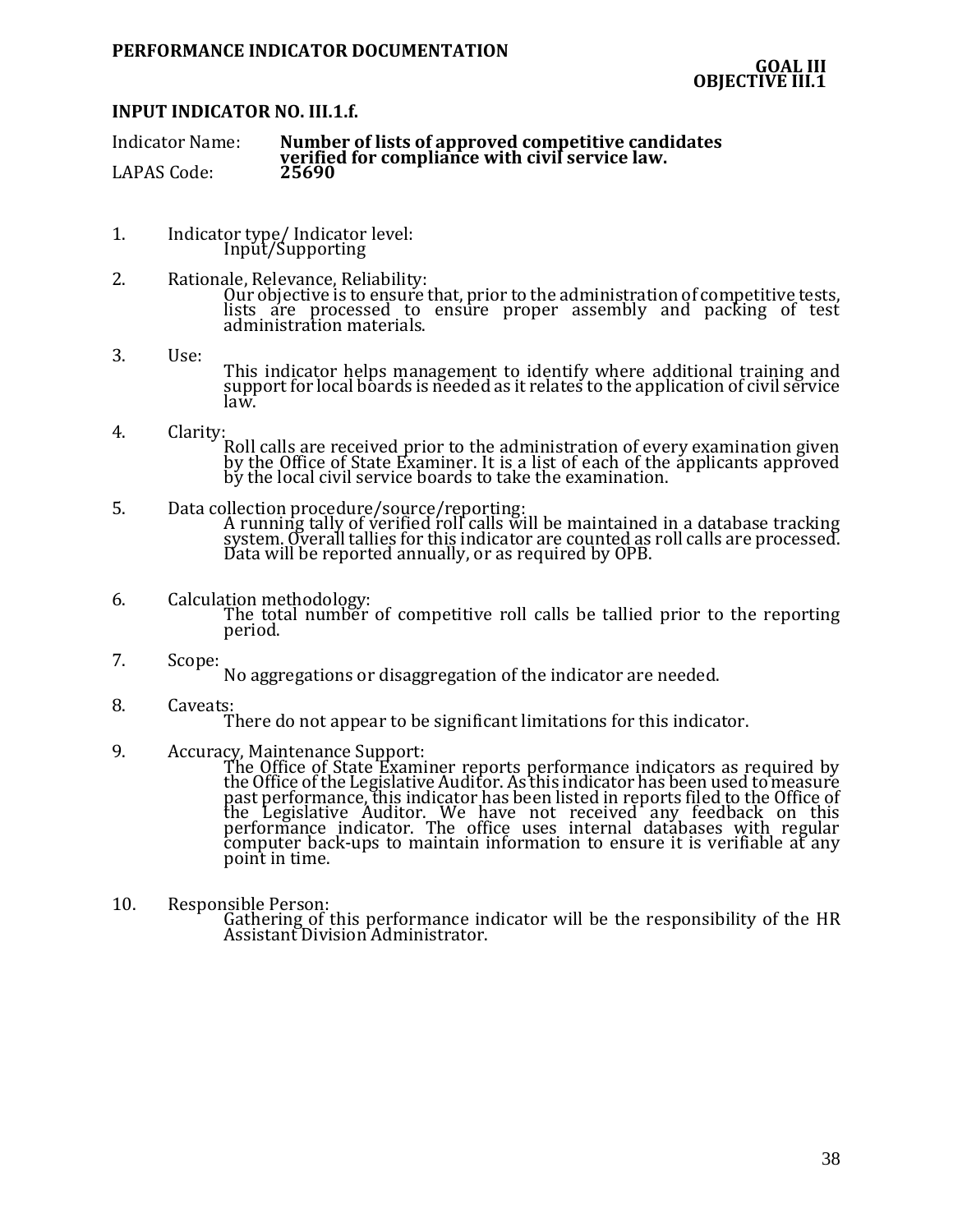**PERFORMANCE INDICATOR DOCUMENTATION**

**GOAL III**
**OBJECTIVE III.1**

**INPUT INDICATOR NO. III.1.f.**

Indicator Name: **Number of lists of approved competitive candidates verified for compliance with civil service law.**
LAPAS Code: **25690**

1. Indicator type/ Indicator level:
   Input/Supporting

2. Rationale, Relevance, Reliability:
   Our objective is to ensure that, prior to the administration of competitive tests, lists are processed to ensure proper assembly and packing of test administration materials.

3. Use:
   This indicator helps management to identify where additional training and support for local boards is needed as it relates to the application of civil service law.

4. Clarity:
   Roll calls are received prior to the administration of every examination given by the Office of State Examiner. It is a list of each of the applicants approved by the local civil service boards to take the examination.

5. Data collection procedure/source/reporting:
   A running tally of verified roll calls will be maintained in a database tracking system. Overall tallies for this indicator are counted as roll calls are processed. Data will be reported annually, or as required by OPB.

6. Calculation methodology:
   The total number of competitive roll calls be tallied prior to the reporting period.

7. Scope:
   No aggregations or disaggregation of the indicator are needed.

8. Caveats:
   There do not appear to be significant limitations for this indicator.

9. Accuracy, Maintenance Support:
   The Office of State Examiner reports performance indicators as required by the Office of the Legislative Auditor. As this indicator has been used to measure past performance, this indicator has been listed in reports filed to the Office of the Legislative Auditor. We have not received any feedback on this performance indicator. The office uses internal databases with regular computer back-ups to maintain information to ensure it is verifiable at any point in time.

10. Responsible Person:
    Gathering of this performance indicator will be the responsibility of the HR Assistant Division Administrator.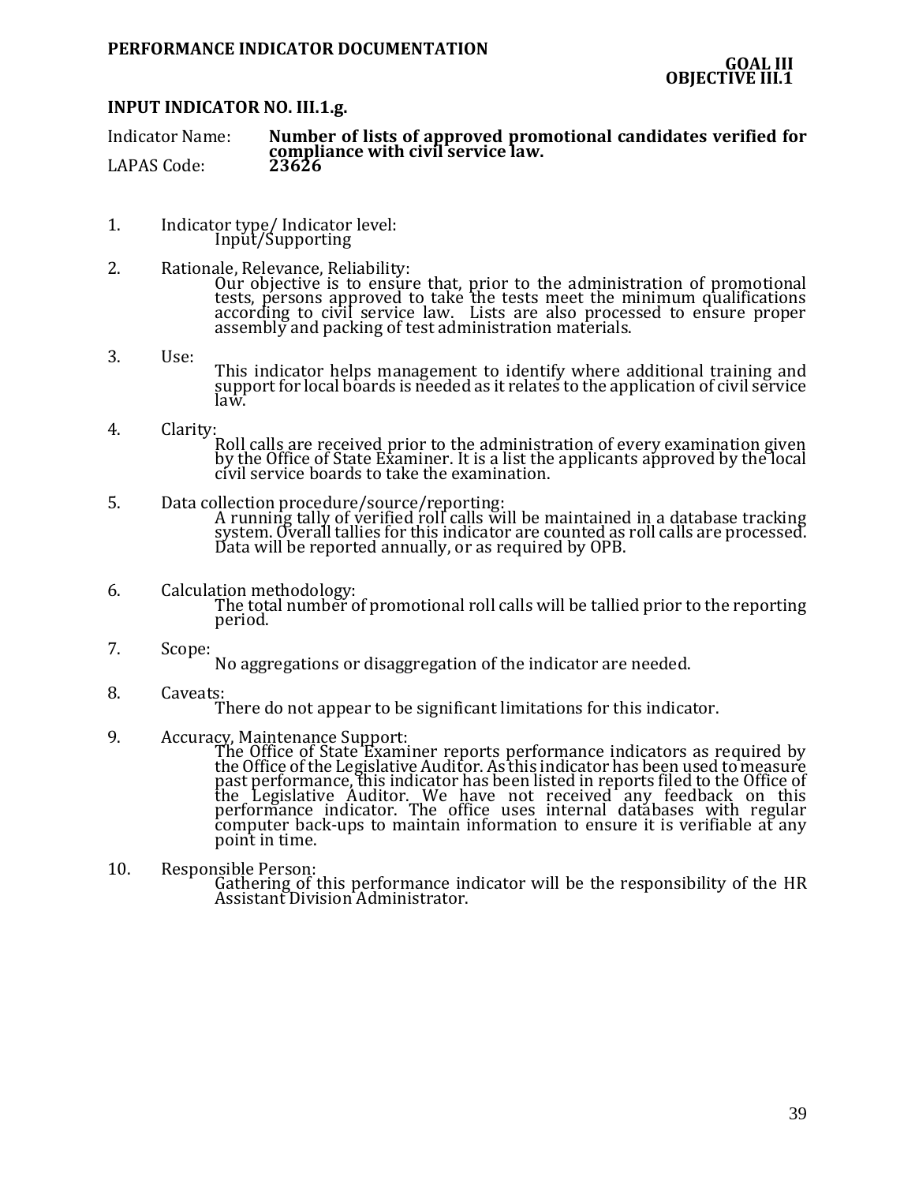**PERFORMANCE INDICATOR DOCUMENTATION**

**GOAL III**
**OBJECTIVE III.1**

**INPUT INDICATOR NO. III.1.g.**

Indicator Name: **Number of lists of approved promotional candidates verified for compliance with civil service law.**

LAPAS Code: **23626**

1. Indicator type/ Indicator level:
   Input/Supporting

2. Rationale, Relevance, Reliability:
   Our objective is to ensure that, prior to the administration of promotional tests, persons approved to take the tests meet the minimum qualifications according to civil service law. Lists are also processed to ensure proper assembly and packing of test administration materials.

3. Use:
   This indicator helps management to identify where additional training and support for local boards is needed as it relates to the application of civil service law.

4. Clarity:
   Roll calls are received prior to the administration of every examination given by the Office of State Examiner. It is a list the applicants approved by the local civil service boards to take the examination.

5. Data collection procedure/source/reporting:
   A running tally of verified roll calls will be maintained in a database tracking system. Overall tallies for this indicator are counted as roll calls are processed. Data will be reported annually, or as required by OPB.

6. Calculation methodology:
   The total number of promotional roll calls will be tallied prior to the reporting period.

7. Scope:
   No aggregations or disaggregation of the indicator are needed.

8. Caveats:
   There do not appear to be significant limitations for this indicator.

9. Accuracy, Maintenance Support:
   The Office of State Examiner reports performance indicators as required by the Office of the Legislative Auditor. As this indicator has been used to measure past performance, this indicator has been listed in reports filed to the Office of the Legislative Auditor. We have not received any feedback on this performance indicator. The office uses internal databases with regular computer back-ups to maintain information to ensure it is verifiable at any point in time.

10. Responsible Person:
    Gathering of this performance indicator will be the responsibility of the HR Assistant Division Administrator.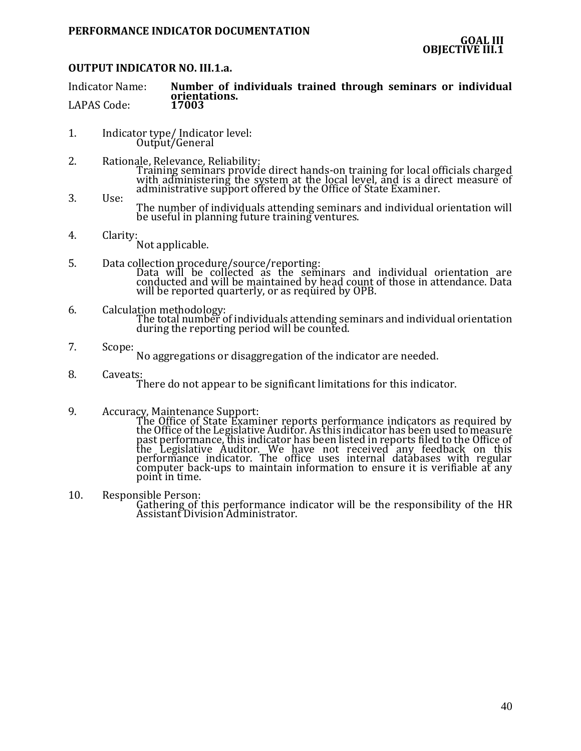**PERFORMANCE INDICATOR DOCUMENTATION**

**GOAL III**
**OBJECTIVE III.1**

**OUTPUT INDICATOR NO. III.1.a.**

Indicator Name: **Number of individuals trained through seminars or individual orientations.**
LAPAS Code: **17003**

1. Indicator type/ Indicator level:
   Output/General

2. Rationale, Relevance, Reliability:
   Training seminars provide direct hands-on training for local officials charged with administering the system at the local level, and is a direct measure of administrative support offered by the Office of State Examiner.

3. Use:
   The number of individuals attending seminars and individual orientation will be useful in planning future training ventures.

4. Clarity:
   Not applicable.

5. Data collection procedure/source/reporting:
   Data will be collected as the seminars and individual orientation are conducted and will be maintained by head count of those in attendance. Data will be reported quarterly, or as required by OPB.

6. Calculation methodology:
   The total number of individuals attending seminars and individual orientation during the reporting period will be counted.

7. Scope:
   No aggregations or disaggregation of the indicator are needed.

8. Caveats:
   There do not appear to be significant limitations for this indicator.

9. Accuracy, Maintenance Support:
   The Office of State Examiner reports performance indicators as required by the Office of the Legislative Auditor. As this indicator has been used to measure past performance, this indicator has been listed in reports filed to the Office of the Legislative Auditor. We have not received any feedback on this performance indicator. The office uses internal databases with regular computer back-ups to maintain information to ensure it is verifiable at any point in time.

10. Responsible Person:
    Gathering of this performance indicator will be the responsibility of the HR Assistant Division Administrator.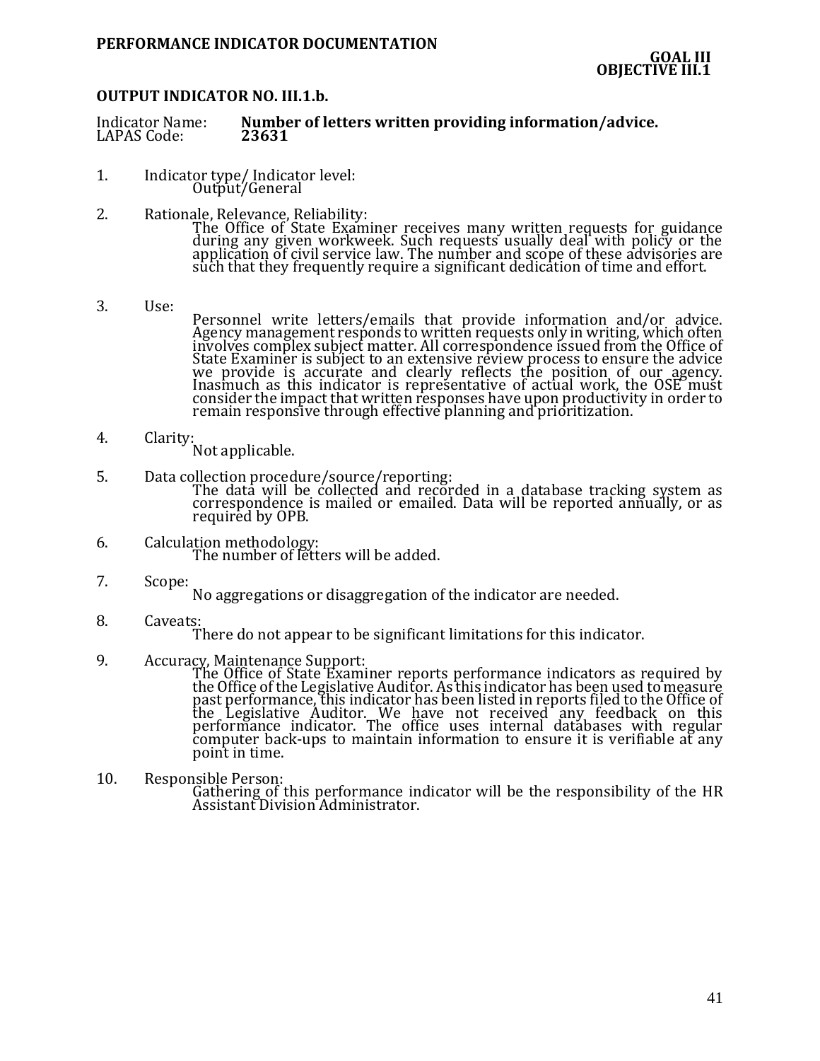**PERFORMANCE INDICATOR DOCUMENTATION**

**GOAL III**
**OBJECTIVE III.1**

**OUTPUT INDICATOR NO. III.1.b.**

Indicator Name: **Number of letters written providing information/advice.**
LAPAS Code: **23631**

1. Indicator type/ Indicator level:
   Output/General

2. Rationale, Relevance, Reliability:
   The Office of State Examiner receives many written requests for guidance during any given workweek. Such requests usually deal with policy or the application of civil service law. The number and scope of these advisories are such that they frequently require a significant dedication of time and effort.

3. Use:
   Personnel write letters/emails that provide information and/or advice. Agency management responds to written requests only in writing, which often involves complex subject matter. All correspondence issued from the Office of State Examiner is subject to an extensive review process to ensure the advice we provide is accurate and clearly reflects the position of our agency. Inasmuch as this indicator is representative of actual work, the OSE must consider the impact that written responses have upon productivity in order to remain responsive through effective planning and prioritization.

4. Clarity:
   Not applicable.

5. Data collection procedure/source/reporting:
   The data will be collected and recorded in a database tracking system as correspondence is mailed or emailed. Data will be reported annually, or as required by OPB.

6. Calculation methodology:
   The number of letters will be added.

7. Scope:
   No aggregations or disaggregation of the indicator are needed.

8. Caveats:
   There do not appear to be significant limitations for this indicator.

9. Accuracy, Maintenance Support:
   The Office of State Examiner reports performance indicators as required by the Office of the Legislative Auditor. As this indicator has been used to measure past performance, this indicator has been listed in reports filed to the Office of the Legislative Auditor. We have not received any feedback on this performance indicator. The office uses internal databases with regular computer back-ups to maintain information to ensure it is verifiable at any point in time.

10. Responsible Person:
    Gathering of this performance indicator will be the responsibility of the HR Assistant Division Administrator.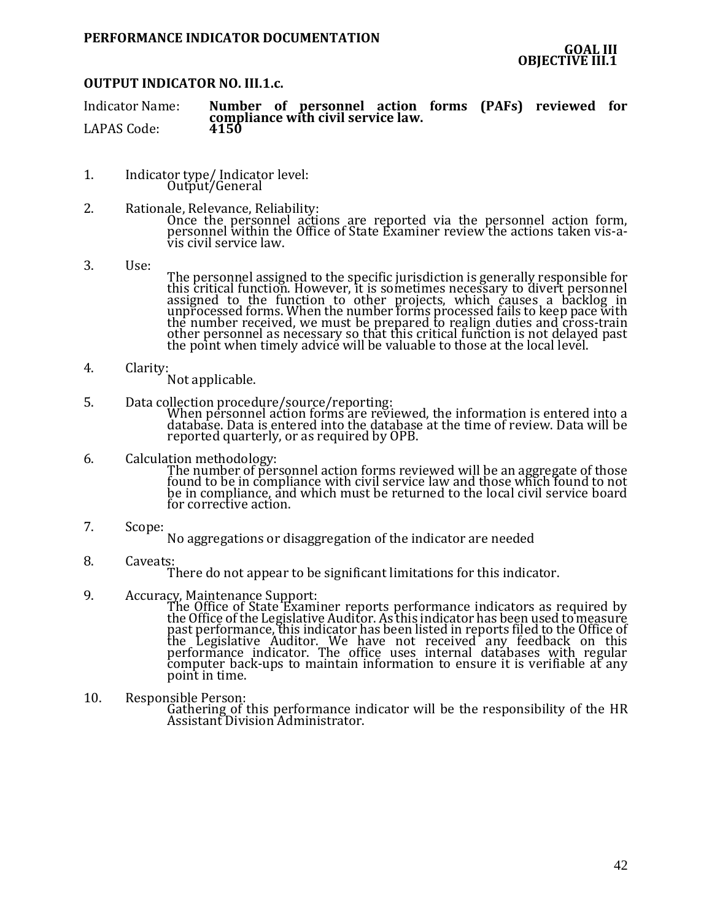**PERFORMANCE INDICATOR DOCUMENTATION**

**GOAL III**
**OBJECTIVE III.1**

**OUTPUT INDICATOR NO. III.1.c.**

Indicator Name: **Number of personnel action forms (PAFs) reviewed for compliance with civil service law.**
LAPAS Code: **4150**

1. Indicator type/ Indicator level:
   Output/General

2. Rationale, Relevance, Reliability:
   Once the personnel actions are reported via the personnel action form, personnel within the Office of State Examiner review the actions taken vis-a-vis civil service law.

3. Use:
   The personnel assigned to the specific jurisdiction is generally responsible for this critical function. However, it is sometimes necessary to divert personnel assigned to the function to other projects, which causes a backlog in unprocessed forms. When the number forms processed fails to keep pace with the number received, we must be prepared to realign duties and cross-train other personnel as necessary so that this critical function is not delayed past the point when timely advice will be valuable to those at the local level.

4. Clarity:
   Not applicable.

5. Data collection procedure/source/reporting:
   When personnel action forms are reviewed, the information is entered into a database. Data is entered into the database at the time of review. Data will be reported quarterly, or as required by OPB.

6. Calculation methodology:
   The number of personnel action forms reviewed will be an aggregate of those found to be in compliance with civil service law and those which found to not be in compliance, and which must be returned to the local civil service board for corrective action.

7. Scope:
   No aggregations or disaggregation of the indicator are needed

8. Caveats:
   There do not appear to be significant limitations for this indicator.

9. Accuracy, Maintenance Support:
   The Office of State Examiner reports performance indicators as required by the Office of the Legislative Auditor. As this indicator has been used to measure past performance, this indicator has been listed in reports filed to the Office of the Legislative Auditor. We have not received any feedback on this performance indicator. The office uses internal databases with regular computer back-ups to maintain information to ensure it is verifiable at any point in time.

10. Responsible Person:
    Gathering of this performance indicator will be the responsibility of the HR Assistant Division Administrator.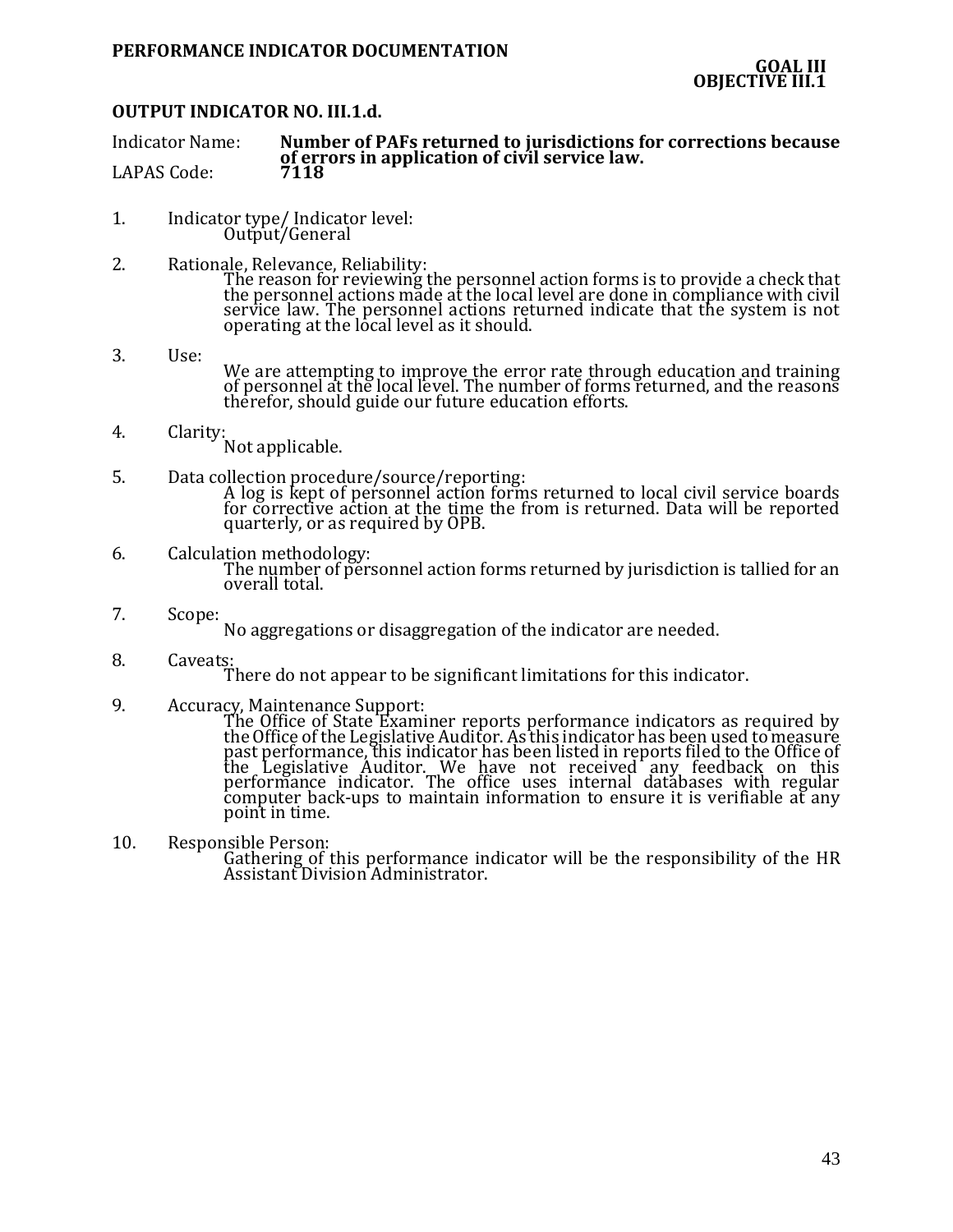**PERFORMANCE INDICATOR DOCUMENTATION**

**GOAL III**
**OBJECTIVE III.1**

**OUTPUT INDICATOR NO. III.1.d.**

Indicator Name: **Number of PAFs returned to jurisdictions for corrections because of errors in application of civil service law.**
LAPAS Code: **7118**

1. Indicator type/ Indicator level:
   Output/General

2. Rationale, Relevance, Reliability:
   The reason for reviewing the personnel action forms is to provide a check that the personnel actions made at the local level are done in compliance with civil service law. The personnel actions returned indicate that the system is not operating at the local level as it should.

3. Use:
   We are attempting to improve the error rate through education and training of personnel at the local level. The number of forms returned, and the reasons therefor, should guide our future education efforts.

4. Clarity:
   Not applicable.

5. Data collection procedure/source/reporting:
   A log is kept of personnel action forms returned to local civil service boards for corrective action at the time the from is returned. Data will be reported quarterly, or as required by OPB.

6. Calculation methodology:
   The number of personnel action forms returned by jurisdiction is tallied for an overall total.

7. Scope:
   No aggregations or disaggregation of the indicator are needed.

8. Caveats:
   There do not appear to be significant limitations for this indicator.

9. Accuracy, Maintenance Support:
   The Office of State Examiner reports performance indicators as required by the Office of the Legislative Auditor. As this indicator has been used to measure past performance, this indicator has been listed in reports filed to the Office of the Legislative Auditor. We have not received any feedback on this performance indicator. The office uses internal databases with regular computer back-ups to maintain information to ensure it is verifiable at any point in time.

10. Responsible Person:
    Gathering of this performance indicator will be the responsibility of the HR Assistant Division Administrator.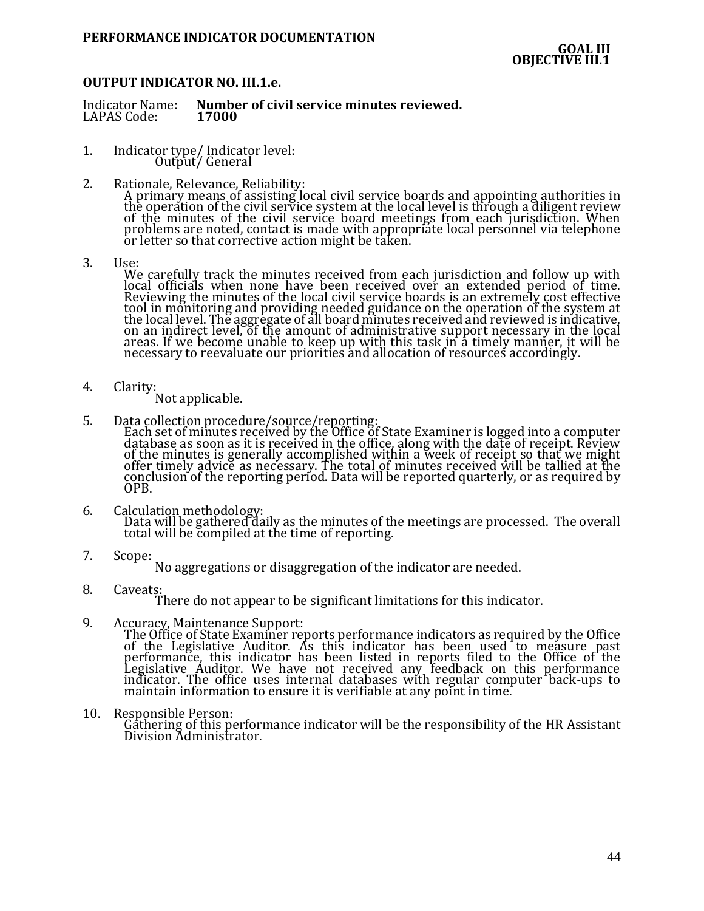**PERFORMANCE INDICATOR DOCUMENTATION**

**GOAL III**
**OBJECTIVE III.1**

### OUTPUT INDICATOR NO. III.1.e.

Indicator Name: **Number of civil service minutes reviewed.**
LAPAS Code: **17000**

1. Indicator type/ Indicator level:
   Output/ General

2. Rationale, Relevance, Reliability:
   A primary means of assisting local civil service boards and appointing authorities in the operation of the civil service system at the local level is through a diligent review of the minutes of the civil service board meetings from each jurisdiction. When problems are noted, contact is made with appropriate local personnel via telephone or letter so that corrective action might be taken.

3. Use:
   We carefully track the minutes received from each jurisdiction and follow up with local officials when none have been received over an extended period of time. Reviewing the minutes of the local civil service boards is an extremely cost effective tool in monitoring and providing needed guidance on the operation of the system at the local level. The aggregate of all board minutes received and reviewed is indicative, on an indirect level, of the amount of administrative support necessary in the local areas. If we become unable to keep up with this task in a timely manner, it will be necessary to reevaluate our priorities and allocation of resources accordingly.

4. Clarity:
   Not applicable.

5. Data collection procedure/source/reporting:
   Each set of minutes received by the Office of State Examiner is logged into a computer database as soon as it is received in the office, along with the date of receipt. Review of the minutes is generally accomplished within a week of receipt so that we might offer timely advice as necessary. The total of minutes received will be tallied at the conclusion of the reporting period. Data will be reported quarterly, or as required by OPB.

6. Calculation methodology:
   Data will be gathered daily as the minutes of the meetings are processed. The overall total will be compiled at the time of reporting.

7. Scope:
   No aggregations or disaggregation of the indicator are needed.

8. Caveats:
   There do not appear to be significant limitations for this indicator.

9. Accuracy, Maintenance Support:
   The Office of State Examiner reports performance indicators as required by the Office of the Legislative Auditor. As this indicator has been used to measure past performance, this indicator has been listed in reports filed to the Office of the Legislative Auditor. We have not received any feedback on this performance indicator. The office uses internal databases with regular computer back-ups to maintain information to ensure it is verifiable at any point in time.

10. Responsible Person:
    Gathering of this performance indicator will be the responsibility of the HR Assistant Division Administrator.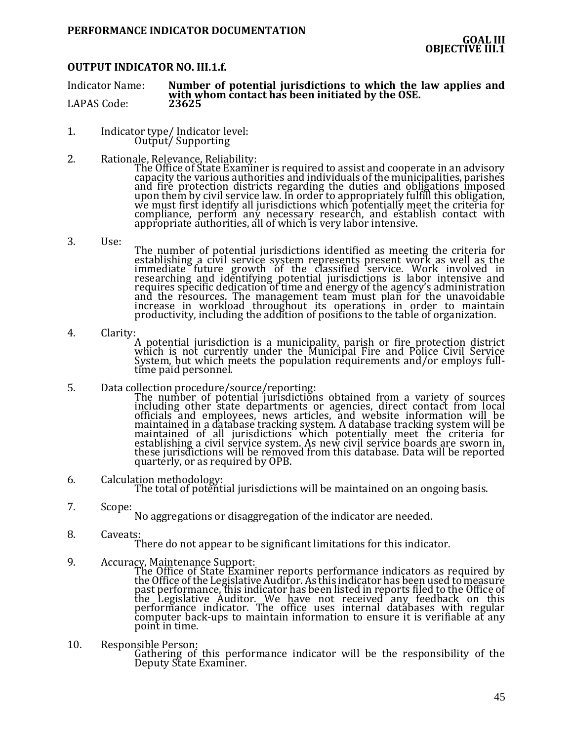**PERFORMANCE INDICATOR DOCUMENTATION**

**GOAL III**
**OBJECTIVE III.1**

**OUTPUT INDICATOR NO. III.1.f.**

Indicator Name: **Number of potential jurisdictions to which the law applies and with whom contact has been initiated by the OSE.**
LAPAS Code: **23625**

1. Indicator type/ Indicator level:
   Output/ Supporting

2. Rationale, Relevance, Reliability:
   The Office of State Examiner is required to assist and cooperate in an advisory capacity the various authorities and individuals of the municipalities, parishes and fire protection districts regarding the duties and obligations imposed upon them by civil service law. In order to appropriately fulfill this obligation, we must first identify all jurisdictions which potentially meet the criteria for compliance, perform any necessary research, and establish contact with appropriate authorities, all of which is very labor intensive.

3. Use:
   The number of potential jurisdictions identified as meeting the criteria for establishing a civil service system represents present work as well as the immediate future growth of the classified service. Work involved in researching and identifying potential jurisdictions is labor intensive and requires specific dedication of time and energy of the agency's administration and the resources. The management team must plan for the unavoidable increase in workload throughout its operations in order to maintain productivity, including the addition of positions to the table of organization.

4. Clarity:
   A potential jurisdiction is a municipality, parish or fire protection district which is not currently under the Municipal Fire and Police Civil Service System, but which meets the population requirements and/or employs full-time paid personnel.

5. Data collection procedure/source/reporting:
   The number of potential jurisdictions obtained from a variety of sources including other state departments or agencies, direct contact from local officials and employees, news articles, and website information will be maintained in a database tracking system. A database tracking system will be maintained of all jurisdictions which potentially meet the criteria for establishing a civil service system. As new civil service boards are sworn in, these jurisdictions will be removed from this database. Data will be reported quarterly, or as required by OPB.

6. Calculation methodology:
   The total of potential jurisdictions will be maintained on an ongoing basis.

7. Scope:
   No aggregations or disaggregation of the indicator are needed.

8. Caveats:
   There do not appear to be significant limitations for this indicator.

9. Accuracy, Maintenance Support:
   The Office of State Examiner reports performance indicators as required by the Office of the Legislative Auditor. As this indicator has been used to measure past performance, this indicator has been listed in reports filed to the Office of the Legislative Auditor. We have not received any feedback on this performance indicator. The office uses internal databases with regular computer back-ups to maintain information to ensure it is verifiable at any point in time.

10. Responsible Person:
    Gathering of this performance indicator will be the responsibility of the Deputy State Examiner.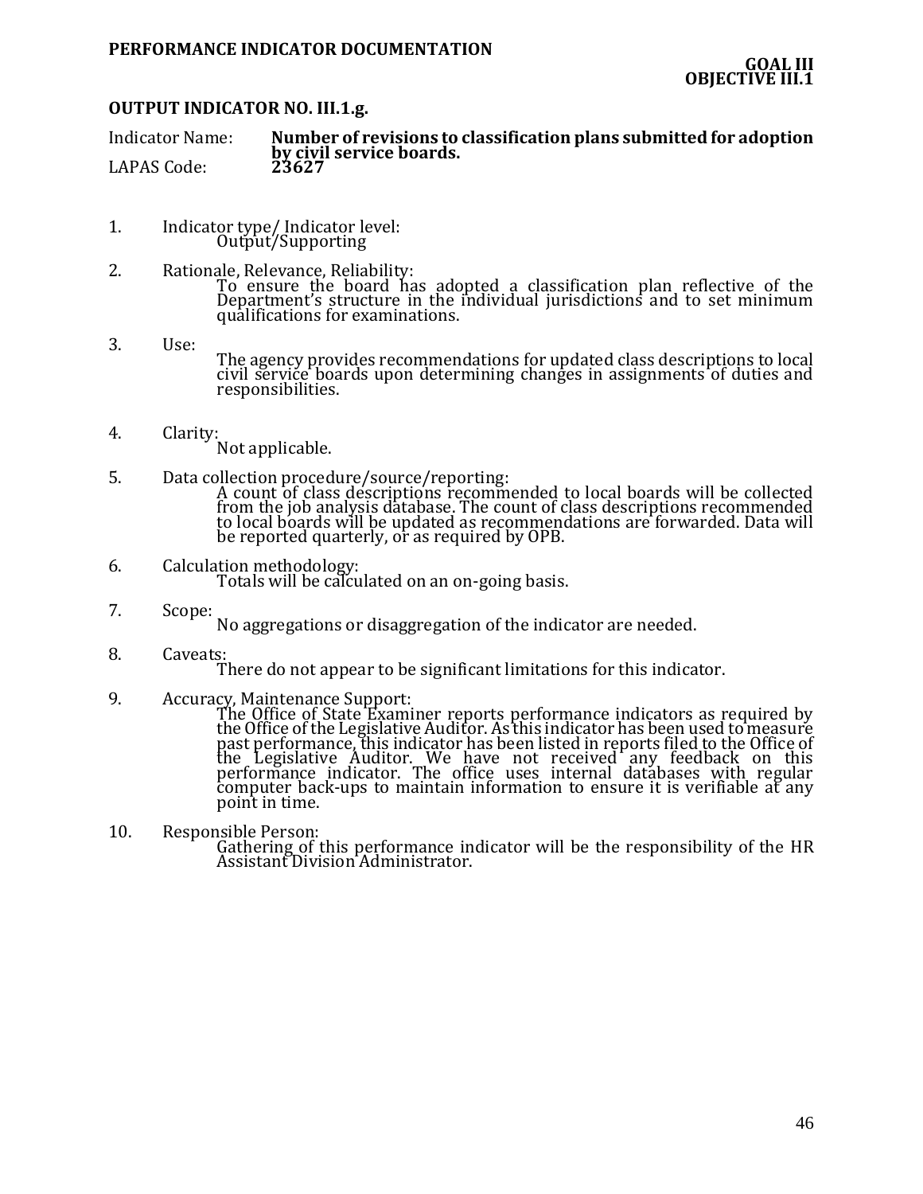**PERFORMANCE INDICATOR DOCUMENTATION**

**GOAL III**
**OBJECTIVE III.1**

**OUTPUT INDICATOR NO. III.1.g.**

Indicator Name: **Number of revisions to classification plans submitted for adoption by civil service boards.**
LAPAS Code: **23627**

1. Indicator type/ Indicator level:
   Output/Supporting

2. Rationale, Relevance, Reliability:
   To ensure the board has adopted a classification plan reflective of the Department's structure in the individual jurisdictions and to set minimum qualifications for examinations.

3. Use:
   The agency provides recommendations for updated class descriptions to local civil service boards upon determining changes in assignments of duties and responsibilities.

4. Clarity:
   Not applicable.

5. Data collection procedure/source/reporting:
   A count of class descriptions recommended to local boards will be collected from the job analysis database. The count of class descriptions recommended to local boards will be updated as recommendations are forwarded. Data will be reported quarterly, or as required by OPB.

6. Calculation methodology:
   Totals will be calculated on an on-going basis.

7. Scope:
   No aggregations or disaggregation of the indicator are needed.

8. Caveats:
   There do not appear to be significant limitations for this indicator.

9. Accuracy, Maintenance Support:
   The Office of State Examiner reports performance indicators as required by the Office of the Legislative Auditor. As this indicator has been used to measure past performance, this indicator has been listed in reports filed to the Office of the Legislative Auditor. We have not received any feedback on this performance indicator. The office uses internal databases with regular computer back-ups to maintain information to ensure it is verifiable at any point in time.

10. Responsible Person:
    Gathering of this performance indicator will be the responsibility of the HR Assistant Division Administrator.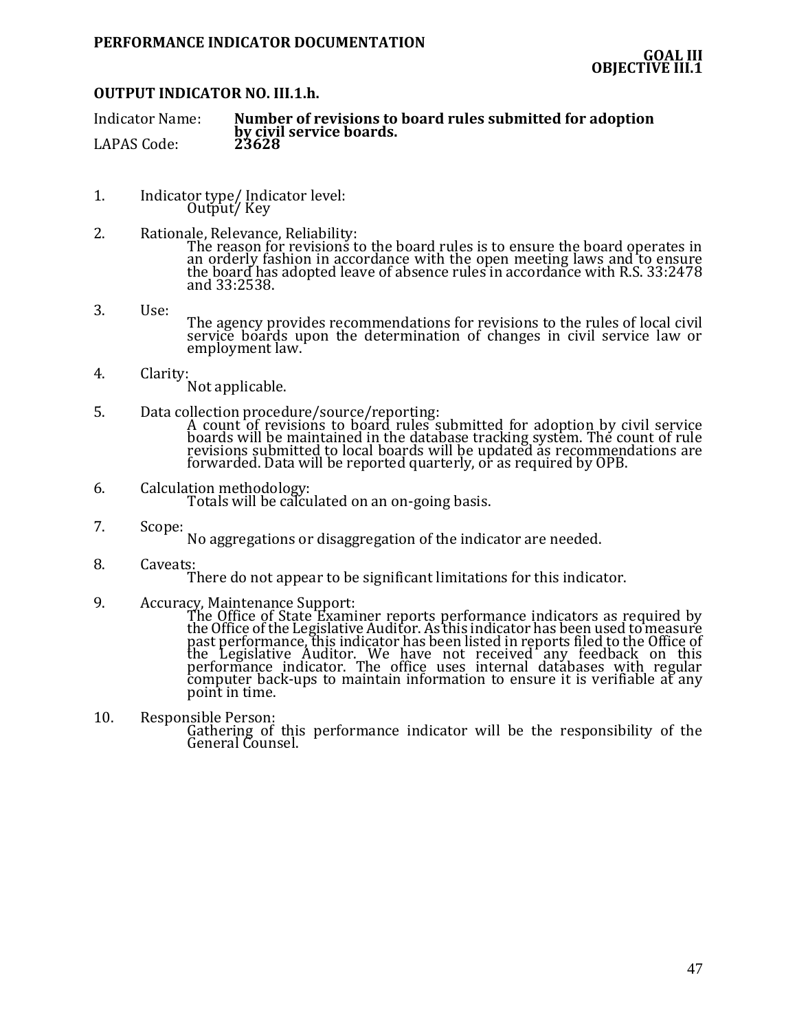**PERFORMANCE INDICATOR DOCUMENTATION**

**GOAL III**
**OBJECTIVE III.1**

**OUTPUT INDICATOR NO. III.1.h.**

Indicator Name: **Number of revisions to board rules submitted for adoption by civil service boards.**
LAPAS Code: **23628**

1. Indicator type/ Indicator level:
   Output/ Key

2. Rationale, Relevance, Reliability:
   The reason for revisions to the board rules is to ensure the board operates in an orderly fashion in accordance with the open meeting laws and to ensure the board has adopted leave of absence rules in accordance with R.S. 33:2478 and 33:2538.

3. Use:
   The agency provides recommendations for revisions to the rules of local civil service boards upon the determination of changes in civil service law or employment law.

4. Clarity:
   Not applicable.

5. Data collection procedure/source/reporting:
   A count of revisions to board rules submitted for adoption by civil service boards will be maintained in the database tracking system. The count of rule revisions submitted to local boards will be updated as recommendations are forwarded. Data will be reported quarterly, or as required by OPB.

6. Calculation methodology:
   Totals will be calculated on an on-going basis.

7. Scope:
   No aggregations or disaggregation of the indicator are needed.

8. Caveats:
   There do not appear to be significant limitations for this indicator.

9. Accuracy, Maintenance Support:
   The Office of State Examiner reports performance indicators as required by the Office of the Legislative Auditor. As this indicator has been used to measure past performance, this indicator has been listed in reports filed to the Office of the Legislative Auditor. We have not received any feedback on this performance indicator. The office uses internal databases with regular computer back-ups to maintain information to ensure it is verifiable at any point in time.

10. Responsible Person:
    Gathering of this performance indicator will be the responsibility of the General Counsel.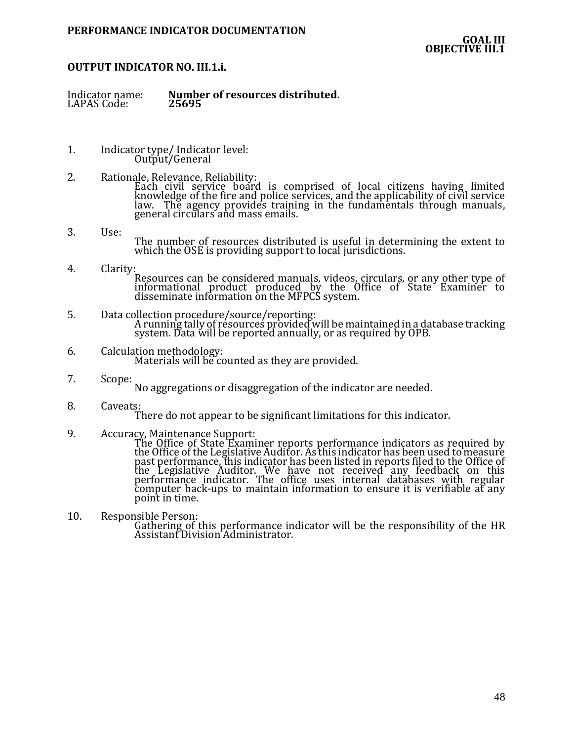**PERFORMANCE INDICATOR DOCUMENTATION**

**GOAL III**
**OBJECTIVE III.1**

**OUTPUT INDICATOR NO. III.1.i.**

Indicator name: **Number of resources distributed.**
LAPAS Code: **25695**

1. Indicator type/ Indicator level:
   Output/General

2. Rationale, Relevance, Reliability:
   Each civil service board is comprised of local citizens having limited knowledge of the fire and police services, and the applicability of civil service law. The agency provides training in the fundamentals through manuals, general circulars and mass emails.

3. Use:
   The number of resources distributed is useful in determining the extent to which the OSE is providing support to local jurisdictions.

4. Clarity:
   Resources can be considered manuals, videos, circulars, or any other type of informational product produced by the Office of State Examiner to disseminate information on the MFPCS system.

5. Data collection procedure/source/reporting:
   A running tally of resources provided will be maintained in a database tracking system. Data will be reported annually, or as required by OPB.

6. Calculation methodology:
   Materials will be counted as they are provided.

7. Scope:
   No aggregations or disaggregation of the indicator are needed.

8. Caveats:
   There do not appear to be significant limitations for this indicator.

9. Accuracy, Maintenance Support:
   The Office of State Examiner reports performance indicators as required by the Office of the Legislative Auditor. As this indicator has been used to measure past performance, this indicator has been listed in reports filed to the Office of the Legislative Auditor. We have not received any feedback on this performance indicator. The office uses internal databases with regular computer back-ups to maintain information to ensure it is verifiable at any point in time.

10. Responsible Person:
    Gathering of this performance indicator will be the responsibility of the HR Assistant Division Administrator.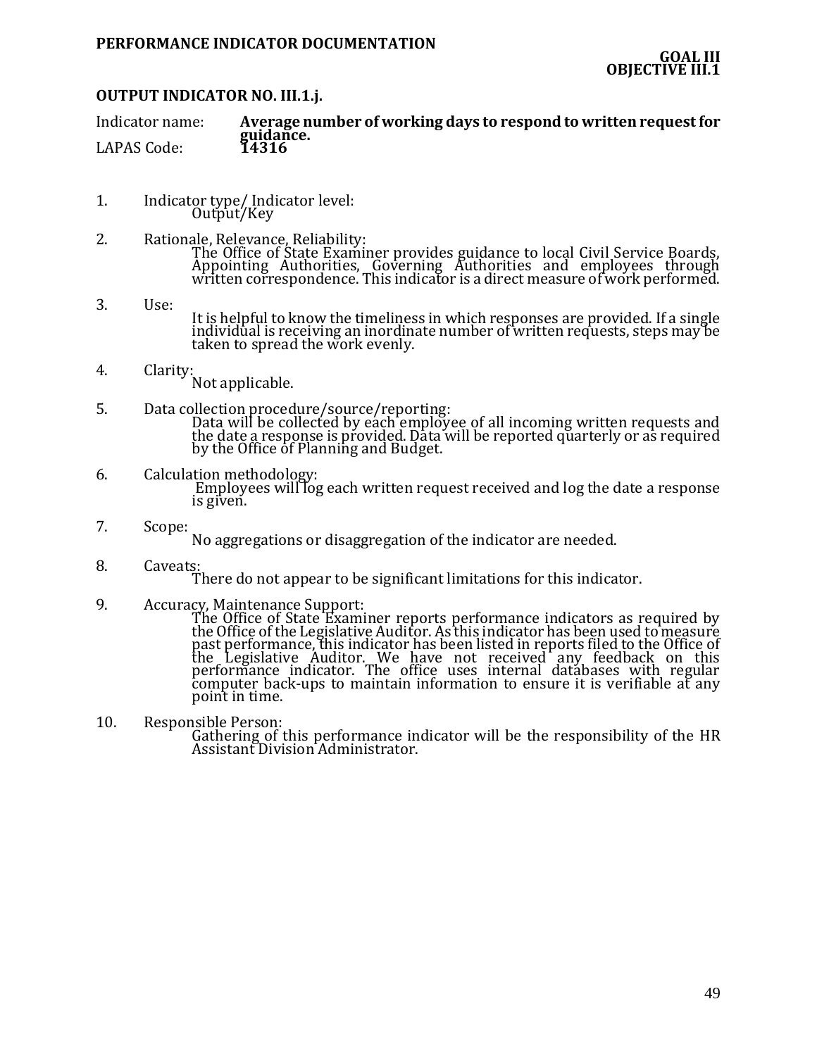**PERFORMANCE INDICATOR DOCUMENTATION**

**GOAL III**
**OBJECTIVE III.1**

**OUTPUT INDICATOR NO. III.1.j.**

Indicator name: **Average number of working days to respond to written request for guidance.**
LAPAS Code: **14316**

1. Indicator type/ Indicator level:
   Output/Key

2. Rationale, Relevance, Reliability:
   The Office of State Examiner provides guidance to local Civil Service Boards, Appointing Authorities, Governing Authorities and employees through written correspondence. This indicator is a direct measure of work performed.

3. Use:
   It is helpful to know the timeliness in which responses are provided. If a single individual is receiving an inordinate number of written requests, steps may be taken to spread the work evenly.

4. Clarity:
   Not applicable.

5. Data collection procedure/source/reporting:
   Data will be collected by each employee of all incoming written requests and the date a response is provided. Data will be reported quarterly or as required by the Office of Planning and Budget.

6. Calculation methodology:
   Employees will log each written request received and log the date a response is given.

7. Scope:
   No aggregations or disaggregation of the indicator are needed.

8. Caveats:
   There do not appear to be significant limitations for this indicator.

9. Accuracy, Maintenance Support:
   The Office of State Examiner reports performance indicators as required by the Office of the Legislative Auditor. As this indicator has been used to measure past performance, this indicator has been listed in reports filed to the Office of the Legislative Auditor. We have not received any feedback on this performance indicator. The office uses internal databases with regular computer back-ups to maintain information to ensure it is verifiable at any point in time.

10. Responsible Person:
    Gathering of this performance indicator will be the responsibility of the HR Assistant Division Administrator.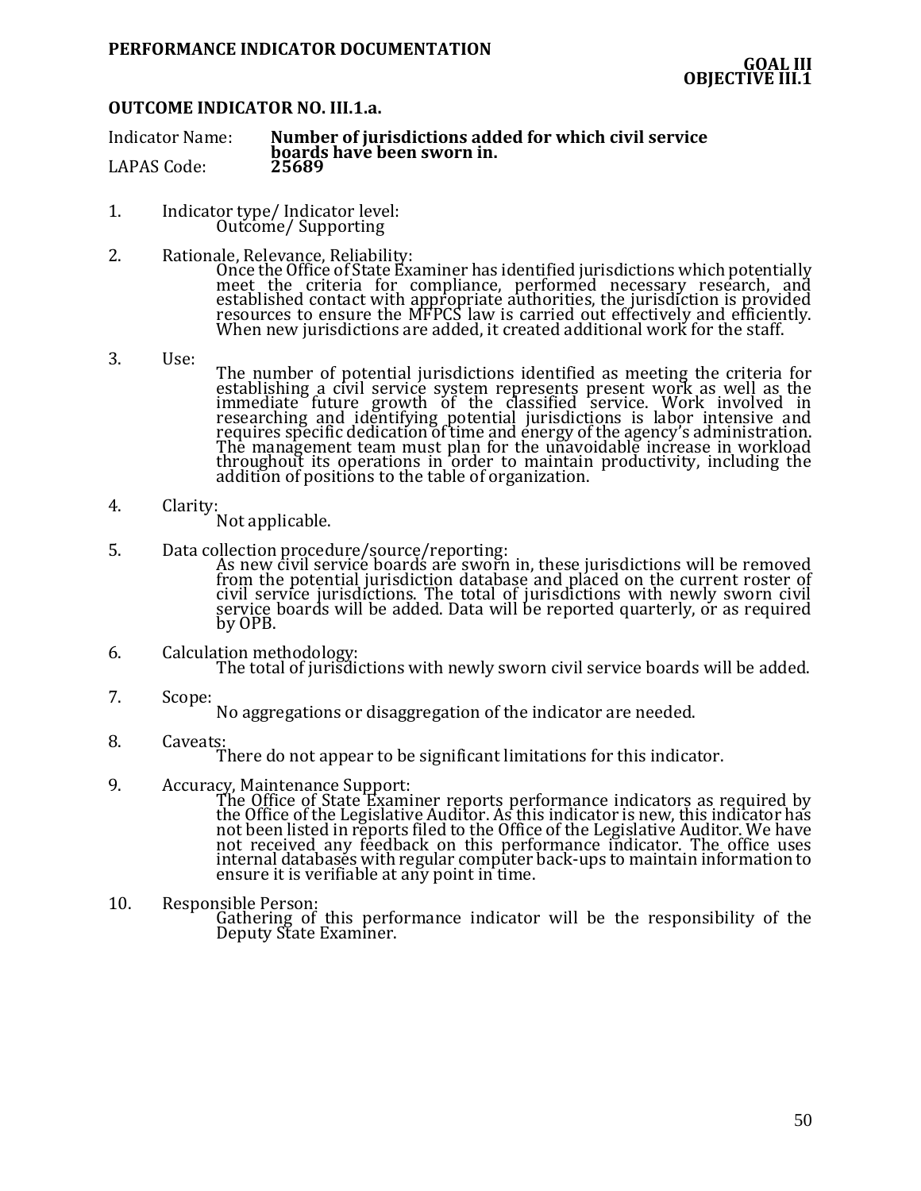**PERFORMANCE INDICATOR DOCUMENTATION**

**GOAL III**
**OBJECTIVE III.1**

**OUTCOME INDICATOR NO. III.1.a.**

Indicator Name: **Number of jurisdictions added for which civil service boards have been sworn in.**
LAPAS Code: **25689**

1. Indicator type/ Indicator level:
   Outcome/ Supporting

2. Rationale, Relevance, Reliability:
   Once the Office of State Examiner has identified jurisdictions which potentially meet the criteria for compliance, performed necessary research, and established contact with appropriate authorities, the jurisdiction is provided resources to ensure the MFPCS law is carried out effectively and efficiently. When new jurisdictions are added, it created additional work for the staff.

3. Use:
   The number of potential jurisdictions identified as meeting the criteria for establishing a civil service system represents present work as well as the immediate future growth of the classified service. Work involved in researching and identifying potential jurisdictions is labor intensive and requires specific dedication of time and energy of the agency's administration. The management team must plan for the unavoidable increase in workload throughout its operations in order to maintain productivity, including the addition of positions to the table of organization.

4. Clarity:
   Not applicable.

5. Data collection procedure/source/reporting:
   As new civil service boards are sworn in, these jurisdictions will be removed from the potential jurisdiction database and placed on the current roster of civil service jurisdictions. The total of jurisdictions with newly sworn civil service boards will be added. Data will be reported quarterly, or as required by OPB.

6. Calculation methodology:
   The total of jurisdictions with newly sworn civil service boards will be added.

7. Scope:
   No aggregations or disaggregation of the indicator are needed.

8. Caveats:
   There do not appear to be significant limitations for this indicator.

9. Accuracy, Maintenance Support:
   The Office of State Examiner reports performance indicators as required by the Office of the Legislative Auditor. As this indicator is new, this indicator has not been listed in reports filed to the Office of the Legislative Auditor. We have not received any feedback on this performance indicator. The office uses internal databases with regular computer back-ups to maintain information to ensure it is verifiable at any point in time.

10. Responsible Person:
    Gathering of this performance indicator will be the responsibility of the Deputy State Examiner.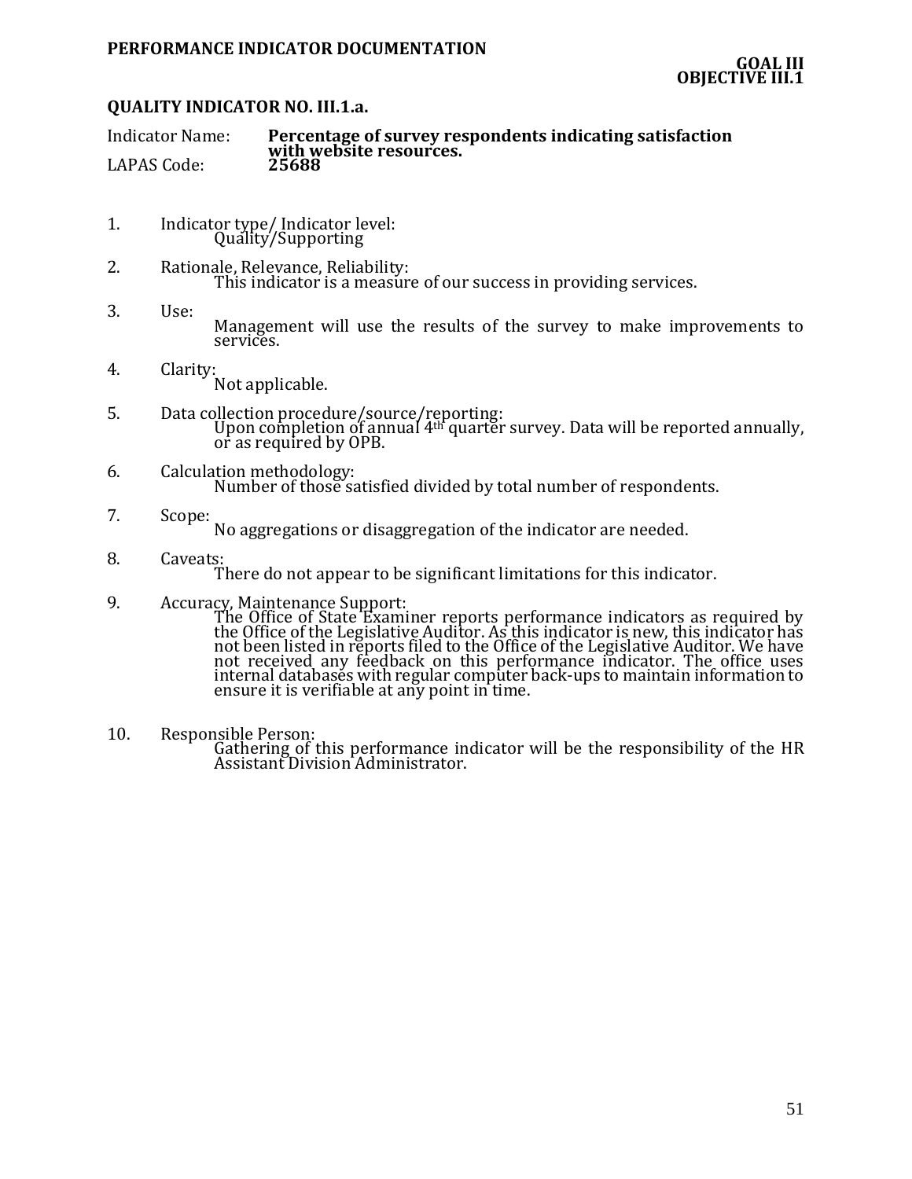**PERFORMANCE INDICATOR DOCUMENTATION**

**GOAL III**
**OBJECTIVE III.1**

**QUALITY INDICATOR NO. III.1.a.**

Indicator Name: **Percentage of survey respondents indicating satisfaction with website resources.**
LAPAS Code: **25688**

1. Indicator type/ Indicator level:
   Quality/Supporting

2. Rationale, Relevance, Reliability:
   This indicator is a measure of our success in providing services.

3. Use:
   Management will use the results of the survey to make improvements to services.

4. Clarity:
   Not applicable.

5. Data collection procedure/source/reporting:
   Upon completion of annual 4th quarter survey. Data will be reported annually, or as required by OPB.

6. Calculation methodology:
   Number of those satisfied divided by total number of respondents.

7. Scope:
   No aggregations or disaggregation of the indicator are needed.

8. Caveats:
   There do not appear to be significant limitations for this indicator.

9. Accuracy, Maintenance Support:
   The Office of State Examiner reports performance indicators as required by the Office of the Legislative Auditor. As this indicator is new, this indicator has not been listed in reports filed to the Office of the Legislative Auditor. We have not received any feedback on this performance indicator. The office uses internal databases with regular computer back-ups to maintain information to ensure it is verifiable at any point in time.

10. Responsible Person:
    Gathering of this performance indicator will be the responsibility of the HR Assistant Division Administrator.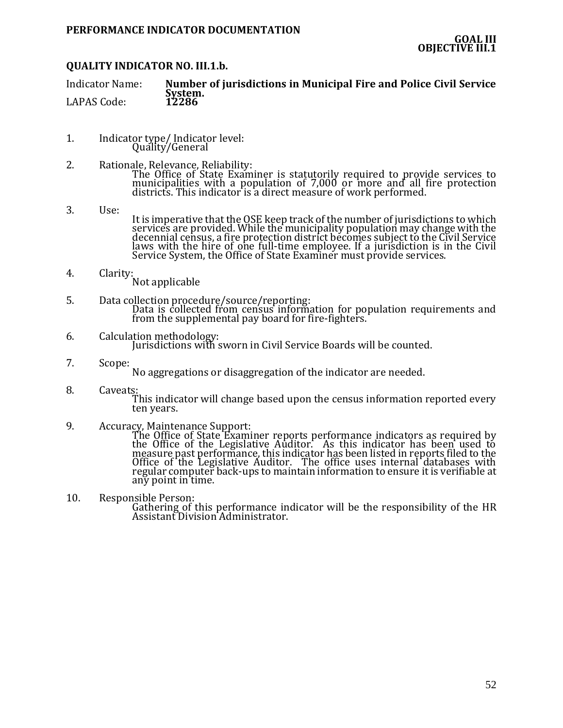**PERFORMANCE INDICATOR DOCUMENTATION**

**GOAL III**
**OBJECTIVE III.1**

**QUALITY INDICATOR NO. III.1.b.**

Indicator Name: **Number of jurisdictions in Municipal Fire and Police Civil Service System.**
LAPAS Code: **12286**

1. Indicator type/ Indicator level:
   Quality/General

2. Rationale, Relevance, Reliability:
   The Office of State Examiner is statutorily required to provide services to municipalities with a population of 7,000 or more and all fire protection districts. This indicator is a direct measure of work performed.

3. Use:
   It is imperative that the OSE keep track of the number of jurisdictions to which services are provided. While the municipality population may change with the decennial census, a fire protection district becomes subject to the Civil Service laws with the hire of one full-time employee. If a jurisdiction is in the Civil Service System, the Office of State Examiner must provide services.

4. Clarity:
   Not applicable

5. Data collection procedure/source/reporting:
   Data is collected from census information for population requirements and from the supplemental pay board for fire-fighters.

6. Calculation methodology:
   Jurisdictions with sworn in Civil Service Boards will be counted.

7. Scope:
   No aggregations or disaggregation of the indicator are needed.

8. Caveats:
   This indicator will change based upon the census information reported every ten years.

9. Accuracy, Maintenance Support:
   The Office of State Examiner reports performance indicators as required by the Office of the Legislative Auditor. As this indicator has been used to measure past performance, this indicator has been listed in reports filed to the Office of the Legislative Auditor. The office uses internal databases with regular computer back-ups to maintain information to ensure it is verifiable at any point in time.

10. Responsible Person:
    Gathering of this performance indicator will be the responsibility of the HR Assistant Division Administrator.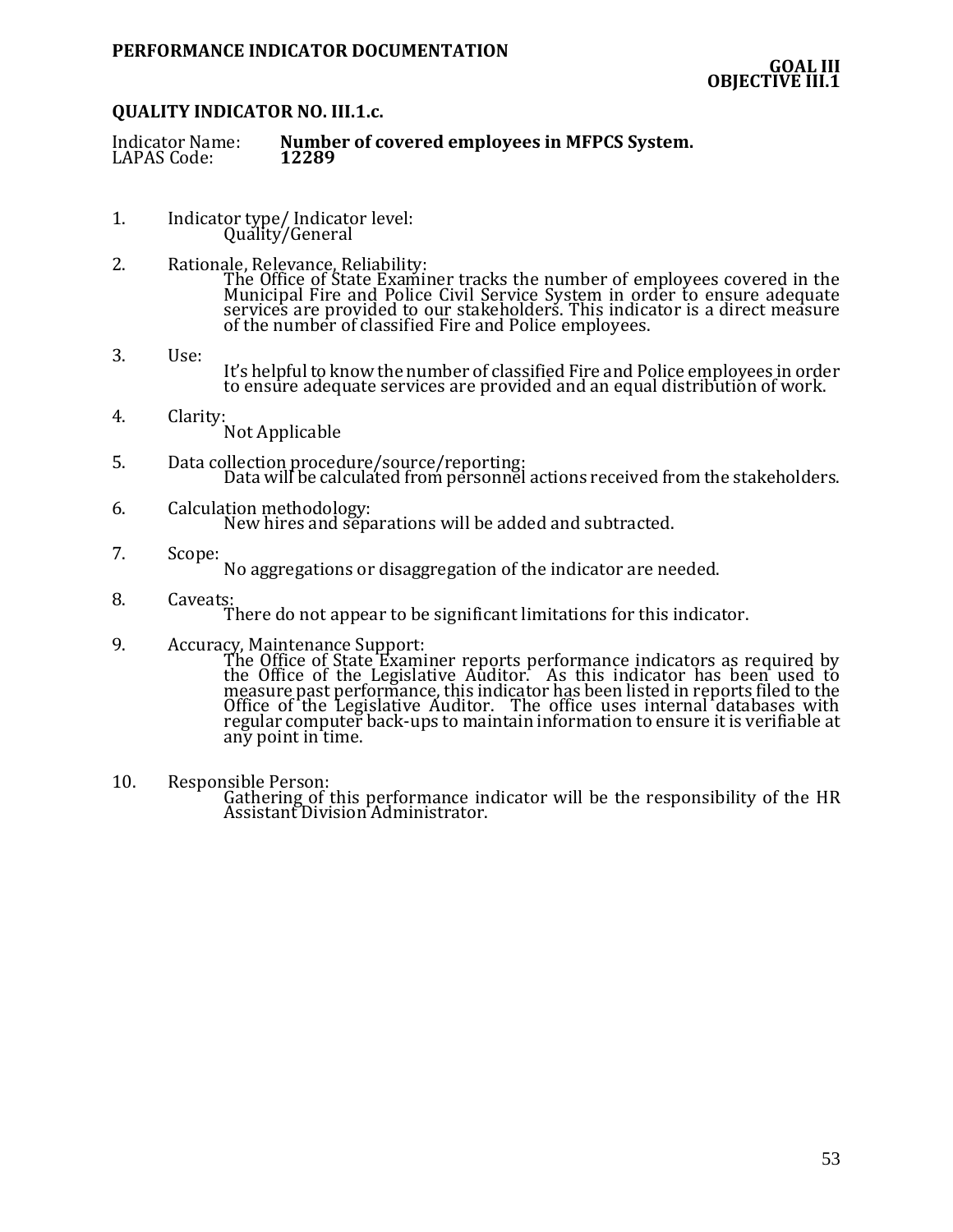**PERFORMANCE INDICATOR DOCUMENTATION**

**GOAL III**
**OBJECTIVE III.1**

**QUALITY INDICATOR NO. III.1.c.**

Indicator Name: **Number of covered employees in MFPCS System.**
LAPAS Code: **12289**

1. Indicator type/ Indicator level:
   Quality/General

2. Rationale, Relevance, Reliability:
   The Office of State Examiner tracks the number of employees covered in the Municipal Fire and Police Civil Service System in order to ensure adequate services are provided to our stakeholders. This indicator is a direct measure of the number of classified Fire and Police employees.

3. Use:
   It's helpful to know the number of classified Fire and Police employees in order to ensure adequate services are provided and an equal distribution of work.

4. Clarity:
   Not Applicable

5. Data collection procedure/source/reporting:
   Data will be calculated from personnel actions received from the stakeholders.

6. Calculation methodology:
   New hires and separations will be added and subtracted.

7. Scope:
   No aggregations or disaggregation of the indicator are needed.

8. Caveats:
   There do not appear to be significant limitations for this indicator.

9. Accuracy, Maintenance Support:
   The Office of State Examiner reports performance indicators as required by the Office of the Legislative Auditor. As this indicator has been used to measure past performance, this indicator has been listed in reports filed to the Office of the Legislative Auditor. The office uses internal databases with regular computer back-ups to maintain information to ensure it is verifiable at any point in time.

10. Responsible Person:
    Gathering of this performance indicator will be the responsibility of the HR Assistant Division Administrator.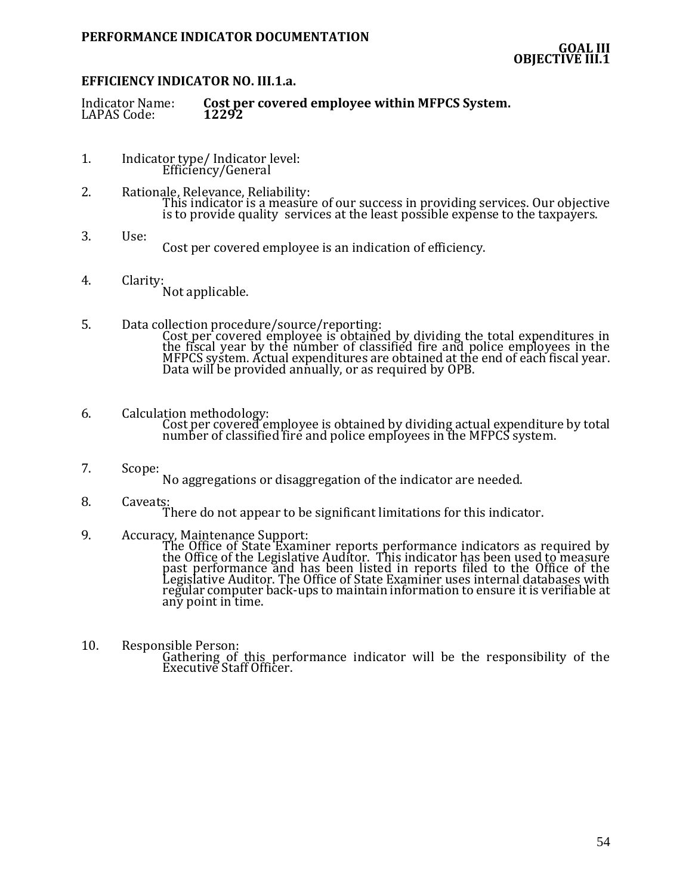**PERFORMANCE INDICATOR DOCUMENTATION**

**GOAL III**
**OBJECTIVE III.1**

**EFFICIENCY INDICATOR NO. III.1.a.**

Indicator Name: **Cost per covered employee within MFPCS System.**
LAPAS Code: **12292**

1. Indicator type/ Indicator level:
   Efficiency/General

2. Rationale, Relevance, Reliability:
   This indicator is a measure of our success in providing services. Our objective is to provide quality services at the least possible expense to the taxpayers.

3. Use:
   Cost per covered employee is an indication of efficiency.

4. Clarity:
   Not applicable.

5. Data collection procedure/source/reporting:
   Cost per covered employee is obtained by dividing the total expenditures in the fiscal year by the number of classified fire and police employees in the MFPCS system. Actual expenditures are obtained at the end of each fiscal year. Data will be provided annually, or as required by OPB.

6. Calculation methodology:
   Cost per covered employee is obtained by dividing actual expenditure by total number of classified fire and police employees in the MFPCS system.

7. Scope:
   No aggregations or disaggregation of the indicator are needed.

8. Caveats:
   There do not appear to be significant limitations for this indicator.

9. Accuracy, Maintenance Support:
   The Office of State Examiner reports performance indicators as required by the Office of the Legislative Auditor. This indicator has been used to measure past performance and has been listed in reports filed to the Office of the Legislative Auditor. The Office of State Examiner uses internal databases with regular computer back-ups to maintain information to ensure it is verifiable at any point in time.

10. Responsible Person:
    Gathering of this performance indicator will be the responsibility of the Executive Staff Officer.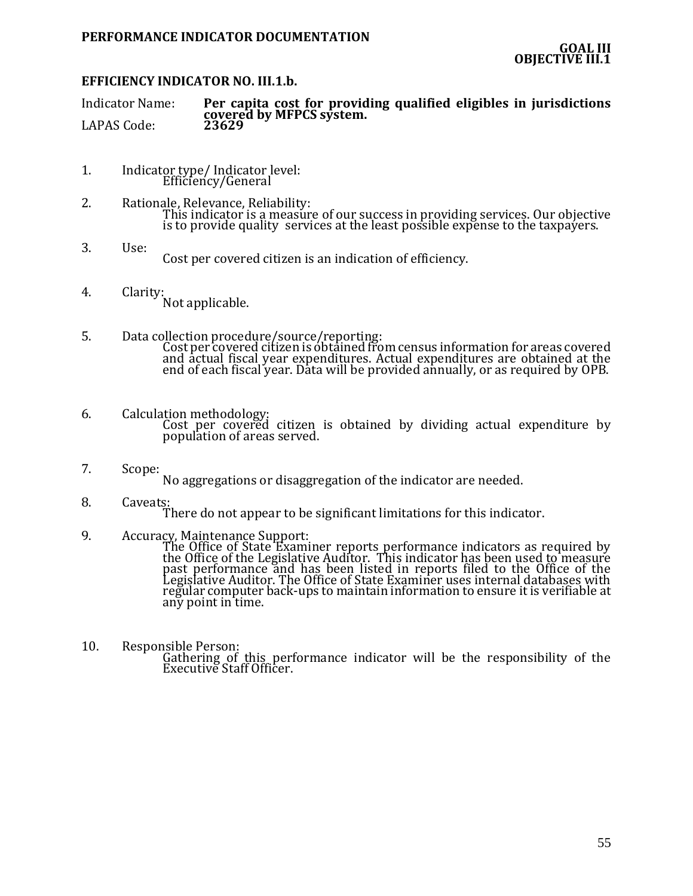**PERFORMANCE INDICATOR DOCUMENTATION**

**GOAL III**
**OBJECTIVE III.1**

**EFFICIENCY INDICATOR NO. III.1.b.**

Indicator Name: **Per capita cost for providing qualified eligibles in jurisdictions covered by MFPCS system.**
LAPAS Code: **23629**

1. Indicator type/ Indicator level:
   Efficiency/General

2. Rationale, Relevance, Reliability:
   This indicator is a measure of our success in providing services. Our objective is to provide quality services at the least possible expense to the taxpayers.

3. Use:
   Cost per covered citizen is an indication of efficiency.

4. Clarity:
   Not applicable.

5. Data collection procedure/source/reporting:
   Cost per covered citizen is obtained from census information for areas covered and actual fiscal year expenditures. Actual expenditures are obtained at the end of each fiscal year. Data will be provided annually, or as required by OPB.

6. Calculation methodology:
   Cost per covered citizen is obtained by dividing actual expenditure by population of areas served.

7. Scope:
   No aggregations or disaggregation of the indicator are needed.

8. Caveats:
   There do not appear to be significant limitations for this indicator.

9. Accuracy, Maintenance Support:
   The Office of State Examiner reports performance indicators as required by the Office of the Legislative Auditor. This indicator has been used to measure past performance and has been listed in reports filed to the Office of the Legislative Auditor. The Office of State Examiner uses internal databases with regular computer back-ups to maintain information to ensure it is verifiable at any point in time.

10. Responsible Person:
    Gathering of this performance indicator will be the responsibility of the Executive Staff Officer.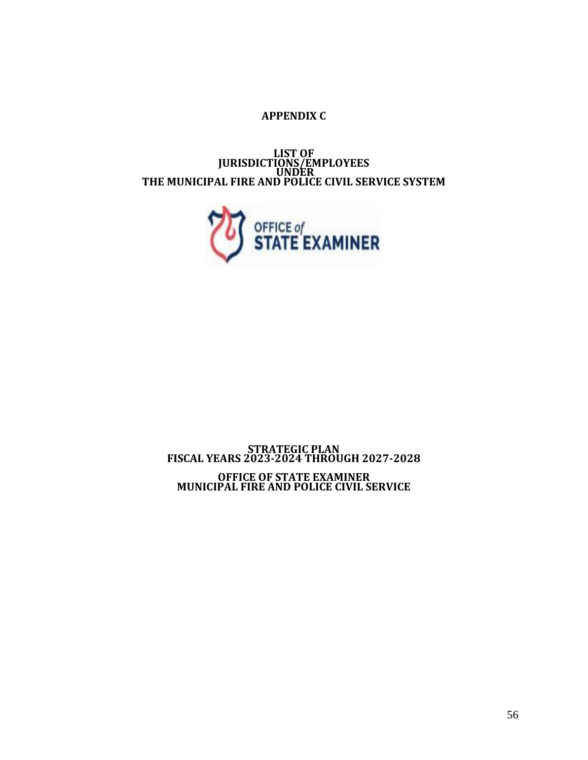# APPENDIX C

## LIST OF JURISDICTIONS/EMPLOYEES UNDER THE MUNICIPAL FIRE AND POLICE CIVIL SERVICE SYSTEM

OFFICE of STATE EXAMINER

**STRATEGIC PLAN**
**FISCAL YEARS 2023-2024 THROUGH 2027-2028**

**OFFICE OF STATE EXAMINER**
**MUNICIPAL FIRE AND POLICE CIVIL SERVICE**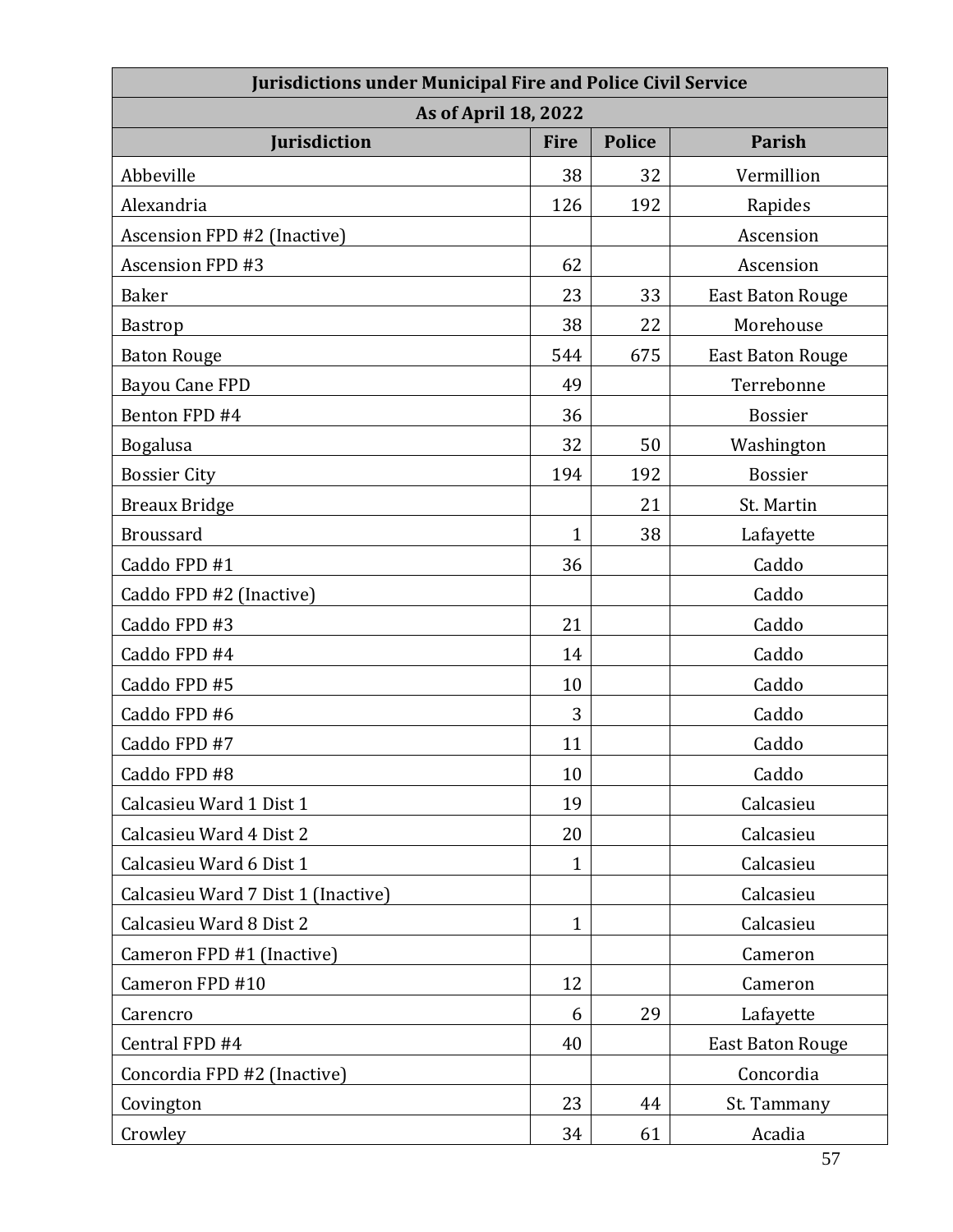| Jurisdictions under Municipal Fire and Police Civil Service | | | |
|---|---|---|---|
| As of April 18, 2022 | | | |
| **Jurisdiction** | **Fire** | **Police** | **Parish** |
| Abbeville | 38 | 32 | Vermillion |
| Alexandria | 126 | 192 | Rapides |
| Ascension FPD #2 (Inactive) | | | Ascension |
| Ascension FPD #3 | 62 | | Ascension |
| Baker | 23 | 33 | East Baton Rouge |
| Bastrop | 38 | 22 | Morehouse |
| Baton Rouge | 544 | 675 | East Baton Rouge |
| Bayou Cane FPD | 49 | | Terrebonne |
| Benton FPD #4 | 36 | | Bossier |
| Bogalusa | 32 | 50 | Washington |
| Bossier City | 194 | 192 | Bossier |
| Breaux Bridge | | 21 | St. Martin |
| Broussard | 1 | 38 | Lafayette |
| Caddo FPD #1 | 36 | | Caddo |
| Caddo FPD #2 (Inactive) | | | Caddo |
| Caddo FPD #3 | 21 | | Caddo |
| Caddo FPD #4 | 14 | | Caddo |
| Caddo FPD #5 | 10 | | Caddo |
| Caddo FPD #6 | 3 | | Caddo |
| Caddo FPD #7 | 11 | | Caddo |
| Caddo FPD #8 | 10 | | Caddo |
| Calcasieu Ward 1 Dist 1 | 19 | | Calcasieu |
| Calcasieu Ward 4 Dist 2 | 20 | | Calcasieu |
| Calcasieu Ward 6 Dist 1 | 1 | | Calcasieu |
| Calcasieu Ward 7 Dist 1 (Inactive) | | | Calcasieu |
| Calcasieu Ward 8 Dist 2 | 1 | | Calcasieu |
| Cameron FPD #1 (Inactive) | | | Cameron |
| Cameron FPD #10 | 12 | | Cameron |
| Carencro | 6 | 29 | Lafayette |
| Central FPD #4 | 40 | | East Baton Rouge |
| Concordia FPD #2 (Inactive) | | | Concordia |
| Covington | 23 | 44 | St. Tammany |
| Crowley | 34 | 61 | Acadia |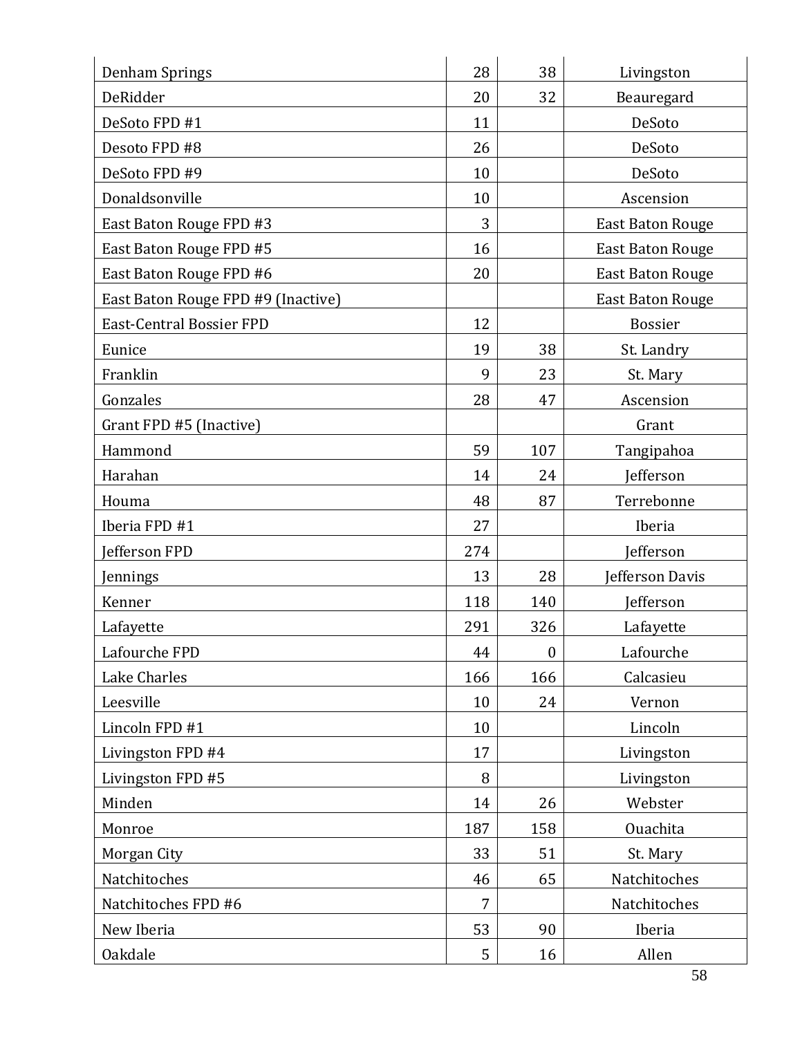| | | | |
|---|---|---|---|
| Denham Springs | 28 | 38 | Livingston |
| DeRidder | 20 | 32 | Beauregard |
| DeSoto FPD #1 | 11 | | DeSoto |
| Desoto FPD #8 | 26 | | DeSoto |
| DeSoto FPD #9 | 10 | | DeSoto |
| Donaldsonville | 10 | | Ascension |
| East Baton Rouge FPD #3 | 3 | | East Baton Rouge |
| East Baton Rouge FPD #5 | 16 | | East Baton Rouge |
| East Baton Rouge FPD #6 | 20 | | East Baton Rouge |
| East Baton Rouge FPD #9 (Inactive) | | | East Baton Rouge |
| East-Central Bossier FPD | 12 | | Bossier |
| Eunice | 19 | 38 | St. Landry |
| Franklin | 9 | 23 | St. Mary |
| Gonzales | 28 | 47 | Ascension |
| Grant FPD #5 (Inactive) | | | Grant |
| Hammond | 59 | 107 | Tangipahoa |
| Harahan | 14 | 24 | Jefferson |
| Houma | 48 | 87 | Terrebonne |
| Iberia FPD #1 | 27 | | Iberia |
| Jefferson FPD | 274 | | Jefferson |
| Jennings | 13 | 28 | Jefferson Davis |
| Kenner | 118 | 140 | Jefferson |
| Lafayette | 291 | 326 | Lafayette |
| Lafourche FPD | 44 | 0 | Lafourche |
| Lake Charles | 166 | 166 | Calcasieu |
| Leesville | 10 | 24 | Vernon |
| Lincoln FPD #1 | 10 | | Lincoln |
| Livingston FPD #4 | 17 | | Livingston |
| Livingston FPD #5 | 8 | | Livingston |
| Minden | 14 | 26 | Webster |
| Monroe | 187 | 158 | Ouachita |
| Morgan City | 33 | 51 | St. Mary |
| Natchitoches | 46 | 65 | Natchitoches |
| Natchitoches FPD #6 | 7 | | Natchitoches |
| New Iberia | 53 | 90 | Iberia |
| Oakdale | 5 | 16 | Allen |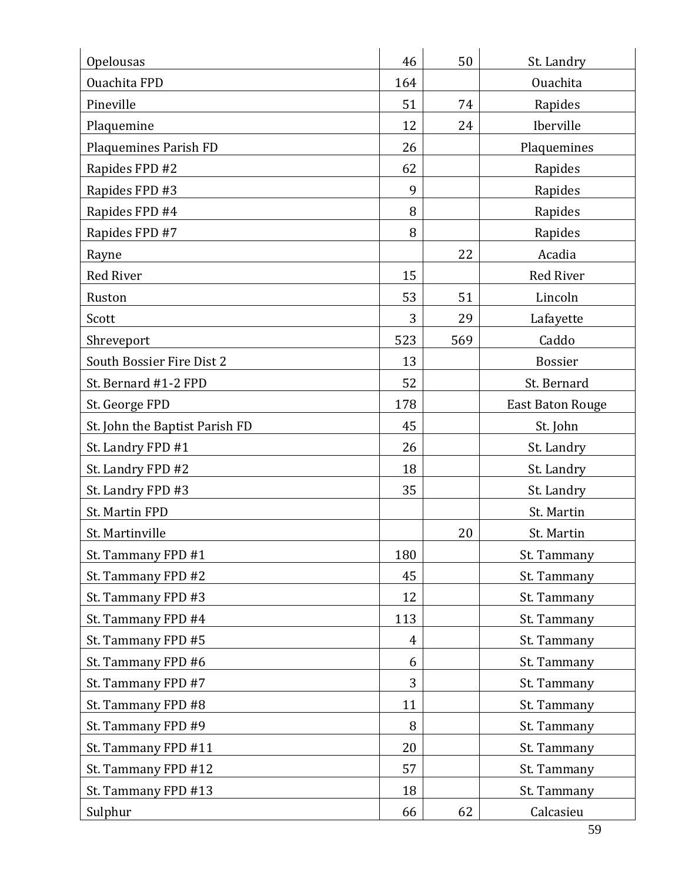| | | | |
|---|---|---|---|
| Opelousas | 46 | 50 | St. Landry |
| Ouachita FPD | 164 | | Ouachita |
| Pineville | 51 | 74 | Rapides |
| Plaquemine | 12 | 24 | Iberville |
| Plaquemines Parish FD | 26 | | Plaquemines |
| Rapides FPD #2 | 62 | | Rapides |
| Rapides FPD #3 | 9 | | Rapides |
| Rapides FPD #4 | 8 | | Rapides |
| Rapides FPD #7 | 8 | | Rapides |
| Rayne | | 22 | Acadia |
| Red River | 15 | | Red River |
| Ruston | 53 | 51 | Lincoln |
| Scott | 3 | 29 | Lafayette |
| Shreveport | 523 | 569 | Caddo |
| South Bossier Fire Dist 2 | 13 | | Bossier |
| St. Bernard #1-2 FPD | 52 | | St. Bernard |
| St. George FPD | 178 | | East Baton Rouge |
| St. John the Baptist Parish FD | 45 | | St. John |
| St. Landry FPD #1 | 26 | | St. Landry |
| St. Landry FPD #2 | 18 | | St. Landry |
| St. Landry FPD #3 | 35 | | St. Landry |
| St. Martin FPD | | | St. Martin |
| St. Martinville | | 20 | St. Martin |
| St. Tammany FPD #1 | 180 | | St. Tammany |
| St. Tammany FPD #2 | 45 | | St. Tammany |
| St. Tammany FPD #3 | 12 | | St. Tammany |
| St. Tammany FPD #4 | 113 | | St. Tammany |
| St. Tammany FPD #5 | 4 | | St. Tammany |
| St. Tammany FPD #6 | 6 | | St. Tammany |
| St. Tammany FPD #7 | 3 | | St. Tammany |
| St. Tammany FPD #8 | 11 | | St. Tammany |
| St. Tammany FPD #9 | 8 | | St. Tammany |
| St. Tammany FPD #11 | 20 | | St. Tammany |
| St. Tammany FPD #12 | 57 | | St. Tammany |
| St. Tammany FPD #13 | 18 | | St. Tammany |
| Sulphur | 66 | 62 | Calcasieu |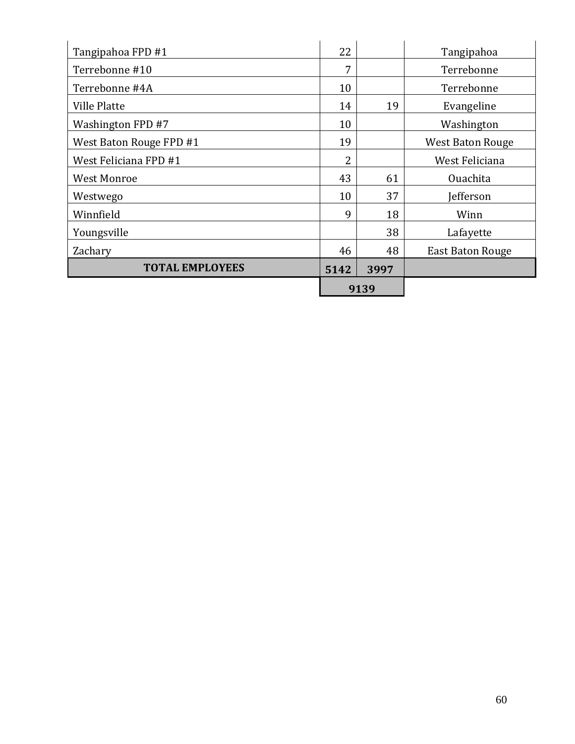| | | | |
|---|---|---|---|
| Tangipahoa FPD #1 | 22 | | Tangipahoa |
| Terrebonne #10 | 7 | | Terrebonne |
| Terrebonne #4A | 10 | | Terrebonne |
| Ville Platte | 14 | 19 | Evangeline |
| Washington FPD #7 | 10 | | Washington |
| West Baton Rouge FPD #1 | 19 | | West Baton Rouge |
| West Feliciana FPD #1 | 2 | | West Feliciana |
| West Monroe | 43 | 61 | Ouachita |
| Westwego | 10 | 37 | Jefferson |
| Winnfield | 9 | 18 | Winn |
| Youngsville | | 38 | Lafayette |
| Zachary | 46 | 48 | East Baton Rouge |
| **TOTAL EMPLOYEES** | **5142** | **3997** | |
| | **9139** | | |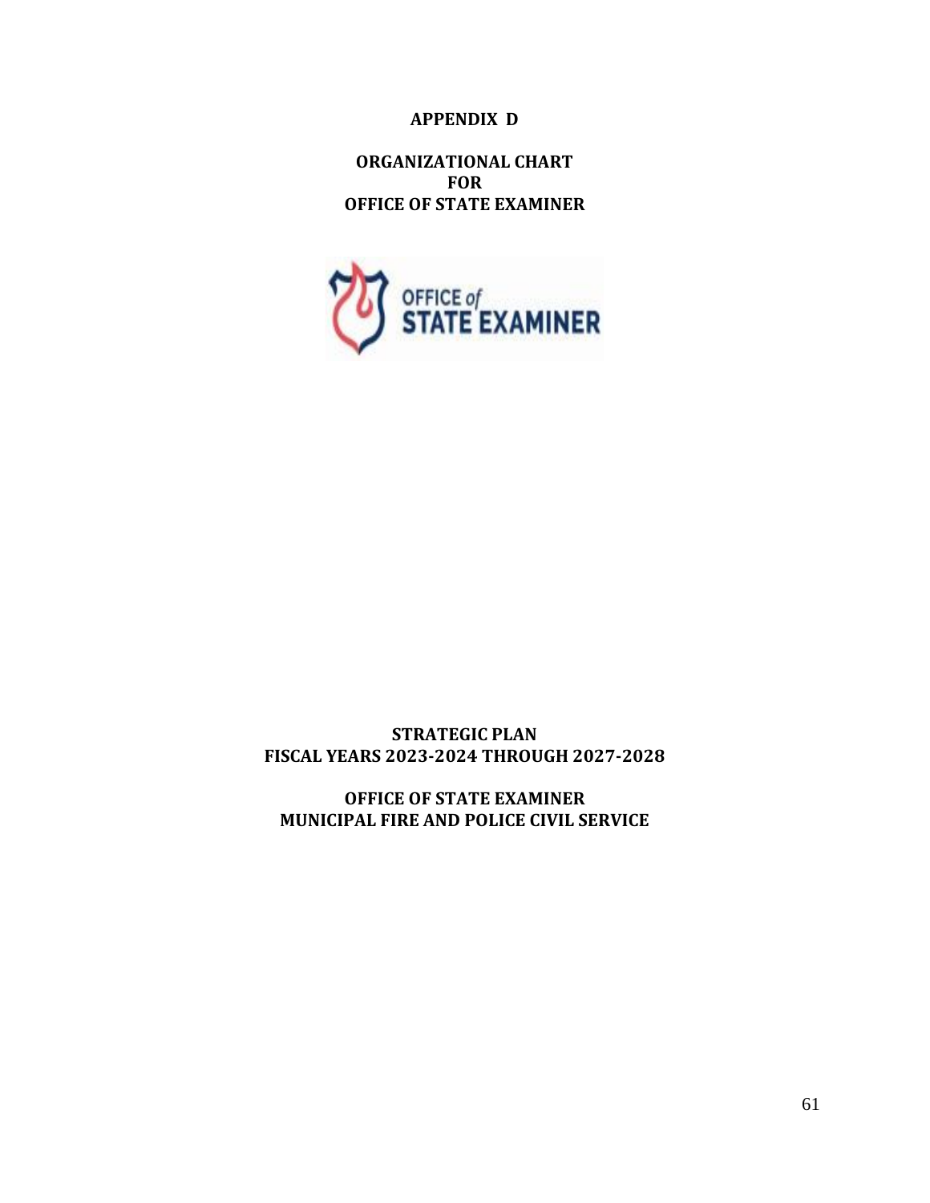**APPENDIX D**

**ORGANIZATIONAL CHART**
**FOR**
**OFFICE OF STATE EXAMINER**

OFFICE of STATE EXAMINER

**STRATEGIC PLAN**
**FISCAL YEARS 2023-2024 THROUGH 2027-2028**

**OFFICE OF STATE EXAMINER**
**MUNICIPAL FIRE AND POLICE CIVIL SERVICE**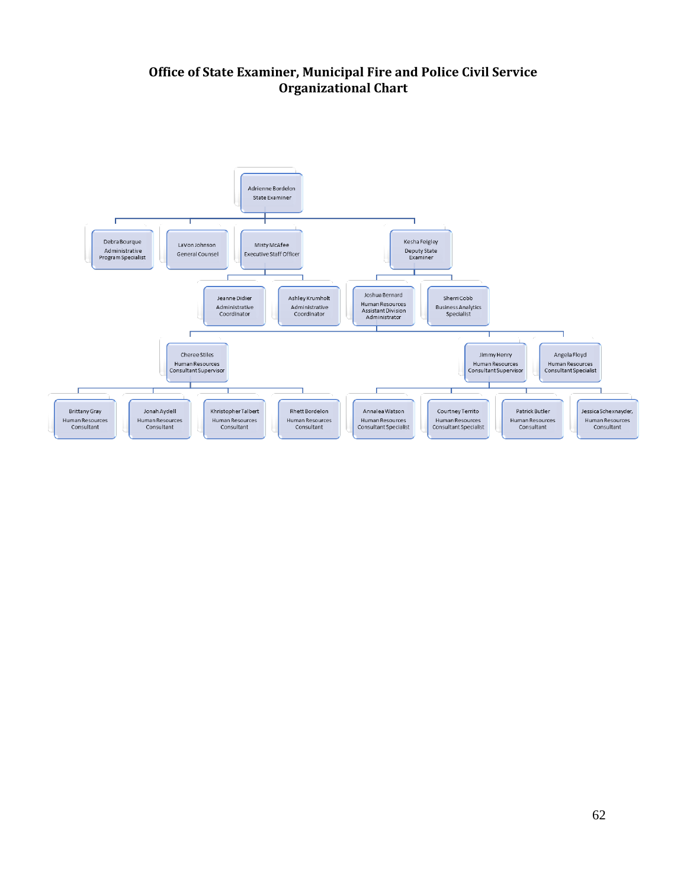# Office of State Examiner, Municipal Fire and Police Civil Service Organizational Chart

- **Adrienne Bordelon** – State Examiner
  - **Debra Bourque** – Administrative Program Specialist
  - **LaVon Johnson** – General Counsel
  - **Misty McAfee** – Executive Staff Officer
    - **Jeanne Didier** – Administrative Coordinator
    - **Ashley Krumholt** – Administrative Coordinator
  - **Kesha Feigley** – Deputy State Examiner
    - **Joshua Bernard** – Human Resources Assistant Division Administrator
      - **Cheree Stiles** – Human Resources Consultant Supervisor
        - **Brittany Gray** – Human Resources Consultant
        - **Jonah Aydell** – Human Resources Consultant
        - **Khristopher Talbert** – Human Resources Consultant
        - **Rhett Bordelon** – Human Resources Consultant
      - **Jimmy Henry** – Human Resources Consultant Supervisor
        - **Annalea Watson** – Human Resources Consultant Specialist
        - **Courtney Territo** – Human Resources Consultant Specialist
        - **Patrick Butler** – Human Resources Consultant
        - **Jessica Schexnayder,** – Human Resources Consultant
      - **Angela Floyd** – Human Resources Consultant Specialist
    - **Sherri Cobb** – Business Analytics Specialist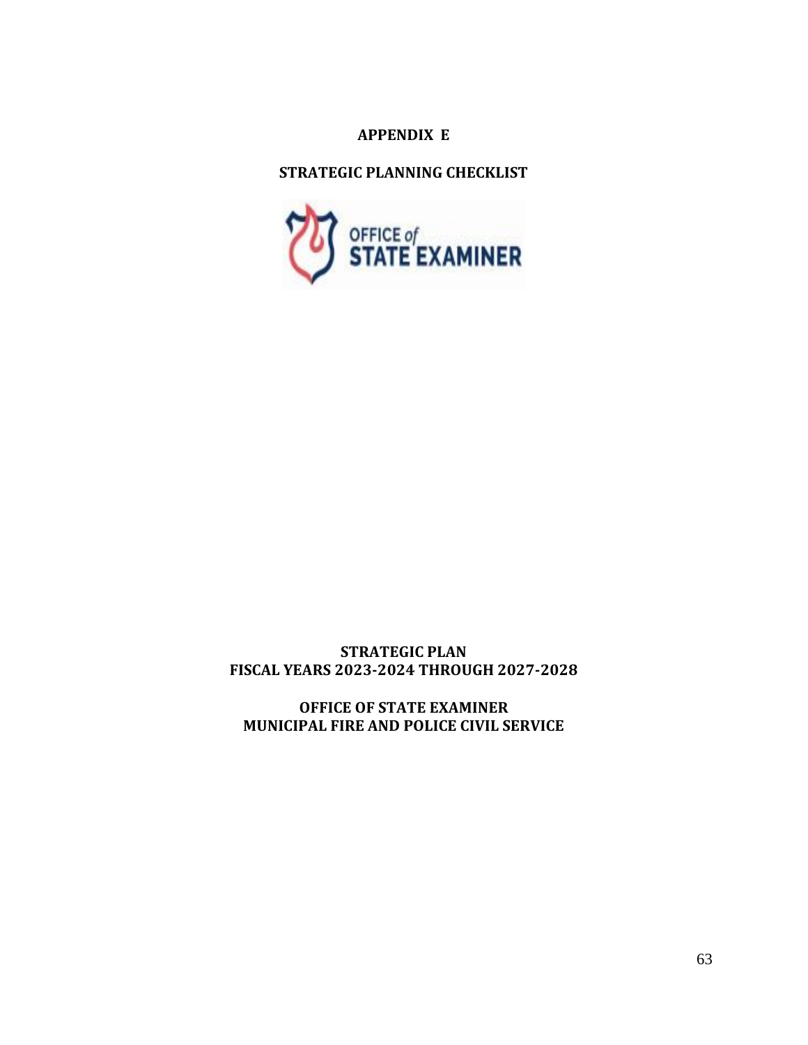# APPENDIX E

## STRATEGIC PLANNING CHECKLIST

OFFICE of STATE EXAMINER

**STRATEGIC PLAN**
**FISCAL YEARS 2023-2024 THROUGH 2027-2028**

**OFFICE OF STATE EXAMINER**
**MUNICIPAL FIRE AND POLICE CIVIL SERVICE**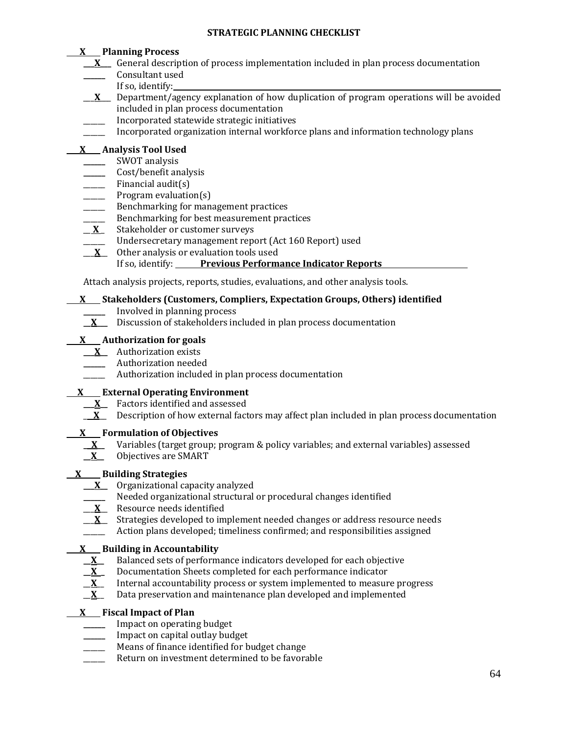# STRATEGIC PLANNING CHECKLIST

**__X__ Planning Process**

- __X__ General description of process implementation included in plan process documentation
- ______ Consultant used
  If so, identify: ______
- __X__ Department/agency explanation of how duplication of program operations will be avoided included in plan process documentation
- ______ Incorporated statewide strategic initiatives
- ______ Incorporated organization internal workforce plans and information technology plans

**__X__ Analysis Tool Used**

- ______ SWOT analysis
- ______ Cost/benefit analysis
- ______ Financial audit(s)
- ______ Program evaluation(s)
- ______ Benchmarking for management practices
- ______ Benchmarking for best measurement practices
- __X__ Stakeholder or customer surveys
- ______ Undersecretary management report (Act 160 Report) used
- __X__ Other analysis or evaluation tools used
  If so, identify: **Previous Performance Indicator Reports**

Attach analysis projects, reports, studies, evaluations, and other analysis tools.

**__X__ Stakeholders (Customers, Compliers, Expectation Groups, Others) identified**

- ______ Involved in planning process
- __X__ Discussion of stakeholders included in plan process documentation

**__X__ Authorization for goals**

- __X__ Authorization exists
- ______ Authorization needed
- ______ Authorization included in plan process documentation

**__X__ External Operating Environment**

- __X__ Factors identified and assessed
- __X__ Description of how external factors may affect plan included in plan process documentation

**__X__ Formulation of Objectives**

- __X__ Variables (target group; program & policy variables; and external variables) assessed
- __X__ Objectives are SMART

**__X__ Building Strategies**

- __X__ Organizational capacity analyzed
- ______ Needed organizational structural or procedural changes identified
- __X__ Resource needs identified
- __X__ Strategies developed to implement needed changes or address resource needs
- ______ Action plans developed; timeliness confirmed; and responsibilities assigned

**__X__ Building in Accountability**

- __X__ Balanced sets of performance indicators developed for each objective
- __X__ Documentation Sheets completed for each performance indicator
- __X__ Internal accountability process or system implemented to measure progress
- __X__ Data preservation and maintenance plan developed and implemented

**__X__ Fiscal Impact of Plan**

- ______ Impact on operating budget
- ______ Impact on capital outlay budget
- ______ Means of finance identified for budget change
- ______ Return on investment determined to be favorable